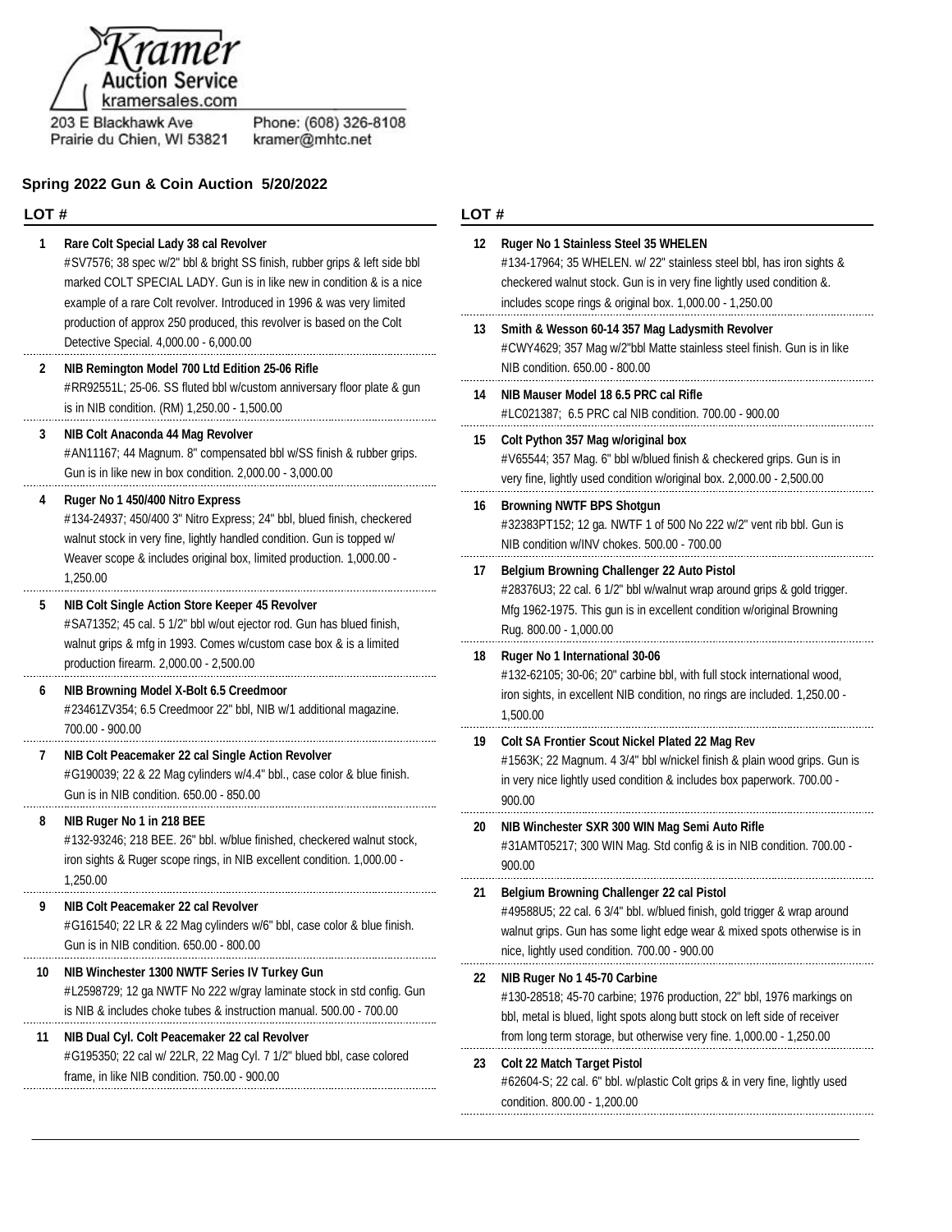Kramer Auction Service
kramersales.com

203 E Blackhawk Ave
Prairie du Chien, WI 53821

Phone: (608) 326-8108
kramer@mhtc.net

## Spring 2022 Gun & Coin Auction 5/20/2022

**LOT #**

**1 Rare Colt Special Lady 38 cal Revolver**
#SV7576; 38 spec w/2" bbl & bright SS finish, rubber grips & left side bbl marked COLT SPECIAL LADY. Gun is in like new in condition & is a nice example of a rare Colt revolver. Introduced in 1996 & was very limited production of approx 250 produced, this revolver is based on the Colt Detective Special. 4,000.00 - 6,000.00

**2 NIB Remington Model 700 Ltd Edition 25-06 Rifle**
#RR92551L; 25-06. SS fluted bbl w/custom anniversary floor plate & gun is in NIB condition. (RM) 1,250.00 - 1,500.00

**3 NIB Colt Anaconda 44 Mag Revolver**
#AN11167; 44 Magnum. 8" compensated bbl w/SS finish & rubber grips. Gun is in like new in box condition. 2,000.00 - 3,000.00

**4 Ruger No 1 450/400 Nitro Express**
#134-24937; 450/400 3" Nitro Express; 24" bbl, blued finish, checkered walnut stock in very fine, lightly handled condition. Gun is topped w/ Weaver scope & includes original box, limited production. 1,000.00 - 1,250.00

**5 NIB Colt Single Action Store Keeper 45 Revolver**
#SA71352; 45 cal. 5 1/2" bbl w/out ejector rod. Gun has blued finish, walnut grips & mfg in 1993. Comes w/custom case box & is a limited production firearm. 2,000.00 - 2,500.00

**6 NIB Browning Model X-Bolt 6.5 Creedmoor**
#23461ZV354; 6.5 Creedmoor 22" bbl, NIB w/1 additional magazine. 700.00 - 900.00

**7 NIB Colt Peacemaker 22 cal Single Action Revolver**
#G190039; 22 & 22 Mag cylinders w/4.4" bbl., case color & blue finish. Gun is in NIB condition. 650.00 - 850.00

**8 NIB Ruger No 1 in 218 BEE**
#132-93246; 218 BEE. 26" bbl. w/blue finished, checkered walnut stock, iron sights & Ruger scope rings, in NIB excellent condition. 1,000.00 - 1,250.00

**9 NIB Colt Peacemaker 22 cal Revolver**
#G161540; 22 LR & 22 Mag cylinders w/6" bbl, case color & blue finish. Gun is in NIB condition. 650.00 - 800.00

**10 NIB Winchester 1300 NWTF Series IV Turkey Gun**
#L2598729; 12 ga NWTF No 222 w/gray laminate stock in std config. Gun is NIB & includes choke tubes & instruction manual. 500.00 - 700.00

**11 NIB Dual Cyl. Colt Peacemaker 22 cal Revolver**
#G195350; 22 cal w/ 22LR, 22 Mag Cyl. 7 1/2" blued bbl, case colored frame, in like NIB condition. 750.00 - 900.00

**12 Ruger No 1 Stainless Steel 35 WHELEN**
#134-17964; 35 WHELEN. w/ 22" stainless steel bbl, has iron sights & checkered walnut stock. Gun is in very fine lightly used condition &. includes scope rings & original box. 1,000.00 - 1,250.00

**13 Smith & Wesson 60-14 357 Mag Ladysmith Revolver**
#CWY4629; 357 Mag w/2"bbl Matte stainless steel finish. Gun is in like NIB condition. 650.00 - 800.00

**14 NIB Mauser Model 18 6.5 PRC cal Rifle**
#LC021387; 6.5 PRC cal NIB condition. 700.00 - 900.00

**15 Colt Python 357 Mag w/original box**
#V65544; 357 Mag. 6" bbl w/blued finish & checkered grips. Gun is in very fine, lightly used condition w/original box. 2,000.00 - 2,500.00

**16 Browning NWTF BPS Shotgun**
#32383PT152; 12 ga. NWTF 1 of 500 No 222 w/2" vent rib bbl. Gun is NIB condition w/INV chokes. 500.00 - 700.00

**17 Belgium Browning Challenger 22 Auto Pistol**
#28376U3; 22 cal. 6 1/2" bbl w/walnut wrap around grips & gold trigger. Mfg 1962-1975. This gun is in excellent condition w/original Browning Rug. 800.00 - 1,000.00

**18 Ruger No 1 International 30-06**
#132-62105; 30-06; 20" carbine bbl, with full stock international wood, iron sights, in excellent NIB condition, no rings are included. 1,250.00 - 1,500.00

**19 Colt SA Frontier Scout Nickel Plated 22 Mag Rev**
#1563K; 22 Magnum. 4 3/4" bbl w/nickel finish & plain wood grips. Gun is in very nice lightly used condition & includes box paperwork. 700.00 - 900.00

**20 NIB Winchester SXR 300 WIN Mag Semi Auto Rifle**
#31AMT05217; 300 WIN Mag. Std config & is in NIB condition. 700.00 - 900.00

**21 Belgium Browning Challenger 22 cal Pistol**
#49588U5; 22 cal. 6 3/4" bbl. w/blued finish, gold trigger & wrap around walnut grips. Gun has some light edge wear & mixed spots otherwise is in nice, lightly used condition. 700.00 - 900.00

**22 NIB Ruger No 1 45-70 Carbine**
#130-28518; 45-70 carbine; 1976 production, 22" bbl, 1976 markings on bbl, metal is blued, light spots along butt stock on left side of receiver from long term storage, but otherwise very fine. 1,000.00 - 1,250.00

**23 Colt 22 Match Target Pistol**
#62604-S; 22 cal. 6" bbl. w/plastic Colt grips & in very fine, lightly used condition. 800.00 - 1,200.00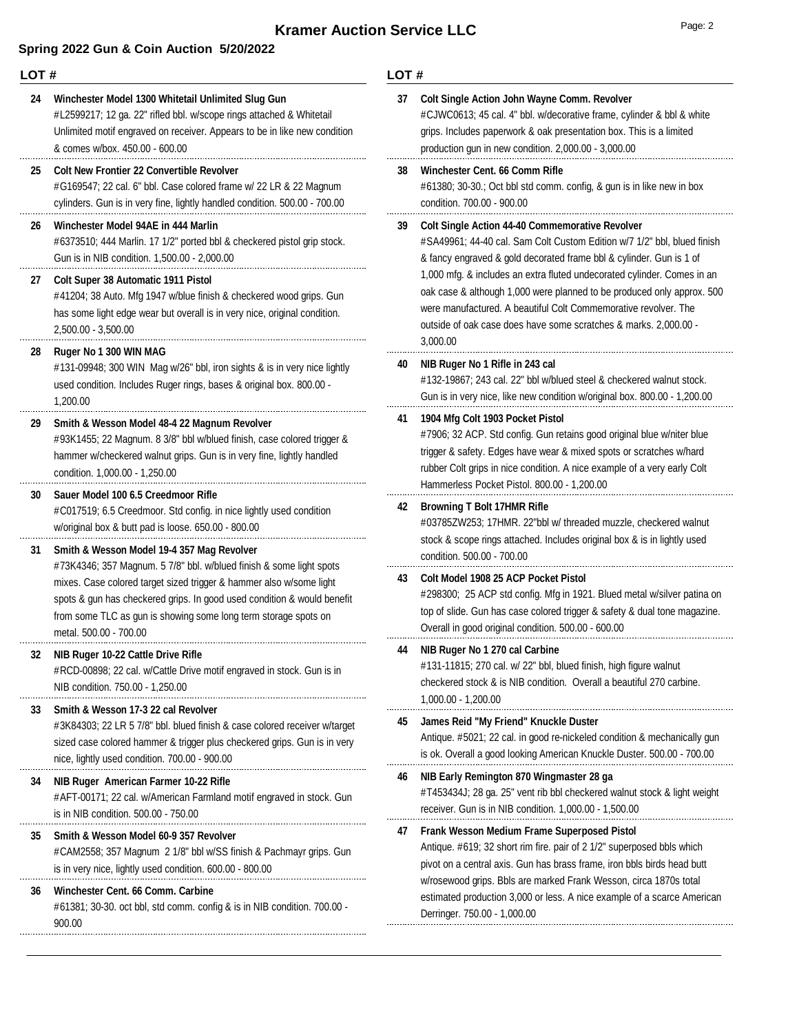# Kramer Auction Service LLC

## Spring 2022 Gun & Coin Auction 5/20/2022

**LOT #**

**24 Winchester Model 1300 Whitetail Unlimited Slug Gun**
#L2599217; 12 ga. 22" rifled bbl. w/scope rings attached & Whitetail Unlimited motif engraved on receiver. Appears to be in like new condition & comes w/box. 450.00 - 600.00

**25 Colt New Frontier 22 Convertible Revolver**
#G169547; 22 cal. 6" bbl. Case colored frame w/ 22 LR & 22 Magnum cylinders. Gun is in very fine, lightly handled condition. 500.00 - 700.00

**26 Winchester Model 94AE in 444 Marlin**
#6373510; 444 Marlin. 17 1/2" ported bbl & checkered pistol grip stock. Gun is in NIB condition. 1,500.00 - 2,000.00

**27 Colt Super 38 Automatic 1911 Pistol**
#41204; 38 Auto. Mfg 1947 w/blue finish & checkered wood grips. Gun has some light edge wear but overall is in very nice, original condition. 2,500.00 - 3,500.00

**28 Ruger No 1 300 WIN MAG**
#131-09948; 300 WIN Mag w/26" bbl, iron sights & is in very nice lightly used condition. Includes Ruger rings, bases & original box. 800.00 - 1,200.00

**29 Smith & Wesson Model 48-4 22 Magnum Revolver**
#93K1455; 22 Magnum. 8 3/8" bbl w/blued finish, case colored trigger & hammer w/checkered walnut grips. Gun is in very fine, lightly handled condition. 1,000.00 - 1,250.00

**30 Sauer Model 100 6.5 Creedmoor Rifle**
#C017519; 6.5 Creedmoor. Std config. in nice lightly used condition w/original box & butt pad is loose. 650.00 - 800.00

**31 Smith & Wesson Model 19-4 357 Mag Revolver**
#73K4346; 357 Magnum. 5 7/8" bbl. w/blued finish & some light spots mixes. Case colored target sized trigger & hammer also w/some light spots & gun has checkered grips. In good used condition & would benefit from some TLC as gun is showing some long term storage spots on metal. 500.00 - 700.00

**32 NIB Ruger 10-22 Cattle Drive Rifle**
#RCD-00898; 22 cal. w/Cattle Drive motif engraved in stock. Gun is in NIB condition. 750.00 - 1,250.00

**33 Smith & Wesson 17-3 22 cal Revolver**
#3K84303; 22 LR 5 7/8" bbl. blued finish & case colored receiver w/target sized case colored hammer & trigger plus checkered grips. Gun is in very nice, lightly used condition. 700.00 - 900.00

**34 NIB Ruger American Farmer 10-22 Rifle**
#AFT-00171; 22 cal. w/American Farmland motif engraved in stock. Gun is in NIB condition. 500.00 - 750.00

**35 Smith & Wesson Model 60-9 357 Revolver**
#CAM2558; 357 Magnum 2 1/8" bbl w/SS finish & Pachmayr grips. Gun is in very nice, lightly used condition. 600.00 - 800.00

**36 Winchester Cent. 66 Comm. Carbine**
#61381; 30-30. oct bbl, std comm. config & is in NIB condition. 700.00 - 900.00

**37 Colt Single Action John Wayne Comm. Revolver**
#CJWC0613; 45 cal. 4" bbl. w/decorative frame, cylinder & bbl & white grips. Includes paperwork & oak presentation box. This is a limited production gun in new condition. 2,000.00 - 3,000.00

**38 Winchester Cent. 66 Comm Rifle**
#61380; 30-30.; Oct bbl std comm. config, & gun is in like new in box condition. 700.00 - 900.00

**39 Colt Single Action 44-40 Commemorative Revolver**
#SA49961; 44-40 cal. Sam Colt Custom Edition w/7 1/2" bbl, blued finish & fancy engraved & gold decorated frame bbl & cylinder. Gun is 1 of 1,000 mfg. & includes an extra fluted undecorated cylinder. Comes in an oak case & although 1,000 were planned to be produced only approx. 500 were manufactured. A beautiful Colt Commemorative revolver. The outside of oak case does have some scratches & marks. 2,000.00 - 3,000.00

**40 NIB Ruger No 1 Rifle in 243 cal**
#132-19867; 243 cal. 22" bbl w/blued steel & checkered walnut stock. Gun is in very nice, like new condition w/original box. 800.00 - 1,200.00

**41 1904 Mfg Colt 1903 Pocket Pistol**
#7906; 32 ACP. Std config. Gun retains good original blue w/niter blue trigger & safety. Edges have wear & mixed spots or scratches w/hard rubber Colt grips in nice condition. A nice example of a very early Colt Hammerless Pocket Pistol. 800.00 - 1,200.00

**42 Browning T Bolt 17HMR Rifle**
#03785ZW253; 17HMR. 22"bbl w/ threaded muzzle, checkered walnut stock & scope rings attached. Includes original box & is in lightly used condition. 500.00 - 700.00

**43 Colt Model 1908 25 ACP Pocket Pistol**
#298300; 25 ACP std config. Mfg in 1921. Blued metal w/silver patina on top of slide. Gun has case colored trigger & safety & dual tone magazine. Overall in good original condition. 500.00 - 600.00

**44 NIB Ruger No 1 270 cal Carbine**
#131-11815; 270 cal. w/ 22" bbl, blued finish, high figure walnut checkered stock & is NIB condition. Overall a beautiful 270 carbine. 1,000.00 - 1,200.00

**45 James Reid "My Friend" Knuckle Duster**
Antique. #5021; 22 cal. in good re-nickeled condition & mechanically gun is ok. Overall a good looking American Knuckle Duster. 500.00 - 700.00

**46 NIB Early Remington 870 Wingmaster 28 ga**
#T453434J; 28 ga. 25" vent rib bbl checkered walnut stock & light weight receiver. Gun is in NIB condition. 1,000.00 - 1,500.00

**47 Frank Wesson Medium Frame Superposed Pistol**
Antique. #619; 32 short rim fire. pair of 2 1/2" superposed bbls which pivot on a central axis. Gun has brass frame, iron bbls birds head butt w/rosewood grips. Bbls are marked Frank Wesson, circa 1870s total estimated production 3,000 or less. A nice example of a scarce American Derringer. 750.00 - 1,000.00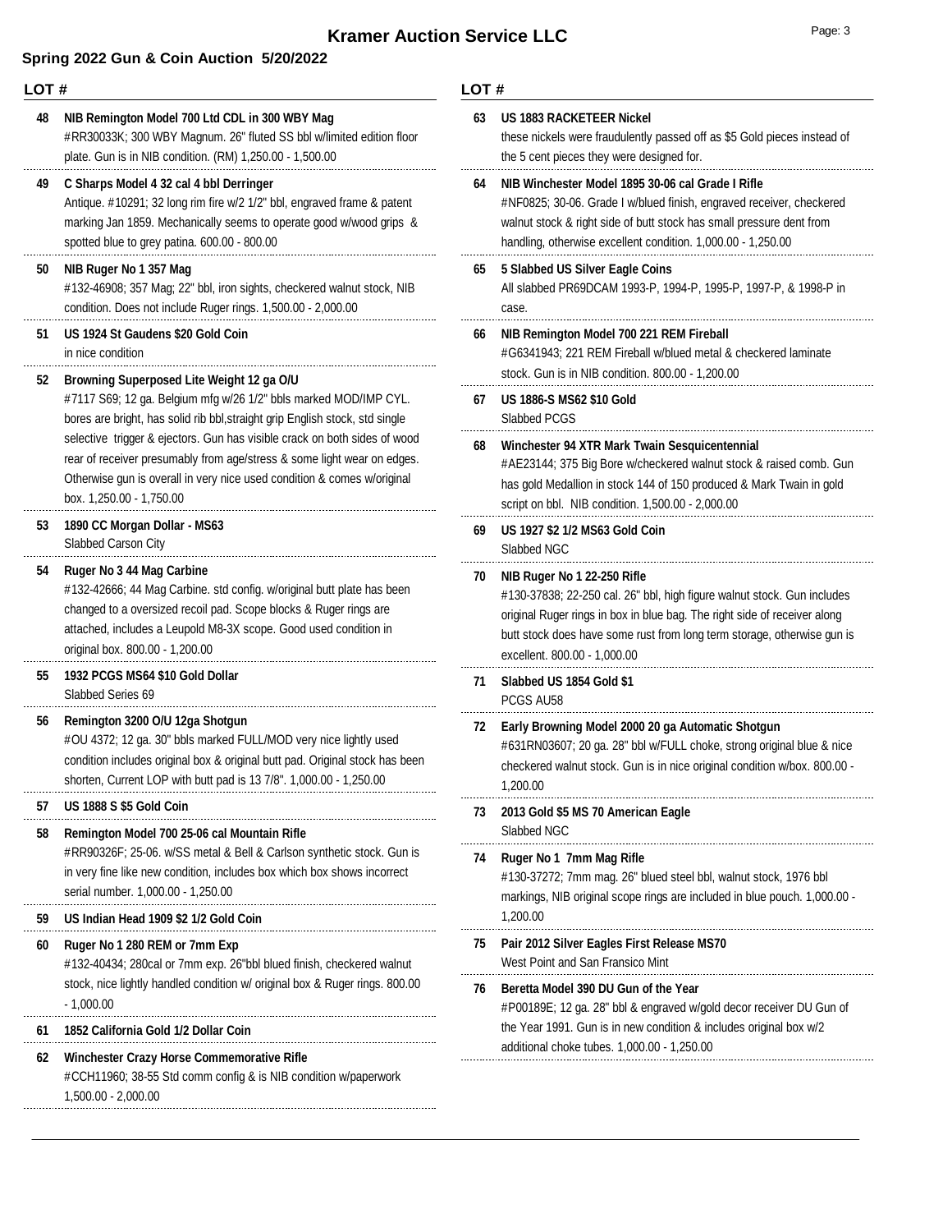# Kramer Auction Service LLC

## Spring 2022 Gun & Coin Auction 5/20/2022

| LOT # | |
|---|---|
| 48 | **NIB Remington Model 700 Ltd CDL in 300 WBY Mag**<br>#RR30033K; 300 WBY Magnum. 26" fluted SS bbl w/limited edition floor plate. Gun is in NIB condition. (RM) 1,250.00 - 1,500.00 |
| 49 | **C Sharps Model 4 32 cal 4 bbl Derringer**<br>Antique. #10291; 32 long rim fire w/2 1/2" bbl, engraved frame & patent marking Jan 1859. Mechanically seems to operate good w/wood grips & spotted blue to grey patina. 600.00 - 800.00 |
| 50 | **NIB Ruger No 1 357 Mag**<br>#132-46908; 357 Mag; 22" bbl, iron sights, checkered walnut stock, NIB condition. Does not include Ruger rings. 1,500.00 - 2,000.00 |
| 51 | **US 1924 St Gaudens $20 Gold Coin**<br>in nice condition |
| 52 | **Browning Superposed Lite Weight 12 ga O/U**<br>#7117 S69; 12 ga. Belgium mfg w/26 1/2" bbls marked MOD/IMP CYL. bores are bright, has solid rib bbl,straight grip English stock, std single selective trigger & ejectors. Gun has visible crack on both sides of wood rear of receiver presumably from age/stress & some light wear on edges. Otherwise gun is overall in very nice used condition & comes w/original box. 1,250.00 - 1,750.00 |
| 53 | **1890 CC Morgan Dollar - MS63**<br>Slabbed Carson City |
| 54 | **Ruger No 3 44 Mag Carbine**<br>#132-42666; 44 Mag Carbine. std config. w/original butt plate has been changed to a oversized recoil pad. Scope blocks & Ruger rings are attached, includes a Leupold M8-3X scope. Good used condition in original box. 800.00 - 1,200.00 |
| 55 | **1932 PCGS MS64 $10 Gold Dollar**<br>Slabbed Series 69 |
| 56 | **Remington 3200 O/U 12ga Shotgun**<br>#OU 4372; 12 ga. 30" bbls marked FULL/MOD very nice lightly used condition includes original box & original butt pad. Original stock has been shorten, Current LOP with butt pad is 13 7/8". 1,000.00 - 1,250.00 |
| 57 | **US 1888 S $5 Gold Coin** |
| 58 | **Remington Model 700 25-06 cal Mountain Rifle**<br>#RR90326F; 25-06. w/SS metal & Bell & Carlson synthetic stock. Gun is in very fine like new condition, includes box which box shows incorrect serial number. 1,000.00 - 1,250.00 |
| 59 | **US Indian Head 1909 $2 1/2 Gold Coin** |
| 60 | **Ruger No 1 280 REM or 7mm Exp**<br>#132-40434; 280cal or 7mm exp. 26"bbl blued finish, checkered walnut stock, nice lightly handled condition w/ original box & Ruger rings. 800.00 - 1,000.00 |
| 61 | **1852 California Gold 1/2 Dollar Coin** |
| 62 | **Winchester Crazy Horse Commemorative Rifle**<br>#CCH11960; 38-55 Std comm config & is NIB condition w/paperwork 1,500.00 - 2,000.00 |
| 63 | **US 1883 RACKETEER Nickel**<br>these nickels were fraudulently passed off as $5 Gold pieces instead of the 5 cent pieces they were designed for. |
| 64 | **NIB Winchester Model 1895 30-06 cal Grade I Rifle**<br>#NF0825; 30-06. Grade I w/blued finish, engraved receiver, checkered walnut stock & right side of butt stock has small pressure dent from handling, otherwise excellent condition. 1,000.00 - 1,250.00 |
| 65 | **5 Slabbed US Silver Eagle Coins**<br>All slabbed PR69DCAM 1993-P, 1994-P, 1995-P, 1997-P, & 1998-P in case. |
| 66 | **NIB Remington Model 700 221 REM Fireball**<br>#G6341943; 221 REM Fireball w/blued metal & checkered laminate stock. Gun is in NIB condition. 800.00 - 1,200.00 |
| 67 | **US 1886-S MS62 $10 Gold**<br>Slabbed PCGS |
| 68 | **Winchester 94 XTR Mark Twain Sesquicentennial**<br>#AE23144; 375 Big Bore w/checkered walnut stock & raised comb. Gun has gold Medallion in stock 144 of 150 produced & Mark Twain in gold script on bbl. NIB condition. 1,500.00 - 2,000.00 |
| 69 | **US 1927 $2 1/2 MS63 Gold Coin**<br>Slabbed NGC |
| 70 | **NIB Ruger No 1 22-250 Rifle**<br>#130-37838; 22-250 cal. 26" bbl, high figure walnut stock. Gun includes original Ruger rings in box in blue bag. The right side of receiver along butt stock does have some rust from long term storage, otherwise gun is excellent. 800.00 - 1,000.00 |
| 71 | **Slabbed US 1854 Gold $1**<br>PCGS AU58 |
| 72 | **Early Browning Model 2000 20 ga Automatic Shotgun**<br>#631RN03607; 20 ga. 28" bbl w/FULL choke, strong original blue & nice checkered walnut stock. Gun is in nice original condition w/box. 800.00 - 1,200.00 |
| 73 | **2013 Gold $5 MS 70 American Eagle**<br>Slabbed NGC |
| 74 | **Ruger No 1 7mm Mag Rifle**<br>#130-37272; 7mm mag. 26" blued steel bbl, walnut stock, 1976 bbl markings, NIB original scope rings are included in blue pouch. 1,000.00 - 1,200.00 |
| 75 | **Pair 2012 Silver Eagles First Release MS70**<br>West Point and San Fransico Mint |
| 76 | **Beretta Model 390 DU Gun of the Year**<br>#P00189E; 12 ga. 28" bbl & engraved w/gold decor receiver DU Gun of the Year 1991. Gun is in new condition & includes original box w/2 additional choke tubes. 1,000.00 - 1,250.00 |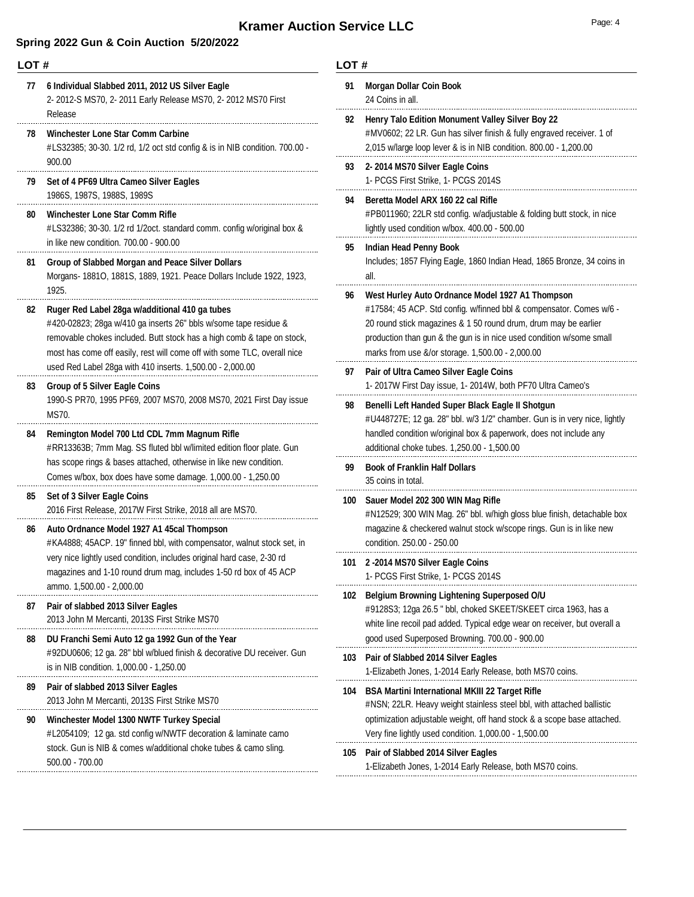# Kramer Auction Service LLC

## Spring 2022 Gun & Coin Auction 5/20/2022

**LOT #**

**77 6 Individual Slabbed 2011, 2012 US Silver Eagle**
2- 2012-S MS70, 2- 2011 Early Release MS70, 2- 2012 MS70 First Release

**78 Winchester Lone Star Comm Carbine**
#LS32385; 30-30. 1/2 rd, 1/2 oct std config & is in NIB condition. 700.00 - 900.00

**79 Set of 4 PF69 Ultra Cameo Silver Eagles**
1986S, 1987S, 1988S, 1989S

**80 Winchester Lone Star Comm Rifle**
#LS32386; 30-30. 1/2 rd 1/2oct. standard comm. config w/original box & in like new condition. 700.00 - 900.00

**81 Group of Slabbed Morgan and Peace Silver Dollars**
Morgans- 1881O, 1881S, 1889, 1921. Peace Dollars Include 1922, 1923, 1925.

**82 Ruger Red Label 28ga w/additional 410 ga tubes**
#420-02823; 28ga w/410 ga inserts 26" bbls w/some tape residue & removable chokes included. Butt stock has a high comb & tape on stock, most has come off easily, rest will come off with some TLC, overall nice used Red Label 28ga with 410 inserts. 1,500.00 - 2,000.00

**83 Group of 5 Silver Eagle Coins**
1990-S PR70, 1995 PF69, 2007 MS70, 2008 MS70, 2021 First Day issue MS70.

**84 Remington Model 700 Ltd CDL 7mm Magnum Rifle**
#RR13363B; 7mm Mag. SS fluted bbl w/limited edition floor plate. Gun has scope rings & bases attached, otherwise in like new condition. Comes w/box, box does have some damage. 1,000.00 - 1,250.00

**85 Set of 3 Silver Eagle Coins**
2016 First Release, 2017W First Strike, 2018 all are MS70.

**86 Auto Ordnance Model 1927 A1 45cal Thompson**
#KA4888; 45ACP. 19" finned bbl, with compensator, walnut stock set, in very nice lightly used condition, includes original hard case, 2-30 rd magazines and 1-10 round drum mag, includes 1-50 rd box of 45 ACP ammo. 1,500.00 - 2,000.00

**87 Pair of slabbed 2013 Silver Eagles**
2013 John M Mercanti, 2013S First Strike MS70

**88 DU Franchi Semi Auto 12 ga 1992 Gun of the Year**
#92DU0606; 12 ga. 28" bbl w/blued finish & decorative DU receiver. Gun is in NIB condition. 1,000.00 - 1,250.00

**89 Pair of slabbed 2013 Silver Eagles**
2013 John M Mercanti, 2013S First Strike MS70

**90 Winchester Model 1300 NWTF Turkey Special**
#L2054109; 12 ga. std config w/NWTF decoration & laminate camo stock. Gun is NIB & comes w/additional choke tubes & camo sling. 500.00 - 700.00

**91 Morgan Dollar Coin Book**
24 Coins in all.

**92 Henry Talo Edition Monument Valley Silver Boy 22**
#MV0602; 22 LR. Gun has silver finish & fully engraved receiver. 1 of 2,015 w/large loop lever & is in NIB condition. 800.00 - 1,200.00

**93 2- 2014 MS70 Silver Eagle Coins**
1- PCGS First Strike, 1- PCGS 2014S

**94 Beretta Model ARX 160 22 cal Rifle**
#PB011960; 22LR std config. w/adjustable & folding butt stock, in nice lightly used condition w/box. 400.00 - 500.00

**95 Indian Head Penny Book**
Includes; 1857 Flying Eagle, 1860 Indian Head, 1865 Bronze, 34 coins in all.

**96 West Hurley Auto Ordnance Model 1927 A1 Thompson**
#17584; 45 ACP. Std config. w/finned bbl & compensator. Comes w/6 - 20 round stick magazines & 1 50 round drum, drum may be earlier production than gun & the gun is in nice used condition w/some small marks from use &/or storage. 1,500.00 - 2,000.00

**97 Pair of Ultra Cameo Silver Eagle Coins**
1- 2017W First Day issue, 1- 2014W, both PF70 Ultra Cameo's

**98 Benelli Left Handed Super Black Eagle II Shotgun**
#U448727E; 12 ga. 28" bbl. w/3 1/2" chamber. Gun is in very nice, lightly handled condition w/original box & paperwork, does not include any additional choke tubes. 1,250.00 - 1,500.00

**99 Book of Franklin Half Dollars**
35 coins in total.

**100 Sauer Model 202 300 WIN Mag Rifle**
#N12529; 300 WIN Mag. 26" bbl. w/high gloss blue finish, detachable box magazine & checkered walnut stock w/scope rings. Gun is in like new condition. 250.00 - 250.00

**101 2 -2014 MS70 Silver Eagle Coins**
1- PCGS First Strike, 1- PCGS 2014S

**102 Belgium Browning Lightening Superposed O/U**
#9128S3; 12ga 26.5 " bbl, choked SKEET/SKEET circa 1963, has a white line recoil pad added. Typical edge wear on receiver, but overall a good used Superposed Browning. 700.00 - 900.00

**103 Pair of Slabbed 2014 Silver Eagles**
1-Elizabeth Jones, 1-2014 Early Release, both MS70 coins.

**104 BSA Martini International MKIII 22 Target Rifle**
#NSN; 22LR. Heavy weight stainless steel bbl, with attached ballistic optimization adjustable weight, off hand stock & a scope base attached. Very fine lightly used condition. 1,000.00 - 1,500.00

**105 Pair of Slabbed 2014 Silver Eagles**
1-Elizabeth Jones, 1-2014 Early Release, both MS70 coins.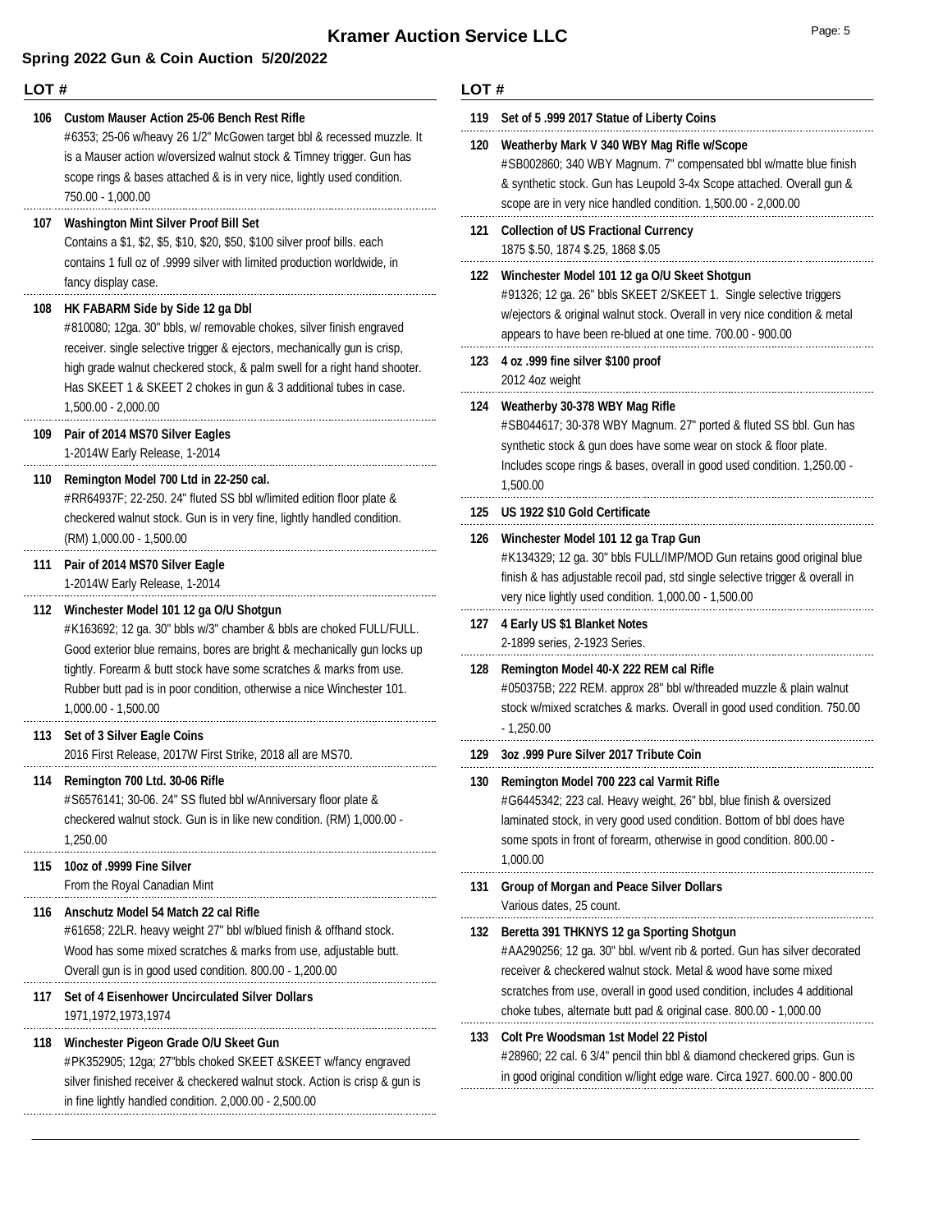# Kramer Auction Service LLC

## Spring 2022 Gun & Coin Auction 5/20/2022

**LOT #**

**106 Custom Mauser Action 25-06 Bench Rest Rifle**
#6353; 25-06 w/heavy 26 1/2" McGowen target bbl & recessed muzzle. It is a Mauser action w/oversized walnut stock & Timney trigger. Gun has scope rings & bases attached & is in very nice, lightly used condition. 750.00 - 1,000.00

**107 Washington Mint Silver Proof Bill Set**
Contains a $1, $2, $5, $10, $20, $50, $100 silver proof bills. each contains 1 full oz of .9999 silver with limited production worldwide, in fancy display case.

**108 HK FABARM Side by Side 12 ga Dbl**
#810080; 12ga. 30" bbls, w/ removable chokes, silver finish engraved receiver. single selective trigger & ejectors, mechanically gun is crisp, high grade walnut checkered stock, & palm swell for a right hand shooter. Has SKEET 1 & SKEET 2 chokes in gun & 3 additional tubes in case. 1,500.00 - 2,000.00

**109 Pair of 2014 MS70 Silver Eagles**
1-2014W Early Release, 1-2014

**110 Remington Model 700 Ltd in 22-250 cal.**
#RR64937F; 22-250. 24" fluted SS bbl w/limited edition floor plate & checkered walnut stock. Gun is in very fine, lightly handled condition. (RM) 1,000.00 - 1,500.00

**111 Pair of 2014 MS70 Silver Eagle**
1-2014W Early Release, 1-2014

**112 Winchester Model 101 12 ga O/U Shotgun**
#K163692; 12 ga. 30" bbls w/3" chamber & bbls are choked FULL/FULL. Good exterior blue remains, bores are bright & mechanically gun locks up tightly. Forearm & butt stock have some scratches & marks from use. Rubber butt pad is in poor condition, otherwise a nice Winchester 101. 1,000.00 - 1,500.00

**113 Set of 3 Silver Eagle Coins**
2016 First Release, 2017W First Strike, 2018 all are MS70.

**114 Remington 700 Ltd. 30-06 Rifle**
#S6576141; 30-06. 24" SS fluted bbl w/Anniversary floor plate & checkered walnut stock. Gun is in like new condition. (RM) 1,000.00 - 1,250.00

**115 10oz of .9999 Fine Silver**
From the Royal Canadian Mint

**116 Anschutz Model 54 Match 22 cal Rifle**
#61658; 22LR. heavy weight 27" bbl w/blued finish & offhand stock. Wood has some mixed scratches & marks from use, adjustable butt. Overall gun is in good used condition. 800.00 - 1,200.00

**117 Set of 4 Eisenhower Uncirculated Silver Dollars**
1971,1972,1973,1974

**118 Winchester Pigeon Grade O/U Skeet Gun**
#PK352905; 12ga; 27"bbls choked SKEET &SKEET w/fancy engraved silver finished receiver & checkered walnut stock. Action is crisp & gun is in fine lightly handled condition. 2,000.00 - 2,500.00

**119 Set of 5 .999 2017 Statue of Liberty Coins**

**120 Weatherby Mark V 340 WBY Mag Rifle w/Scope**
#SB002860; 340 WBY Magnum. 7" compensated bbl w/matte blue finish & synthetic stock. Gun has Leupold 3-4x Scope attached. Overall gun & scope are in very nice handled condition. 1,500.00 - 2,000.00

**121 Collection of US Fractional Currency**
1875 $.50, 1874 $.25, 1868 $.05

**122 Winchester Model 101 12 ga O/U Skeet Shotgun**
#91326; 12 ga. 26" bbls SKEET 2/SKEET 1. Single selective triggers w/ejectors & original walnut stock. Overall in very nice condition & metal appears to have been re-blued at one time. 700.00 - 900.00

**123 4 oz .999 fine silver $100 proof**
2012 4oz weight

**124 Weatherby 30-378 WBY Mag Rifle**
#SB044617; 30-378 WBY Magnum. 27" ported & fluted SS bbl. Gun has synthetic stock & gun does have some wear on stock & floor plate. Includes scope rings & bases, overall in good used condition. 1,250.00 - 1,500.00

**125 US 1922 $10 Gold Certificate**

**126 Winchester Model 101 12 ga Trap Gun**
#K134329; 12 ga. 30" bbls FULL/IMP/MOD Gun retains good original blue finish & has adjustable recoil pad, std single selective trigger & overall in very nice lightly used condition. 1,000.00 - 1,500.00

**127 4 Early US $1 Blanket Notes**
2-1899 series, 2-1923 Series.

**128 Remington Model 40-X 222 REM cal Rifle**
#050375B; 222 REM. approx 28" bbl w/threaded muzzle & plain walnut stock w/mixed scratches & marks. Overall in good used condition. 750.00 - 1,250.00

**129 3oz .999 Pure Silver 2017 Tribute Coin**

**130 Remington Model 700 223 cal Varmit Rifle**
#G6445342; 223 cal. Heavy weight, 26" bbl, blue finish & oversized laminated stock, in very good used condition. Bottom of bbl does have some spots in front of forearm, otherwise in good condition. 800.00 - 1,000.00

**131 Group of Morgan and Peace Silver Dollars**
Various dates, 25 count.

**132 Beretta 391 THKNYS 12 ga Sporting Shotgun**
#AA290256; 12 ga. 30" bbl. w/vent rib & ported. Gun has silver decorated receiver & checkered walnut stock. Metal & wood have some mixed scratches from use, overall in good used condition, includes 4 additional choke tubes, alternate butt pad & original case. 800.00 - 1,000.00

**133 Colt Pre Woodsman 1st Model 22 Pistol**
#28960; 22 cal. 6 3/4" pencil thin bbl & diamond checkered grips. Gun is in good original condition w/light edge ware. Circa 1927. 600.00 - 800.00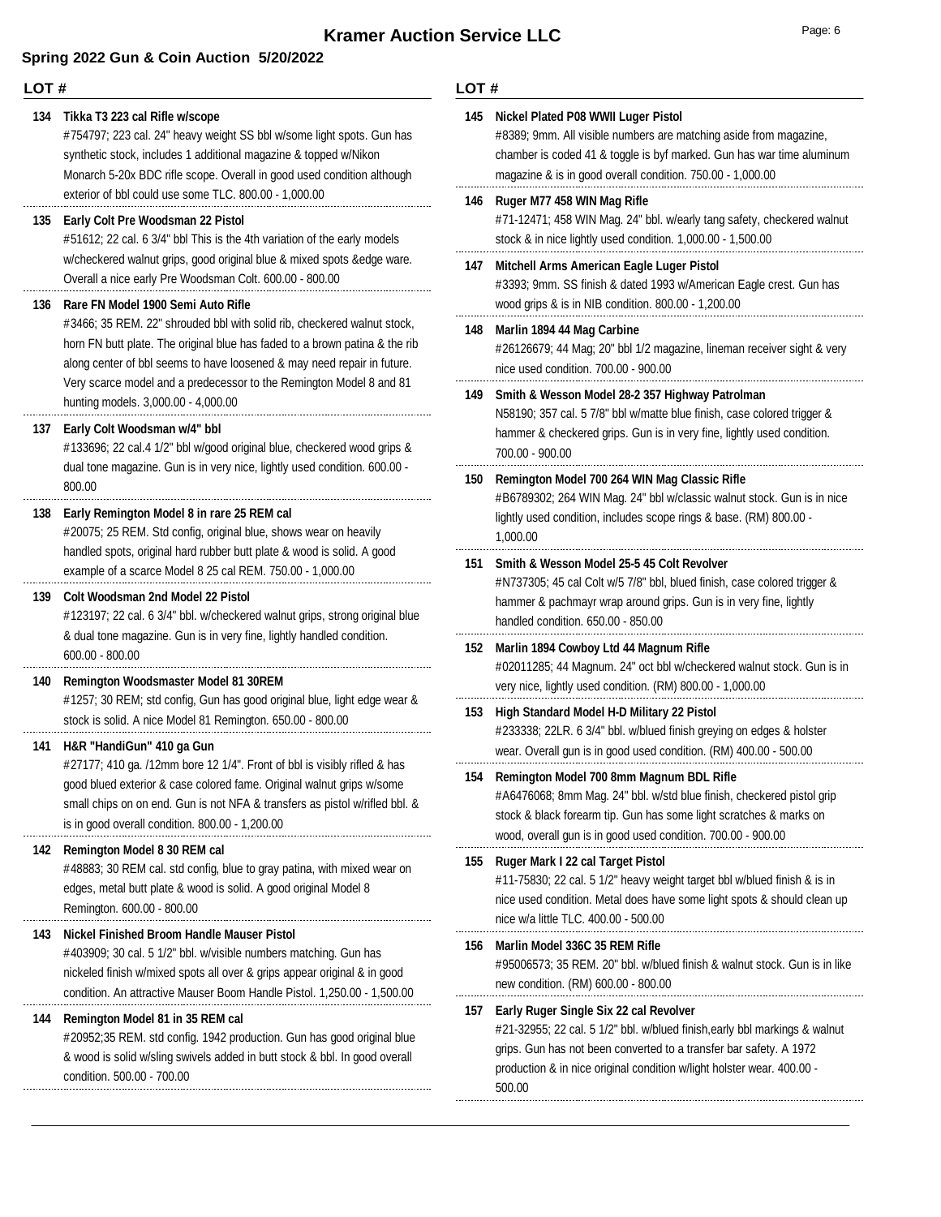# Kramer Auction Service LLC

## Spring 2022 Gun & Coin Auction 5/20/2022

**LOT #**

**134 Tikka T3 223 cal Rifle w/scope**
#754797; 223 cal. 24" heavy weight SS bbl w/some light spots. Gun has synthetic stock, includes 1 additional magazine & topped w/Nikon Monarch 5-20x BDC rifle scope. Overall in good used condition although exterior of bbl could use some TLC. 800.00 - 1,000.00

**135 Early Colt Pre Woodsman 22 Pistol**
#51612; 22 cal. 6 3/4" bbl This is the 4th variation of the early models w/checkered walnut grips, good original blue & mixed spots &edge ware. Overall a nice early Pre Woodsman Colt. 600.00 - 800.00

**136 Rare FN Model 1900 Semi Auto Rifle**
#3466; 35 REM. 22" shrouded bbl with solid rib, checkered walnut stock, horn FN butt plate. The original blue has faded to a brown patina & the rib along center of bbl seems to have loosened & may need repair in future. Very scarce model and a predecessor to the Remington Model 8 and 81 hunting models. 3,000.00 - 4,000.00

**137 Early Colt Woodsman w/4" bbl**
#133696; 22 cal.4 1/2" bbl w/good original blue, checkered wood grips & dual tone magazine. Gun is in very nice, lightly used condition. 600.00 - 800.00

**138 Early Remington Model 8 in rare 25 REM cal**
#20075; 25 REM. Std config, original blue, shows wear on heavily handled spots, original hard rubber butt plate & wood is solid. A good example of a scarce Model 8 25 cal REM. 750.00 - 1,000.00

**139 Colt Woodsman 2nd Model 22 Pistol**
#123197; 22 cal. 6 3/4" bbl. w/checkered walnut grips, strong original blue & dual tone magazine. Gun is in very fine, lightly handled condition. 600.00 - 800.00

**140 Remington Woodsmaster Model 81 30REM**
#1257; 30 REM; std config, Gun has good original blue, light edge wear & stock is solid. A nice Model 81 Remington. 650.00 - 800.00

**141 H&R "HandiGun" 410 ga Gun**
#27177; 410 ga. /12mm bore 12 1/4". Front of bbl is visibly rifled & has good blued exterior & case colored fame. Original walnut grips w/some small chips on on end. Gun is not NFA & transfers as pistol w/rifled bbl. & is in good overall condition. 800.00 - 1,200.00

**142 Remington Model 8 30 REM cal**
#48883; 30 REM cal. std config, blue to gray patina, with mixed wear on edges, metal butt plate & wood is solid. A good original Model 8 Remington. 600.00 - 800.00

**143 Nickel Finished Broom Handle Mauser Pistol**
#403909; 30 cal. 5 1/2" bbl. w/visible numbers matching. Gun has nickeled finish w/mixed spots all over & grips appear original & in good condition. An attractive Mauser Boom Handle Pistol. 1,250.00 - 1,500.00

**144 Remington Model 81 in 35 REM cal**
#20952;35 REM. std config. 1942 production. Gun has good original blue & wood is solid w/sling swivels added in butt stock & bbl. In good overall condition. 500.00 - 700.00

**145 Nickel Plated P08 WWII Luger Pistol**
#8389; 9mm. All visible numbers are matching aside from magazine, chamber is coded 41 & toggle is byf marked. Gun has war time aluminum magazine & is in good overall condition. 750.00 - 1,000.00

**146 Ruger M77 458 WIN Mag Rifle**
#71-12471; 458 WIN Mag. 24" bbl. w/early tang safety, checkered walnut stock & in nice lightly used condition. 1,000.00 - 1,500.00

**147 Mitchell Arms American Eagle Luger Pistol**
#3393; 9mm. SS finish & dated 1993 w/American Eagle crest. Gun has wood grips & is in NIB condition. 800.00 - 1,200.00

**148 Marlin 1894 44 Mag Carbine**
#26126679; 44 Mag; 20" bbl 1/2 magazine, lineman receiver sight & very nice used condition. 700.00 - 900.00

**149 Smith & Wesson Model 28-2 357 Highway Patrolman**
N58190; 357 cal. 5 7/8" bbl w/matte blue finish, case colored trigger & hammer & checkered grips. Gun is in very fine, lightly used condition. 700.00 - 900.00

**150 Remington Model 700 264 WIN Mag Classic Rifle**
#B6789302; 264 WIN Mag. 24" bbl w/classic walnut stock. Gun is in nice lightly used condition, includes scope rings & base. (RM) 800.00 - 1,000.00

**151 Smith & Wesson Model 25-5 45 Colt Revolver**
#N737305; 45 cal Colt w/5 7/8" bbl, blued finish, case colored trigger & hammer & pachmayr wrap around grips. Gun is in very fine, lightly handled condition. 650.00 - 850.00

**152 Marlin 1894 Cowboy Ltd 44 Magnum Rifle**
#02011285; 44 Magnum. 24" oct bbl w/checkered walnut stock. Gun is in very nice, lightly used condition. (RM) 800.00 - 1,000.00

**153 High Standard Model H-D Military 22 Pistol**
#233338; 22LR. 6 3/4" bbl. w/blued finish greying on edges & holster wear. Overall gun is in good used condition. (RM) 400.00 - 500.00

**154 Remington Model 700 8mm Magnum BDL Rifle**
#A6476068; 8mm Mag. 24" bbl. w/std blue finish, checkered pistol grip stock & black forearm tip. Gun has some light scratches & marks on wood, overall gun is in good used condition. 700.00 - 900.00

**155 Ruger Mark I 22 cal Target Pistol**
#11-75830; 22 cal. 5 1/2" heavy weight target bbl w/blued finish & is in nice used condition. Metal does have some light spots & should clean up nice w/a little TLC. 400.00 - 500.00

**156 Marlin Model 336C 35 REM Rifle**
#95006573; 35 REM. 20" bbl. w/blued finish & walnut stock. Gun is in like new condition. (RM) 600.00 - 800.00

**157 Early Ruger Single Six 22 cal Revolver**
#21-32955; 22 cal. 5 1/2" bbl. w/blued finish,early bbl markings & walnut grips. Gun has not been converted to a transfer bar safety. A 1972 production & in nice original condition w/light holster wear. 400.00 - 500.00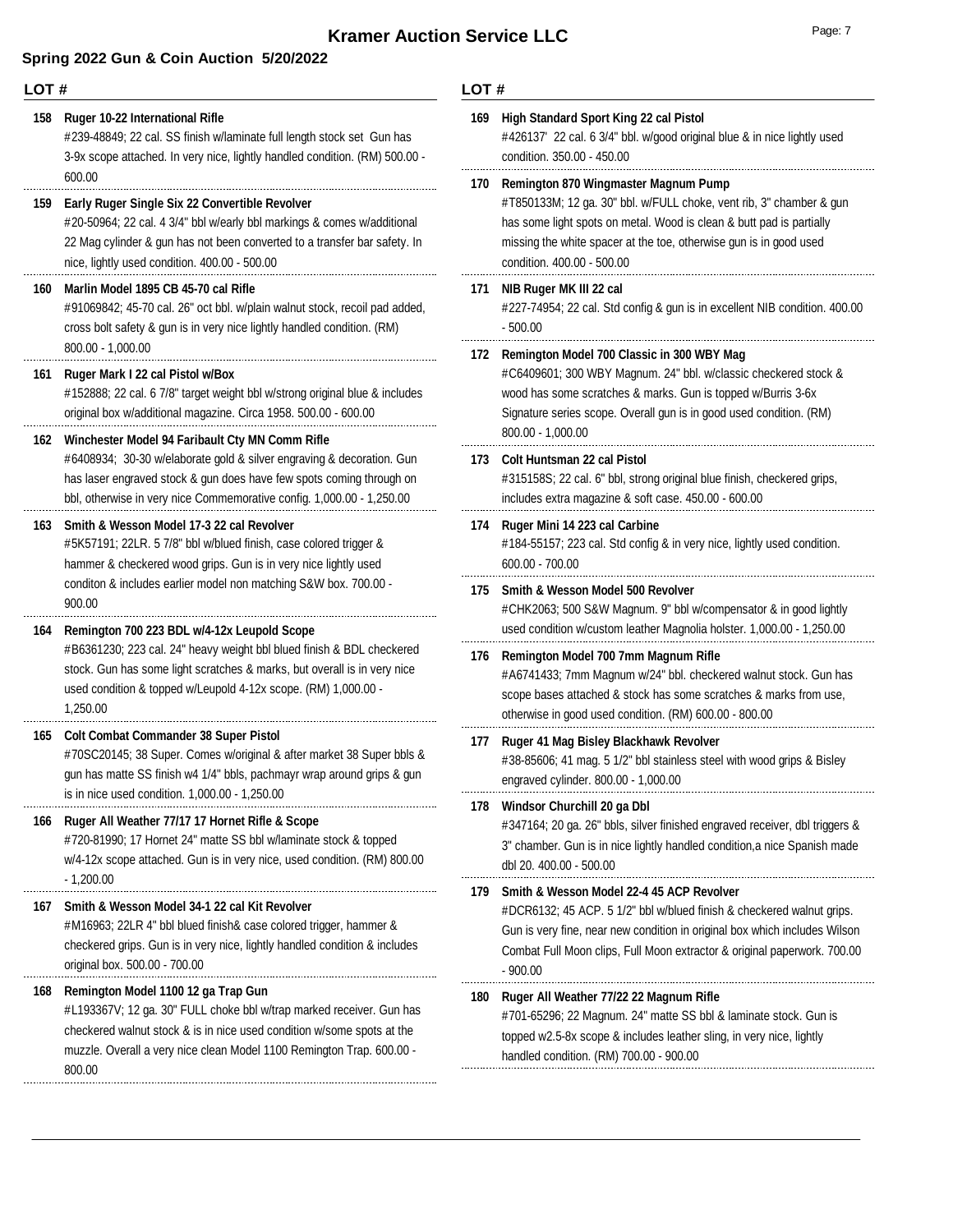# Kramer Auction Service LLC

## Spring 2022 Gun & Coin Auction 5/20/2022

**LOT #**

**158 Ruger 10-22 International Rifle**
#239-48849; 22 cal. SS finish w/laminate full length stock set Gun has 3-9x scope attached. In very nice, lightly handled condition. (RM) 500.00 - 600.00

**159 Early Ruger Single Six 22 Convertible Revolver**
#20-50964; 22 cal. 4 3/4" bbl w/early bbl markings & comes w/additional 22 Mag cylinder & gun has not been converted to a transfer bar safety. In nice, lightly used condition. 400.00 - 500.00

**160 Marlin Model 1895 CB 45-70 cal Rifle**
#91069842; 45-70 cal. 26" oct bbl. w/plain walnut stock, recoil pad added, cross bolt safety & gun is in very nice lightly handled condition. (RM) 800.00 - 1,000.00

**161 Ruger Mark I 22 cal Pistol w/Box**
#152888; 22 cal. 6 7/8" target weight bbl w/strong original blue & includes original box w/additional magazine. Circa 1958. 500.00 - 600.00

**162 Winchester Model 94 Faribault Cty MN Comm Rifle**
#6408934; 30-30 w/elaborate gold & silver engraving & decoration. Gun has laser engraved stock & gun does have few spots coming through on bbl, otherwise in very nice Commemorative config. 1,000.00 - 1,250.00

**163 Smith & Wesson Model 17-3 22 cal Revolver**
#5K57191; 22LR. 5 7/8" bbl w/blued finish, case colored trigger & hammer & checkered wood grips. Gun is in very nice lightly used conditon & includes earlier model non matching S&W box. 700.00 - 900.00

**164 Remington 700 223 BDL w/4-12x Leupold Scope**
#B6361230; 223 cal. 24" heavy weight bbl blued finish & BDL checkered stock. Gun has some light scratches & marks, but overall is in very nice used condition & topped w/Leupold 4-12x scope. (RM) 1,000.00 - 1,250.00

**165 Colt Combat Commander 38 Super Pistol**
#70SC20145; 38 Super. Comes w/original & after market 38 Super bbls & gun has matte SS finish w4 1/4" bbls, pachmayr wrap around grips & gun is in nice used condition. 1,000.00 - 1,250.00

**166 Ruger All Weather 77/17 17 Hornet Rifle & Scope**
#720-81990; 17 Hornet 24" matte SS bbl w/laminate stock & topped w/4-12x scope attached. Gun is in very nice, used condition. (RM) 800.00 - 1,200.00

**167 Smith & Wesson Model 34-1 22 cal Kit Revolver**
#M16963; 22LR 4" bbl blued finish& case colored trigger, hammer & checkered grips. Gun is in very nice, lightly handled condition & includes original box. 500.00 - 700.00

**168 Remington Model 1100 12 ga Trap Gun**
#L193367V; 12 ga. 30" FULL choke bbl w/trap marked receiver. Gun has checkered walnut stock & is in nice used condition w/some spots at the muzzle. Overall a very nice clean Model 1100 Remington Trap. 600.00 - 800.00

**169 High Standard Sport King 22 cal Pistol**
#426137' 22 cal. 6 3/4" bbl. w/good original blue & in nice lightly used condition. 350.00 - 450.00

**170 Remington 870 Wingmaster Magnum Pump**
#T850133M; 12 ga. 30" bbl. w/FULL choke, vent rib, 3" chamber & gun has some light spots on metal. Wood is clean & butt pad is partially missing the white spacer at the toe, otherwise gun is in good used condition. 400.00 - 500.00

**171 NIB Ruger MK III 22 cal**
#227-74954; 22 cal. Std config & gun is in excellent NIB condition. 400.00 - 500.00

**172 Remington Model 700 Classic in 300 WBY Mag**
#C6409601; 300 WBY Magnum. 24" bbl. w/classic checkered stock & wood has some scratches & marks. Gun is topped w/Burris 3-6x Signature series scope. Overall gun is in good used condition. (RM) 800.00 - 1,000.00

**173 Colt Huntsman 22 cal Pistol**
#315158S; 22 cal. 6" bbl, strong original blue finish, checkered grips, includes extra magazine & soft case. 450.00 - 600.00

**174 Ruger Mini 14 223 cal Carbine**
#184-55157; 223 cal. Std config & in very nice, lightly used condition. 600.00 - 700.00

**175 Smith & Wesson Model 500 Revolver**
#CHK2063; 500 S&W Magnum. 9" bbl w/compensator & in good lightly used condition w/custom leather Magnolia holster. 1,000.00 - 1,250.00

**176 Remington Model 700 7mm Magnum Rifle**
#A6741433; 7mm Magnum w/24" bbl. checkered walnut stock. Gun has scope bases attached & stock has some scratches & marks from use, otherwise in good used condition. (RM) 600.00 - 800.00

**177 Ruger 41 Mag Bisley Blackhawk Revolver**
#38-85606; 41 mag. 5 1/2" bbl stainless steel with wood grips & Bisley engraved cylinder. 800.00 - 1,000.00

**178 Windsor Churchill 20 ga Dbl**
#347164; 20 ga. 26" bbls, silver finished engraved receiver, dbl triggers & 3" chamber. Gun is in nice lightly handled condition,a nice Spanish made dbl 20. 400.00 - 500.00

**179 Smith & Wesson Model 22-4 45 ACP Revolver**
#DCR6132; 45 ACP. 5 1/2" bbl w/blued finish & checkered walnut grips. Gun is very fine, near new condition in original box which includes Wilson Combat Full Moon clips, Full Moon extractor & original paperwork. 700.00 - 900.00

**180 Ruger All Weather 77/22 22 Magnum Rifle**
#701-65296; 22 Magnum. 24" matte SS bbl & laminate stock. Gun is topped w2.5-8x scope & includes leather sling, in very nice, lightly handled condition. (RM) 700.00 - 900.00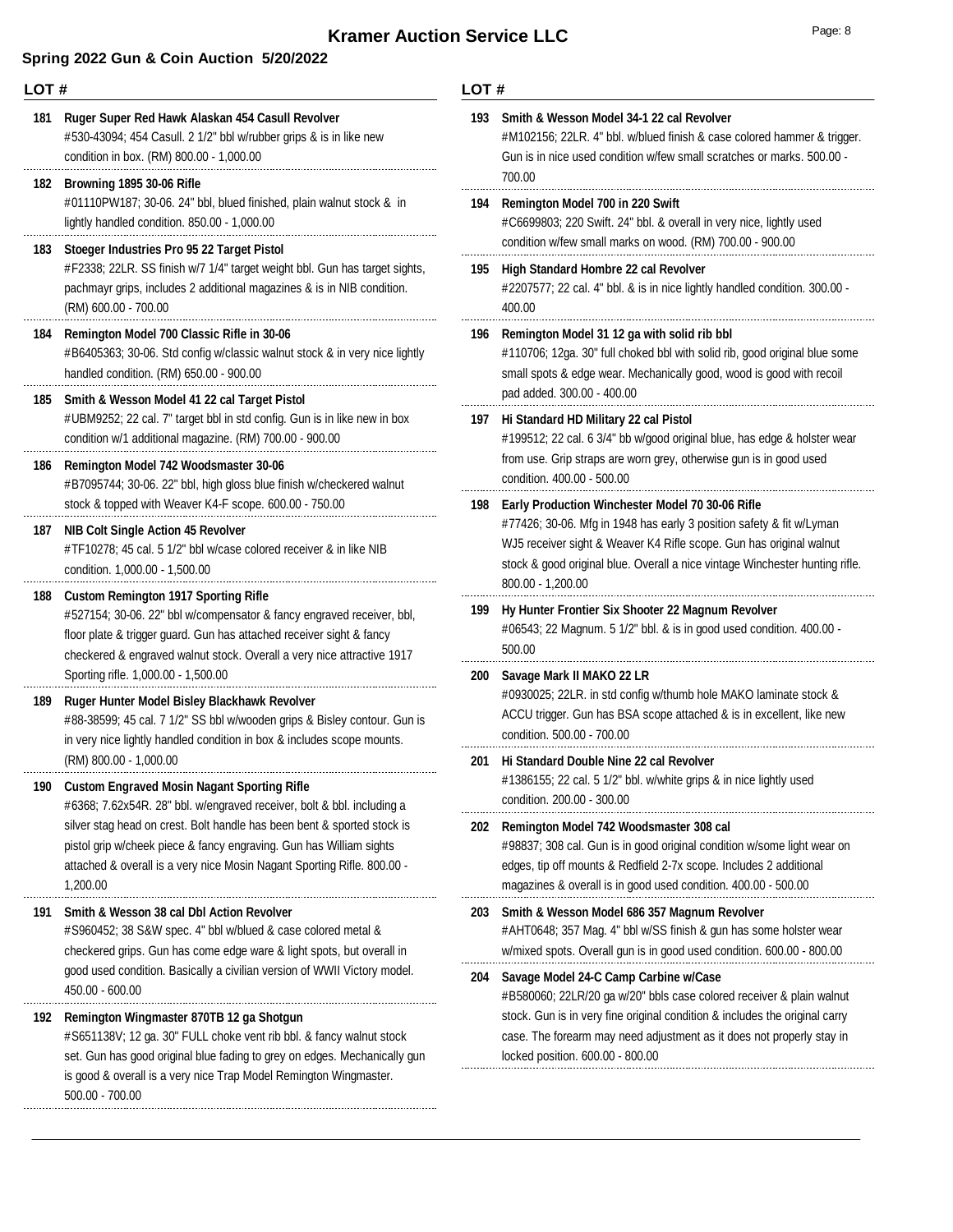# Kramer Auction Service LLC

## Spring 2022 Gun & Coin Auction 5/20/2022

**LOT #**

**181 Ruger Super Red Hawk Alaskan 454 Casull Revolver**
#530-43094; 454 Casull. 2 1/2" bbl w/rubber grips & is in like new condition in box. (RM) 800.00 - 1,000.00

**182 Browning 1895 30-06 Rifle**
#01110PW187; 30-06. 24" bbl, blued finished, plain walnut stock & in lightly handled condition. 850.00 - 1,000.00

**183 Stoeger Industries Pro 95 22 Target Pistol**
#F2338; 22LR. SS finish w/7 1/4" target weight bbl. Gun has target sights, pachmayr grips, includes 2 additional magazines & is in NIB condition. (RM) 600.00 - 700.00

**184 Remington Model 700 Classic Rifle in 30-06**
#B6405363; 30-06. Std config w/classic walnut stock & in very nice lightly handled condition. (RM) 650.00 - 900.00

**185 Smith & Wesson Model 41 22 cal Target Pistol**
#UBM9252; 22 cal. 7" target bbl in std config. Gun is in like new in box condition w/1 additional magazine. (RM) 700.00 - 900.00

**186 Remington Model 742 Woodsmaster 30-06**
#B7095744; 30-06. 22" bbl, high gloss blue finish w/checkered walnut stock & topped with Weaver K4-F scope. 600.00 - 750.00

**187 NIB Colt Single Action 45 Revolver**
#TF10278; 45 cal. 5 1/2" bbl w/case colored receiver & in like NIB condition. 1,000.00 - 1,500.00

**188 Custom Remington 1917 Sporting Rifle**
#527154; 30-06. 22" bbl w/compensator & fancy engraved receiver, bbl, floor plate & trigger guard. Gun has attached receiver sight & fancy checkered & engraved walnut stock. Overall a very nice attractive 1917 Sporting rifle. 1,000.00 - 1,500.00

**189 Ruger Hunter Model Bisley Blackhawk Revolver**
#88-38599; 45 cal. 7 1/2" SS bbl w/wooden grips & Bisley contour. Gun is in very nice lightly handled condition in box & includes scope mounts. (RM) 800.00 - 1,000.00

**190 Custom Engraved Mosin Nagant Sporting Rifle**
#6368; 7.62x54R. 28" bbl. w/engraved receiver, bolt & bbl. including a silver stag head on crest. Bolt handle has been bent & sported stock is pistol grip w/cheek piece & fancy engraving. Gun has William sights attached & overall is a very nice Mosin Nagant Sporting Rifle. 800.00 - 1,200.00

**191 Smith & Wesson 38 cal Dbl Action Revolver**
#S960452; 38 S&W spec. 4" bbl w/blued & case colored metal & checkered grips. Gun has come edge ware & light spots, but overall in good used condition. Basically a civilian version of WWII Victory model. 450.00 - 600.00

**192 Remington Wingmaster 870TB 12 ga Shotgun**
#S651138V; 12 ga. 30" FULL choke vent rib bbl. & fancy walnut stock set. Gun has good original blue fading to grey on edges. Mechanically gun is good & overall is a very nice Trap Model Remington Wingmaster. 500.00 - 700.00

**193 Smith & Wesson Model 34-1 22 cal Revolver**
#M102156; 22LR. 4" bbl. w/blued finish & case colored hammer & trigger. Gun is in nice used condition w/few small scratches or marks. 500.00 - 700.00

**194 Remington Model 700 in 220 Swift**
#C6699803; 220 Swift. 24" bbl. & overall in very nice, lightly used condition w/few small marks on wood. (RM) 700.00 - 900.00

**195 High Standard Hombre 22 cal Revolver**
#2207577; 22 cal. 4" bbl. & is in nice lightly handled condition. 300.00 - 400.00

**196 Remington Model 31 12 ga with solid rib bbl**
#110706; 12ga. 30" full choked bbl with solid rib, good original blue some small spots & edge wear. Mechanically good, wood is good with recoil pad added. 300.00 - 400.00

**197 Hi Standard HD Military 22 cal Pistol**
#199512; 22 cal. 6 3/4" bb w/good original blue, has edge & holster wear from use. Grip straps are worn grey, otherwise gun is in good used condition. 400.00 - 500.00

**198 Early Production Winchester Model 70 30-06 Rifle**
#77426; 30-06. Mfg in 1948 has early 3 position safety & fit w/Lyman WJ5 receiver sight & Weaver K4 Rifle scope. Gun has original walnut stock & good original blue. Overall a nice vintage Winchester hunting rifle. 800.00 - 1,200.00

**199 Hy Hunter Frontier Six Shooter 22 Magnum Revolver**
#06543; 22 Magnum. 5 1/2" bbl. & is in good used condition. 400.00 - 500.00

**200 Savage Mark II MAKO 22 LR**
#0930025; 22LR. in std config w/thumb hole MAKO laminate stock & ACCU trigger. Gun has BSA scope attached & is in excellent, like new condition. 500.00 - 700.00

**201 Hi Standard Double Nine 22 cal Revolver**
#1386155; 22 cal. 5 1/2" bbl. w/white grips & in nice lightly used condition. 200.00 - 300.00

**202 Remington Model 742 Woodsmaster 308 cal**
#98837; 308 cal. Gun is in good original condition w/some light wear on edges, tip off mounts & Redfield 2-7x scope. Includes 2 additional magazines & overall is in good used condition. 400.00 - 500.00

**203 Smith & Wesson Model 686 357 Magnum Revolver**
#AHT0648; 357 Mag. 4" bbl w/SS finish & gun has some holster wear w/mixed spots. Overall gun is in good used condition. 600.00 - 800.00

**204 Savage Model 24-C Camp Carbine w/Case**
#B580060; 22LR/20 ga w/20" bbls case colored receiver & plain walnut stock. Gun is in very fine original condition & includes the original carry case. The forearm may need adjustment as it does not properly stay in locked position. 600.00 - 800.00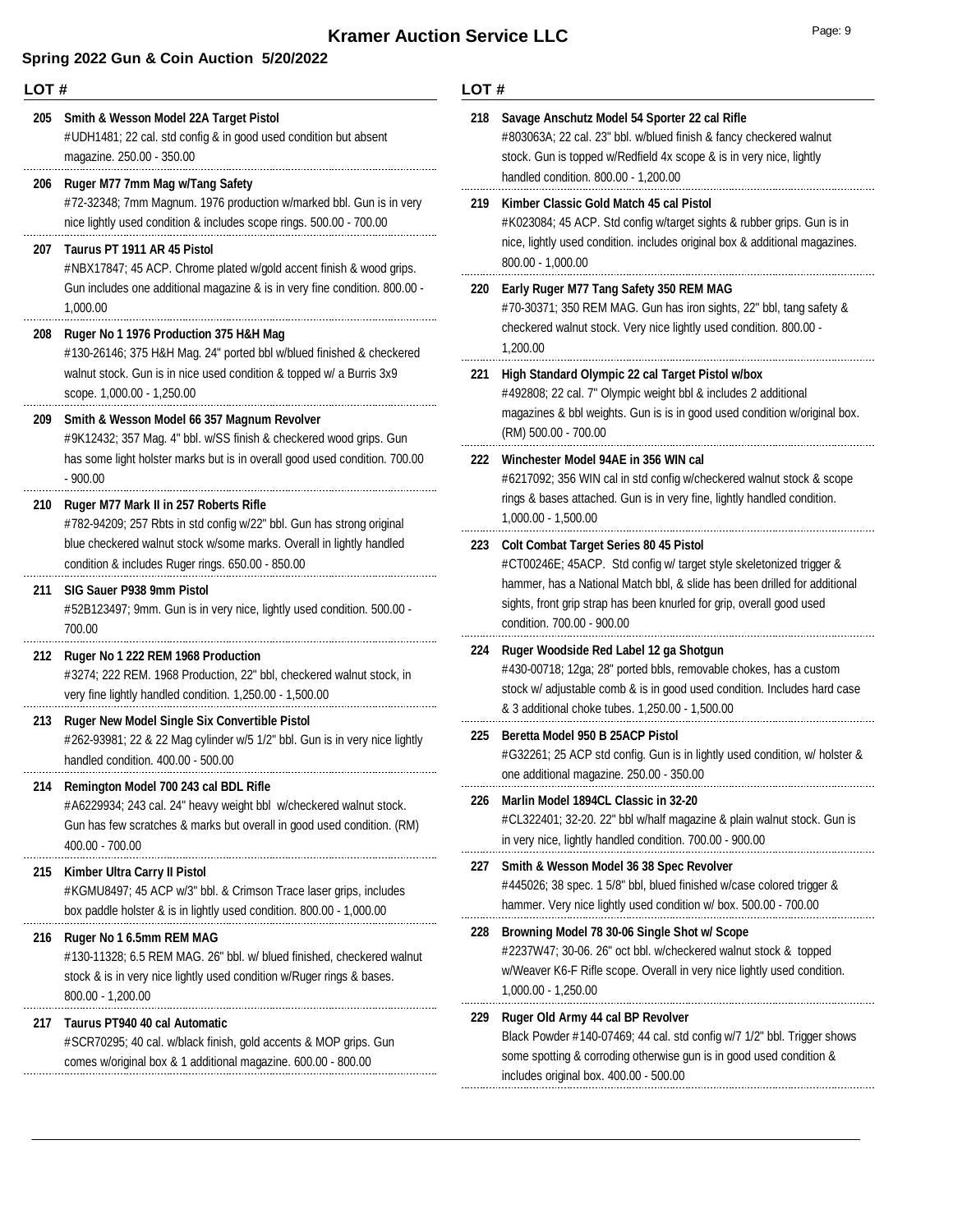# Kramer Auction Service LLC

## Spring 2022 Gun & Coin Auction 5/20/2022

**LOT #**

**205 Smith & Wesson Model 22A Target Pistol**
#UDH1481; 22 cal. std config & in good used condition but absent magazine. 250.00 - 350.00

**206 Ruger M77 7mm Mag w/Tang Safety**
#72-32348; 7mm Magnum. 1976 production w/marked bbl. Gun is in very nice lightly used condition & includes scope rings. 500.00 - 700.00

**207 Taurus PT 1911 AR 45 Pistol**
#NBX17847; 45 ACP. Chrome plated w/gold accent finish & wood grips. Gun includes one additional magazine & is in very fine condition. 800.00 - 1,000.00

**208 Ruger No 1 1976 Production 375 H&H Mag**
#130-26146; 375 H&H Mag. 24" ported bbl w/blued finished & checkered walnut stock. Gun is in nice used condition & topped w/ a Burris 3x9 scope. 1,000.00 - 1,250.00

**209 Smith & Wesson Model 66 357 Magnum Revolver**
#9K12432; 357 Mag. 4" bbl. w/SS finish & checkered wood grips. Gun has some light holster marks but is in overall good used condition. 700.00 - 900.00

**210 Ruger M77 Mark II in 257 Roberts Rifle**
#782-94209; 257 Rbts in std config w/22" bbl. Gun has strong original blue checkered walnut stock w/some marks. Overall in lightly handled condition & includes Ruger rings. 650.00 - 850.00

**211 SIG Sauer P938 9mm Pistol**
#52B123497; 9mm. Gun is in very nice, lightly used condition. 500.00 - 700.00

**212 Ruger No 1 222 REM 1968 Production**
#3274; 222 REM. 1968 Production, 22" bbl, checkered walnut stock, in very fine lightly handled condition. 1,250.00 - 1,500.00

**213 Ruger New Model Single Six Convertible Pistol**
#262-93981; 22 & 22 Mag cylinder w/5 1/2" bbl. Gun is in very nice lightly handled condition. 400.00 - 500.00

**214 Remington Model 700 243 cal BDL Rifle**
#A6229934; 243 cal. 24" heavy weight bbl w/checkered walnut stock. Gun has few scratches & marks but overall in good used condition. (RM) 400.00 - 700.00

**215 Kimber Ultra Carry II Pistol**
#KGMU8497; 45 ACP w/3" bbl. & Crimson Trace laser grips, includes box paddle holster & is in lightly used condition. 800.00 - 1,000.00

**216 Ruger No 1 6.5mm REM MAG**
#130-11328; 6.5 REM MAG. 26" bbl. w/ blued finished, checkered walnut stock & is in very nice lightly used condition w/Ruger rings & bases. 800.00 - 1,200.00

**217 Taurus PT940 40 cal Automatic**
#SCR70295; 40 cal. w/black finish, gold accents & MOP grips. Gun comes w/original box & 1 additional magazine. 600.00 - 800.00

**218 Savage Anschutz Model 54 Sporter 22 cal Rifle**
#803063A; 22 cal. 23" bbl. w/blued finish & fancy checkered walnut stock. Gun is topped w/Redfield 4x scope & is in very nice, lightly handled condition. 800.00 - 1,200.00

**219 Kimber Classic Gold Match 45 cal Pistol**
#K023084; 45 ACP. Std config w/target sights & rubber grips. Gun is in nice, lightly used condition. includes original box & additional magazines. 800.00 - 1,000.00

**220 Early Ruger M77 Tang Safety 350 REM MAG**
#70-30371; 350 REM MAG. Gun has iron sights, 22" bbl, tang safety & checkered walnut stock. Very nice lightly used condition. 800.00 - 1,200.00

**221 High Standard Olympic 22 cal Target Pistol w/box**
#492808; 22 cal. 7" Olympic weight bbl & includes 2 additional magazines & bbl weights. Gun is is in good used condition w/original box. (RM) 500.00 - 700.00

**222 Winchester Model 94AE in 356 WIN cal**
#6217092; 356 WIN cal in std config w/checkered walnut stock & scope rings & bases attached. Gun is in very fine, lightly handled condition. 1,000.00 - 1,500.00

**223 Colt Combat Target Series 80 45 Pistol**
#CT00246E; 45ACP. Std config w/ target style skeletonized trigger & hammer, has a National Match bbl, & slide has been drilled for additional sights, front grip strap has been knurled for grip, overall good used condition. 700.00 - 900.00

**224 Ruger Woodside Red Label 12 ga Shotgun**
#430-00718; 12ga; 28" ported bbls, removable chokes, has a custom stock w/ adjustable comb & is in good used condition. Includes hard case & 3 additional choke tubes. 1,250.00 - 1,500.00

**225 Beretta Model 950 B 25ACP Pistol**
#G32261; 25 ACP std config. Gun is in lightly used condition, w/ holster & one additional magazine. 250.00 - 350.00

**226 Marlin Model 1894CL Classic in 32-20**
#CL322401; 32-20. 22" bbl w/half magazine & plain walnut stock. Gun is in very nice, lightly handled condition. 700.00 - 900.00

**227 Smith & Wesson Model 36 38 Spec Revolver**
#445026; 38 spec. 1 5/8" bbl, blued finished w/case colored trigger & hammer. Very nice lightly used condition w/ box. 500.00 - 700.00

**228 Browning Model 78 30-06 Single Shot w/ Scope**
#2237W47; 30-06. 26" oct bbl. w/checkered walnut stock & topped w/Weaver K6-F Rifle scope. Overall in very nice lightly used condition. 1,000.00 - 1,250.00

**229 Ruger Old Army 44 cal BP Revolver**
Black Powder #140-07469; 44 cal. std config w/7 1/2" bbl. Trigger shows some spotting & corroding otherwise gun is in good used condition & includes original box. 400.00 - 500.00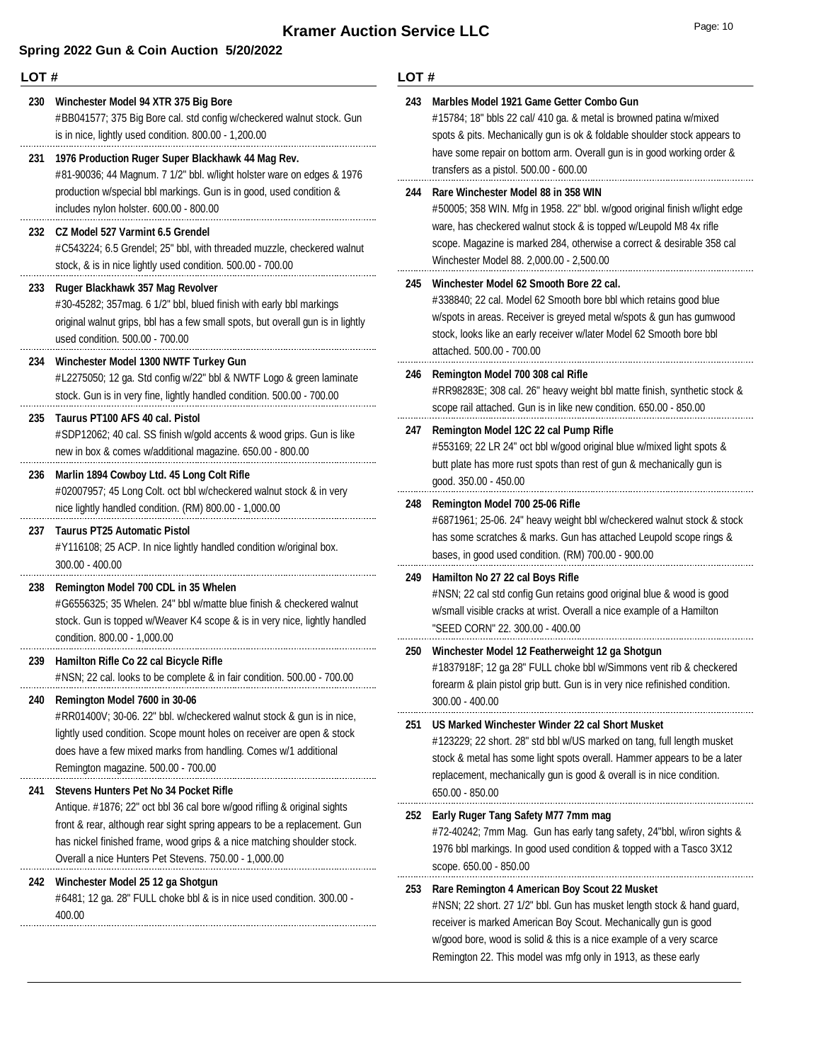# Kramer Auction Service LLC

## Spring 2022 Gun & Coin Auction 5/20/2022

| LOT # | |
|---|---|
| 230 | **Winchester Model 94 XTR 375 Big Bore**<br>#BB041577; 375 Big Bore cal. std config w/checkered walnut stock. Gun is in nice, lightly used condition. 800.00 - 1,200.00 |
| 231 | **1976 Production Ruger Super Blackhawk 44 Mag Rev.**<br>#81-90036; 44 Magnum. 7 1/2" bbl. w/light holster ware on edges & 1976 production w/special bbl markings. Gun is in good, used condition & includes nylon holster. 600.00 - 800.00 |
| 232 | **CZ Model 527 Varmint 6.5 Grendel**<br>#C543224; 6.5 Grendel; 25" bbl, with threaded muzzle, checkered walnut stock, & is in nice lightly used condition. 500.00 - 700.00 |
| 233 | **Ruger Blackhawk 357 Mag Revolver**<br>#30-45282; 357mag. 6 1/2" bbl, blued finish with early bbl markings original walnut grips, bbl has a few small spots, but overall gun is in lightly used condition. 500.00 - 700.00 |
| 234 | **Winchester Model 1300 NWTF Turkey Gun**<br>#L2275050; 12 ga. Std config w/22" bbl & NWTF Logo & green laminate stock. Gun is in very fine, lightly handled condition. 500.00 - 700.00 |
| 235 | **Taurus PT100 AFS 40 cal. Pistol**<br>#SDP12062; 40 cal. SS finish w/gold accents & wood grips. Gun is like new in box & comes w/additional magazine. 650.00 - 800.00 |
| 236 | **Marlin 1894 Cowboy Ltd. 45 Long Colt Rifle**<br>#02007957; 45 Long Colt. oct bbl w/checkered walnut stock & in very nice lightly handled condition. (RM) 800.00 - 1,000.00 |
| 237 | **Taurus PT25 Automatic Pistol**<br>#Y116108; 25 ACP. In nice lightly handled condition w/original box. 300.00 - 400.00 |
| 238 | **Remington Model 700 CDL in 35 Whelen**<br>#G6556325; 35 Whelen. 24" bbl w/matte blue finish & checkered walnut stock. Gun is topped w/Weaver K4 scope & is in very nice, lightly handled condition. 800.00 - 1,000.00 |
| 239 | **Hamilton Rifle Co 22 cal Bicycle Rifle**<br>#NSN; 22 cal. looks to be complete & in fair condition. 500.00 - 700.00 |
| 240 | **Remington Model 7600 in 30-06**<br>#RR01400V; 30-06. 22" bbl. w/checkered walnut stock & gun is in nice, lightly used condition. Scope mount holes on receiver are open & stock does have a few mixed marks from handling. Comes w/1 additional Remington magazine. 500.00 - 700.00 |
| 241 | **Stevens Hunters Pet No 34 Pocket Rifle**<br>Antique. #1876; 22" oct bbl 36 cal bore w/good rifling & original sights front & rear, although rear sight spring appears to be a replacement. Gun has nickel finished frame, wood grips & a nice matching shoulder stock. Overall a nice Hunters Pet Stevens. 750.00 - 1,000.00 |
| 242 | **Winchester Model 25 12 ga Shotgun**<br>#6481; 12 ga. 28" FULL choke bbl & is in nice used condition. 300.00 - 400.00 |
| 243 | **Marbles Model 1921 Game Getter Combo Gun**<br>#15784; 18" bbls 22 cal/ 410 ga. & metal is browned patina w/mixed spots & pits. Mechanically gun is ok & foldable shoulder stock appears to have some repair on bottom arm. Overall gun is in good working order & transfers as a pistol. 500.00 - 600.00 |
| 244 | **Rare Winchester Model 88 in 358 WIN**<br>#50005; 358 WIN. Mfg in 1958. 22" bbl. w/good original finish w/light edge ware, has checkered walnut stock & is topped w/Leupold M8 4x rifle scope. Magazine is marked 284, otherwise a correct & desirable 358 cal Winchester Model 88. 2,000.00 - 2,500.00 |
| 245 | **Winchester Model 62 Smooth Bore 22 cal.**<br>#338840; 22 cal. Model 62 Smooth bore bbl which retains good blue w/spots in areas. Receiver is greyed metal w/spots & gun has gumwood stock, looks like an early receiver w/later Model 62 Smooth bore bbl attached. 500.00 - 700.00 |
| 246 | **Remington Model 700 308 cal Rifle**<br>#RR98283E; 308 cal. 26" heavy weight bbl matte finish, synthetic stock & scope rail attached. Gun is in like new condition. 650.00 - 850.00 |
| 247 | **Remington Model 12C 22 cal Pump Rifle**<br>#553169; 22 LR 24" oct bbl w/good original blue w/mixed light spots & butt plate has more rust spots than rest of gun & mechanically gun is good. 350.00 - 450.00 |
| 248 | **Remington Model 700 25-06 Rifle**<br>#6871961; 25-06. 24" heavy weight bbl w/checkered walnut stock & stock has some scratches & marks. Gun has attached Leupold scope rings & bases, in good used condition. (RM) 700.00 - 900.00 |
| 249 | **Hamilton No 27 22 cal Boys Rifle**<br>#NSN; 22 cal std config Gun retains good original blue & wood is good w/small visible cracks at wrist. Overall a nice example of a Hamilton "SEED CORN" 22. 300.00 - 400.00 |
| 250 | **Winchester Model 12 Featherweight 12 ga Shotgun**<br>#1837918F; 12 ga 28" FULL choke bbl w/Simmons vent rib & checkered forearm & plain pistol grip butt. Gun is in very nice refinished condition. 300.00 - 400.00 |
| 251 | **US Marked Winchester Winder 22 cal Short Musket**<br>#123229; 22 short. 28" std bbl w/US marked on tang, full length musket stock & metal has some light spots overall. Hammer appears to be a later replacement, mechanically gun is good & overall is in nice condition. 650.00 - 850.00 |
| 252 | **Early Ruger Tang Safety M77 7mm mag**<br>#72-40242; 7mm Mag. Gun has early tang safety, 24"bbl, w/iron sights & 1976 bbl markings. In good used condition & topped with a Tasco 3X12 scope. 650.00 - 850.00 |
| 253 | **Rare Remington 4 American Boy Scout 22 Musket**<br>#NSN; 22 short. 27 1/2" bbl. Gun has musket length stock & hand guard, receiver is marked American Boy Scout. Mechanically gun is good w/good bore, wood is solid & this is a nice example of a very scarce Remington 22. This model was mfg only in 1913, as these early |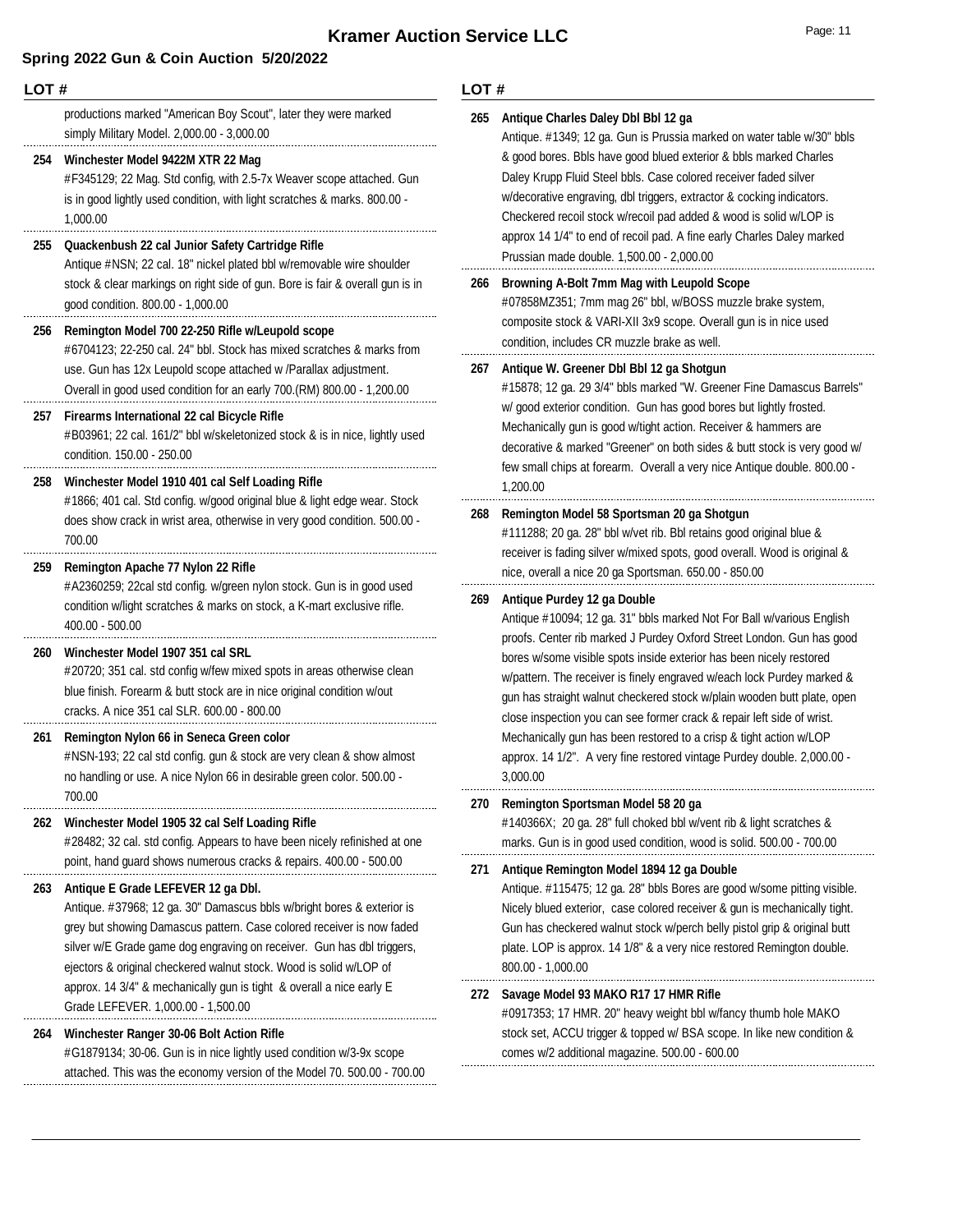## LOT #

productions marked "American Boy Scout", later they were marked simply Military Model. 2,000.00 - 3,000.00

**254 Winchester Model 9422M XTR 22 Mag**
#F345129; 22 Mag. Std config, with 2.5-7x Weaver scope attached. Gun is in good lightly used condition, with light scratches & marks. 800.00 - 1,000.00

**255 Quackenbush 22 cal Junior Safety Cartridge Rifle**
Antique #NSN; 22 cal. 18" nickel plated bbl w/removable wire shoulder stock & clear markings on right side of gun. Bore is fair & overall gun is in good condition. 800.00 - 1,000.00

**256 Remington Model 700 22-250 Rifle w/Leupold scope**
#6704123; 22-250 cal. 24" bbl. Stock has mixed scratches & marks from use. Gun has 12x Leupold scope attached w /Parallax adjustment. Overall in good used condition for an early 700.(RM) 800.00 - 1,200.00

**257 Firearms International 22 cal Bicycle Rifle**
#B03961; 22 cal. 161/2" bbl w/skeletonized stock & is in nice, lightly used condition. 150.00 - 250.00

**258 Winchester Model 1910 401 cal Self Loading Rifle**
#1866; 401 cal. Std config. w/good original blue & light edge wear. Stock does show crack in wrist area, otherwise in very good condition. 500.00 - 700.00

**259 Remington Apache 77 Nylon 22 Rifle**
#A2360259; 22cal std config. w/green nylon stock. Gun is in good used condition w/light scratches & marks on stock, a K-mart exclusive rifle. 400.00 - 500.00

**260 Winchester Model 1907 351 cal SRL**
#20720; 351 cal. std config w/few mixed spots in areas otherwise clean blue finish. Forearm & butt stock are in nice original condition w/out cracks. A nice 351 cal SLR. 600.00 - 800.00

**261 Remington Nylon 66 in Seneca Green color**
#NSN-193; 22 cal std config. gun & stock are very clean & show almost no handling or use. A nice Nylon 66 in desirable green color. 500.00 - 700.00

**262 Winchester Model 1905 32 cal Self Loading Rifle**
#28482; 32 cal. std config. Appears to have been nicely refinished at one point, hand guard shows numerous cracks & repairs. 400.00 - 500.00

**263 Antique E Grade LEFEVER 12 ga Dbl.**
Antique. #37968; 12 ga. 30" Damascus bbls w/bright bores & exterior is grey but showing Damascus pattern. Case colored receiver is now faded silver w/E Grade game dog engraving on receiver. Gun has dbl triggers, ejectors & original checkered walnut stock. Wood is solid w/LOP of approx. 14 3/4" & mechanically gun is tight & overall a nice early E Grade LEFEVER. 1,000.00 - 1,500.00

**264 Winchester Ranger 30-06 Bolt Action Rifle**
#G1879134; 30-06. Gun is in nice lightly used condition w/3-9x scope attached. This was the economy version of the Model 70. 500.00 - 700.00

**265 Antique Charles Daley Dbl Bbl 12 ga**
Antique. #1349; 12 ga. Gun is Prussia marked on water table w/30" bbls & good bores. Bbls have good blued exterior & bbls marked Charles Daley Krupp Fluid Steel bbls. Case colored receiver faded silver w/decorative engraving, dbl triggers, extractor & cocking indicators. Checkered recoil stock w/recoil pad added & wood is solid w/LOP is approx 14 1/4" to end of recoil pad. A fine early Charles Daley marked Prussian made double. 1,500.00 - 2,000.00

**266 Browning A-Bolt 7mm Mag with Leupold Scope**
#07858MZ351; 7mm mag 26" bbl, w/BOSS muzzle brake system, composite stock & VARI-XII 3x9 scope. Overall gun is in nice used condition, includes CR muzzle brake as well.

**267 Antique W. Greener Dbl Bbl 12 ga Shotgun**
#15878; 12 ga. 29 3/4" bbls marked "W. Greener Fine Damascus Barrels" w/ good exterior condition. Gun has good bores but lightly frosted. Mechanically gun is good w/tight action. Receiver & hammers are decorative & marked "Greener" on both sides & butt stock is very good w/ few small chips at forearm. Overall a very nice Antique double. 800.00 - 1,200.00

**268 Remington Model 58 Sportsman 20 ga Shotgun**
#111288; 20 ga. 28" bbl w/vet rib. Bbl retains good original blue & receiver is fading silver w/mixed spots, good overall. Wood is original & nice, overall a nice 20 ga Sportsman. 650.00 - 850.00

**269 Antique Purdey 12 ga Double**
Antique #10094; 12 ga. 31" bbls marked Not For Ball w/various English proofs. Center rib marked J Purdey Oxford Street London. Gun has good bores w/some visible spots inside exterior has been nicely restored w/pattern. The receiver is finely engraved w/each lock Purdey marked & gun has straight walnut checkered stock w/plain wooden butt plate, open close inspection you can see former crack & repair left side of wrist. Mechanically gun has been restored to a crisp & tight action w/LOP approx. 14 1/2". A very fine restored vintage Purdey double. 2,000.00 - 3,000.00

**270 Remington Sportsman Model 58 20 ga**
#140366X; 20 ga. 28" full choked bbl w/vent rib & light scratches & marks. Gun is in good used condition, wood is solid. 500.00 - 700.00

**271 Antique Remington Model 1894 12 ga Double**
Antique. #115475; 12 ga. 28" bbls Bores are good w/some pitting visible. Nicely blued exterior, case colored receiver & gun is mechanically tight. Gun has checkered walnut stock w/perch belly pistol grip & original butt plate. LOP is approx. 14 1/8" & a very nice restored Remington double. 800.00 - 1,000.00

**272 Savage Model 93 MAKO R17 17 HMR Rifle**
#0917353; 17 HMR. 20" heavy weight bbl w/fancy thumb hole MAKO stock set, ACCU trigger & topped w/ BSA scope. In like new condition & comes w/2 additional magazine. 500.00 - 600.00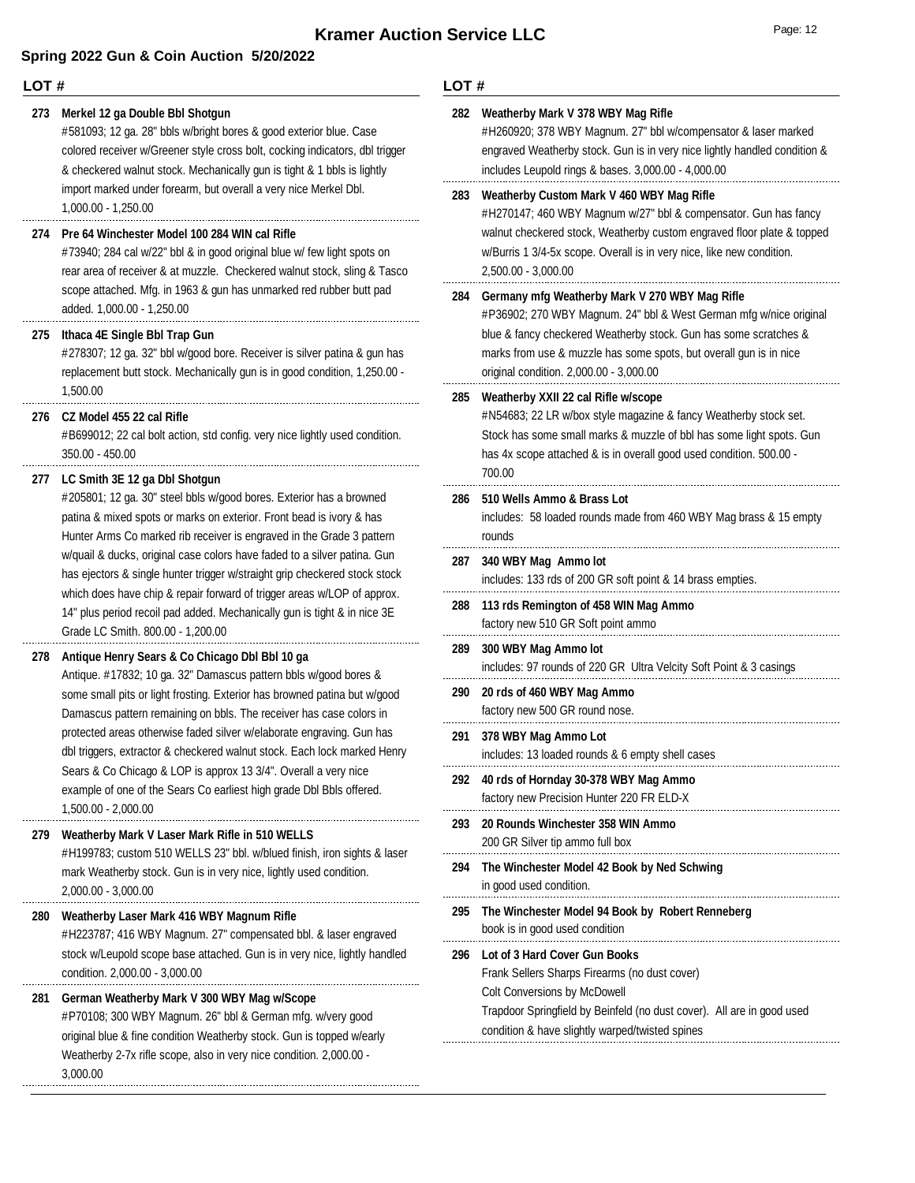# Kramer Auction Service LLC

## Spring 2022 Gun & Coin Auction 5/20/2022

**LOT #**

**273 Merkel 12 ga Double Bbl Shotgun**
#581093; 12 ga. 28" bbls w/bright bores & good exterior blue. Case colored receiver w/Greener style cross bolt, cocking indicators, dbl trigger & checkered walnut stock. Mechanically gun is tight & 1 bbls is lightly import marked under forearm, but overall a very nice Merkel Dbl. 1,000.00 - 1,250.00

**274 Pre 64 Winchester Model 100 284 WIN cal Rifle**
#73940; 284 cal w/22" bbl & in good original blue w/ few light spots on rear area of receiver & at muzzle. Checkered walnut stock, sling & Tasco scope attached. Mfg. in 1963 & gun has unmarked red rubber butt pad added. 1,000.00 - 1,250.00

**275 Ithaca 4E Single Bbl Trap Gun**
#278307; 12 ga. 32" bbl w/good bore. Receiver is silver patina & gun has replacement butt stock. Mechanically gun is in good condition, 1,250.00 - 1,500.00

**276 CZ Model 455 22 cal Rifle**
#B699012; 22 cal bolt action, std config. very nice lightly used condition. 350.00 - 450.00

**277 LC Smith 3E 12 ga Dbl Shotgun**
#205801; 12 ga. 30" steel bbls w/good bores. Exterior has a browned patina & mixed spots or marks on exterior. Front bead is ivory & has Hunter Arms Co marked rib receiver is engraved in the Grade 3 pattern w/quail & ducks, original case colors have faded to a silver patina. Gun has ejectors & single hunter trigger w/straight grip checkered stock stock which does have chip & repair forward of trigger areas w/LOP of approx. 14" plus period recoil pad added. Mechanically gun is tight & in nice 3E Grade LC Smith. 800.00 - 1,200.00

**278 Antique Henry Sears & Co Chicago Dbl Bbl 10 ga**
Antique. #17832; 10 ga. 32" Damascus pattern bbls w/good bores & some small pits or light frosting. Exterior has browned patina but w/good Damascus pattern remaining on bbls. The receiver has case colors in protected areas otherwise faded silver w/elaborate engraving. Gun has dbl triggers, extractor & checkered walnut stock. Each lock marked Henry Sears & Co Chicago & LOP is approx 13 3/4". Overall a very nice example of one of the Sears Co earliest high grade Dbl Bbls offered. 1,500.00 - 2,000.00

**279 Weatherby Mark V Laser Mark Rifle in 510 WELLS**
#H199783; custom 510 WELLS 23" bbl. w/blued finish, iron sights & laser mark Weatherby stock. Gun is in very nice, lightly used condition. 2,000.00 - 3,000.00

**280 Weatherby Laser Mark 416 WBY Magnum Rifle**
#H223787; 416 WBY Magnum. 27" compensated bbl. & laser engraved stock w/Leupold scope base attached. Gun is in very nice, lightly handled condition. 2,000.00 - 3,000.00

**281 German Weatherby Mark V 300 WBY Mag w/Scope**
#P70108; 300 WBY Magnum. 26" bbl & German mfg. w/very good original blue & fine condition Weatherby stock. Gun is topped w/early Weatherby 2-7x rifle scope, also in very nice condition. 2,000.00 - 3,000.00

**282 Weatherby Mark V 378 WBY Mag Rifle**
#H260920; 378 WBY Magnum. 27" bbl w/compensator & laser marked engraved Weatherby stock. Gun is in very nice lightly handled condition & includes Leupold rings & bases. 3,000.00 - 4,000.00

**283 Weatherby Custom Mark V 460 WBY Mag Rifle**
#H270147; 460 WBY Magnum w/27" bbl & compensator. Gun has fancy walnut checkered stock, Weatherby custom engraved floor plate & topped w/Burris 1 3/4-5x scope. Overall is in very nice, like new condition. 2,500.00 - 3,000.00

**284 Germany mfg Weatherby Mark V 270 WBY Mag Rifle**
#P36902; 270 WBY Magnum. 24" bbl & West German mfg w/nice original blue & fancy checkered Weatherby stock. Gun has some scratches & marks from use & muzzle has some spots, but overall gun is in nice original condition. 2,000.00 - 3,000.00

**285 Weatherby XXII 22 cal Rifle w/scope**
#N54683; 22 LR w/box style magazine & fancy Weatherby stock set. Stock has some small marks & muzzle of bbl has some light spots. Gun has 4x scope attached & is in overall good used condition. 500.00 - 700.00

**286 510 Wells Ammo & Brass Lot**
includes: 58 loaded rounds made from 460 WBY Mag brass & 15 empty rounds

**287 340 WBY Mag Ammo lot**
includes: 133 rds of 200 GR soft point & 14 brass empties.

**288 113 rds Remington of 458 WIN Mag Ammo**
factory new 510 GR Soft point ammo

**289 300 WBY Mag Ammo lot**
includes: 97 rounds of 220 GR Ultra Velcity Soft Point & 3 casings

**290 20 rds of 460 WBY Mag Ammo**
factory new 500 GR round nose.

**291 378 WBY Mag Ammo Lot**
includes: 13 loaded rounds & 6 empty shell cases

**292 40 rds of Hornday 30-378 WBY Mag Ammo**
factory new Precision Hunter 220 FR ELD-X

**293 20 Rounds Winchester 358 WIN Ammo**
200 GR Silver tip ammo full box

**294 The Winchester Model 42 Book by Ned Schwing**
in good used condition.

**295 The Winchester Model 94 Book by Robert Renneberg**
book is in good used condition

**296 Lot of 3 Hard Cover Gun Books**
Frank Sellers Sharps Firearms (no dust cover)
Colt Conversions by McDowell
Trapdoor Springfield by Beinfeld (no dust cover). All are in good used condition & have slightly warped/twisted spines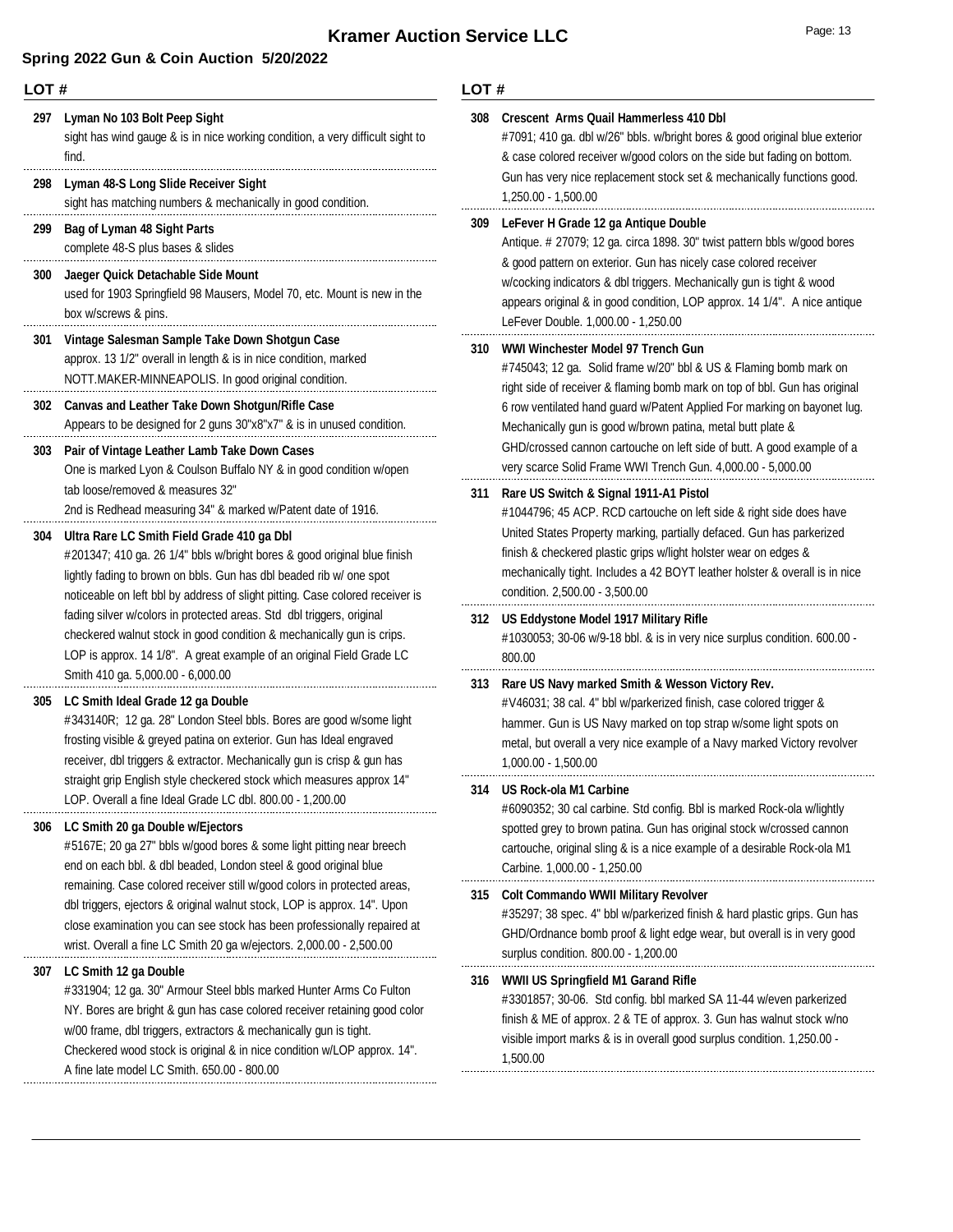# Kramer Auction Service LLC

## Spring 2022 Gun & Coin Auction 5/20/2022

**LOT #**

**297 Lyman No 103 Bolt Peep Sight**
sight has wind gauge & is in nice working condition, a very difficult sight to find.

**298 Lyman 48-S Long Slide Receiver Sight**
sight has matching numbers & mechanically in good condition.

**299 Bag of Lyman 48 Sight Parts**
complete 48-S plus bases & slides

**300 Jaeger Quick Detachable Side Mount**
used for 1903 Springfield 98 Mausers, Model 70, etc. Mount is new in the box w/screws & pins.

**301 Vintage Salesman Sample Take Down Shotgun Case**
approx. 13 1/2" overall in length & is in nice condition, marked NOTT.MAKER-MINNEAPOLIS. In good original condition.

**302 Canvas and Leather Take Down Shotgun/Rifle Case**
Appears to be designed for 2 guns 30"x8"x7" & is in unused condition.

**303 Pair of Vintage Leather Lamb Take Down Cases**
One is marked Lyon & Coulson Buffalo NY & in good condition w/open tab loose/removed & measures 32"
2nd is Redhead measuring 34" & marked w/Patent date of 1916.

**304 Ultra Rare LC Smith Field Grade 410 ga Dbl**
#201347; 410 ga. 26 1/4" bbls w/bright bores & good original blue finish lightly fading to brown on bbls. Gun has dbl beaded rib w/ one spot noticeable on left bbl by address of slight pitting. Case colored receiver is fading silver w/colors in protected areas. Std dbl triggers, original checkered walnut stock in good condition & mechanically gun is crips. LOP is approx. 14 1/8". A great example of an original Field Grade LC Smith 410 ga. 5,000.00 - 6,000.00

**305 LC Smith Ideal Grade 12 ga Double**
#343140R; 12 ga. 28" London Steel bbls. Bores are good w/some light frosting visible & greyed patina on exterior. Gun has Ideal engraved receiver, dbl triggers & extractor. Mechanically gun is crisp & gun has straight grip English style checkered stock which measures approx 14" LOP. Overall a fine Ideal Grade LC dbl. 800.00 - 1,200.00

**306 LC Smith 20 ga Double w/Ejectors**
#5167E; 20 ga 27" bbls w/good bores & some light pitting near breech end on each bbl. & dbl beaded, London steel & good original blue remaining. Case colored receiver still w/good colors in protected areas, dbl triggers, ejectors & original walnut stock, LOP is approx. 14". Upon close examination you can see stock has been professionally repaired at wrist. Overall a fine LC Smith 20 ga w/ejectors. 2,000.00 - 2,500.00

**307 LC Smith 12 ga Double**
#331904; 12 ga. 30" Armour Steel bbls marked Hunter Arms Co Fulton NY. Bores are bright & gun has case colored receiver retaining good color w/00 frame, dbl triggers, extractors & mechanically gun is tight. Checkered wood stock is original & in nice condition w/LOP approx. 14". A fine late model LC Smith. 650.00 - 800.00

**308 Crescent Arms Quail Hammerless 410 Dbl**
#7091; 410 ga. dbl w/26" bbls. w/bright bores & good original blue exterior & case colored receiver w/good colors on the side but fading on bottom. Gun has very nice replacement stock set & mechanically functions good. 1,250.00 - 1,500.00

**309 LeFever H Grade 12 ga Antique Double**
Antique. # 27079; 12 ga. circa 1898. 30" twist pattern bbls w/good bores & good pattern on exterior. Gun has nicely case colored receiver w/cocking indicators & dbl triggers. Mechanically gun is tight & wood appears original & in good condition, LOP approx. 14 1/4". A nice antique LeFever Double. 1,000.00 - 1,250.00

**310 WWI Winchester Model 97 Trench Gun**
#745043; 12 ga. Solid frame w/20" bbl & US & Flaming bomb mark on right side of receiver & flaming bomb mark on top of bbl. Gun has original 6 row ventilated hand guard w/Patent Applied For marking on bayonet lug. Mechanically gun is good w/brown patina, metal butt plate & GHD/crossed cannon cartouche on left side of butt. A good example of a very scarce Solid Frame WWI Trench Gun. 4,000.00 - 5,000.00

**311 Rare US Switch & Signal 1911-A1 Pistol**
#1044796; 45 ACP. RCD cartouche on left side & right side does have United States Property marking, partially defaced. Gun has parkerized finish & checkered plastic grips w/light holster wear on edges & mechanically tight. Includes a 42 BOYT leather holster & overall is in nice condition. 2,500.00 - 3,500.00

**312 US Eddystone Model 1917 Military Rifle**
#1030053; 30-06 w/9-18 bbl. & is in very nice surplus condition. 600.00 - 800.00

**313 Rare US Navy marked Smith & Wesson Victory Rev.**
#V46031; 38 cal. 4" bbl w/parkerized finish, case colored trigger & hammer. Gun is US Navy marked on top strap w/some light spots on metal, but overall a very nice example of a Navy marked Victory revolver 1,000.00 - 1,500.00

**314 US Rock-ola M1 Carbine**
#6090352; 30 cal carbine. Std config. Bbl is marked Rock-ola w/lightly spotted grey to brown patina. Gun has original stock w/crossed cannon cartouche, original sling & is a nice example of a desirable Rock-ola M1 Carbine. 1,000.00 - 1,250.00

**315 Colt Commando WWII Military Revolver**
#35297; 38 spec. 4" bbl w/parkerized finish & hard plastic grips. Gun has GHD/Ordnance bomb proof & light edge wear, but overall is in very good surplus condition. 800.00 - 1,200.00

**316 WWII US Springfield M1 Garand Rifle**
#3301857; 30-06. Std config. bbl marked SA 11-44 w/even parkerized finish & ME of approx. 2 & TE of approx. 3. Gun has walnut stock w/no visible import marks & is in overall good surplus condition. 1,250.00 - 1,500.00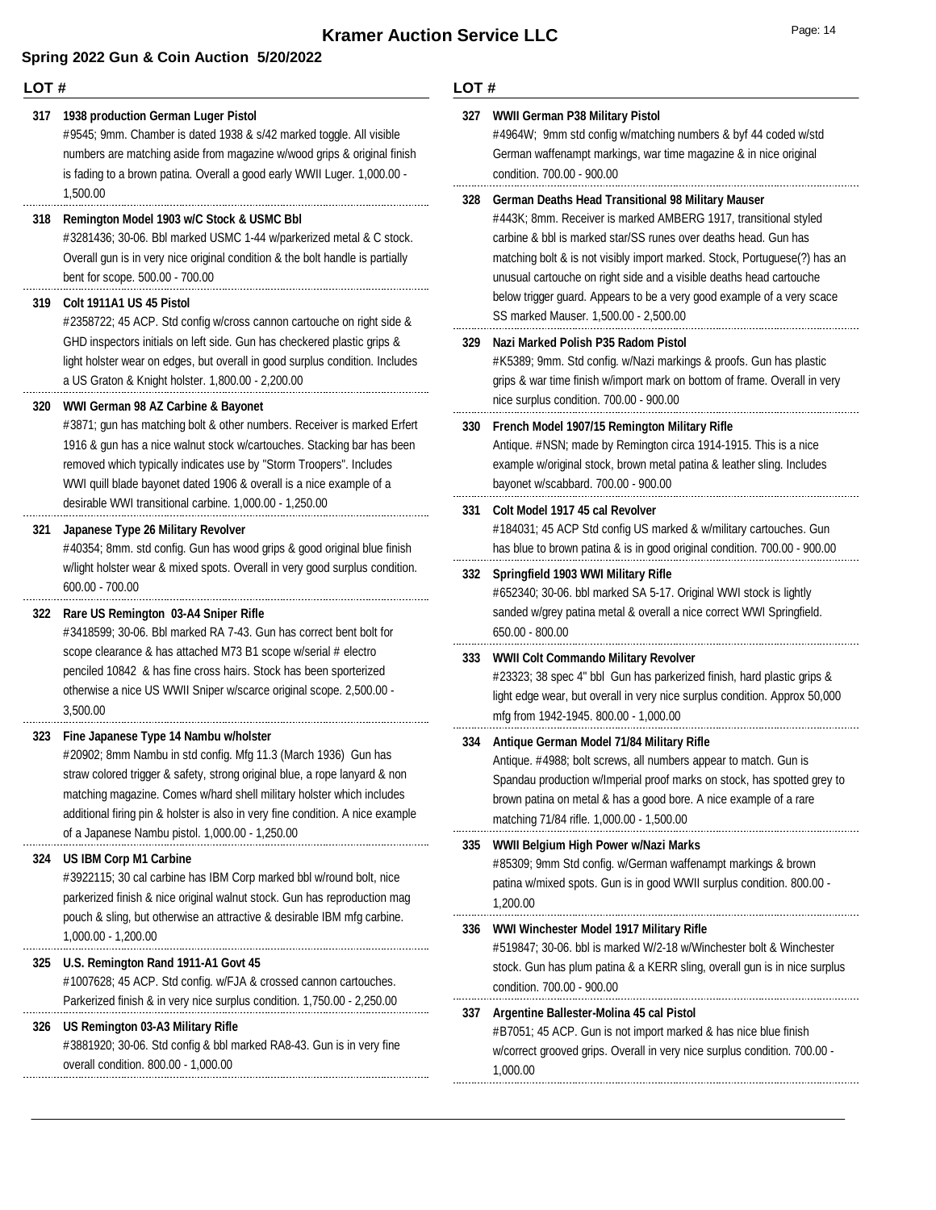# Kramer Auction Service LLC

## Spring 2022 Gun & Coin Auction 5/20/2022

**LOT #**

**317 1938 production German Luger Pistol**
#9545; 9mm. Chamber is dated 1938 & s/42 marked toggle. All visible numbers are matching aside from magazine w/wood grips & original finish is fading to a brown patina. Overall a good early WWII Luger. 1,000.00 - 1,500.00

**318 Remington Model 1903 w/C Stock & USMC Bbl**
#3281436; 30-06. Bbl marked USMC 1-44 w/parkerized metal & C stock. Overall gun is in very nice original condition & the bolt handle is partially bent for scope. 500.00 - 700.00

**319 Colt 1911A1 US 45 Pistol**
#2358722; 45 ACP. Std config w/cross cannon cartouche on right side & GHD inspectors initials on left side. Gun has checkered plastic grips & light holster wear on edges, but overall in good surplus condition. Includes a US Graton & Knight holster. 1,800.00 - 2,200.00

**320 WWI German 98 AZ Carbine & Bayonet**
#3871; gun has matching bolt & other numbers. Receiver is marked Erfert 1916 & gun has a nice walnut stock w/cartouches. Stacking bar has been removed which typically indicates use by "Storm Troopers". Includes WWI quill blade bayonet dated 1906 & overall is a nice example of a desirable WWI transitional carbine. 1,000.00 - 1,250.00

**321 Japanese Type 26 Military Revolver**
#40354; 8mm. std config. Gun has wood grips & good original blue finish w/light holster wear & mixed spots. Overall in very good surplus condition. 600.00 - 700.00

**322 Rare US Remington 03-A4 Sniper Rifle**
#3418599; 30-06. Bbl marked RA 7-43. Gun has correct bent bolt for scope clearance & has attached M73 B1 scope w/serial # electro penciled 10842 & has fine cross hairs. Stock has been sporterized otherwise a nice US WWII Sniper w/scarce original scope. 2,500.00 - 3,500.00

**323 Fine Japanese Type 14 Nambu w/holster**
#20902; 8mm Nambu in std config. Mfg 11.3 (March 1936) Gun has straw colored trigger & safety, strong original blue, a rope lanyard & non matching magazine. Comes w/hard shell military holster which includes additional firing pin & holster is also in very fine condition. A nice example of a Japanese Nambu pistol. 1,000.00 - 1,250.00

**324 US IBM Corp M1 Carbine**
#3922115; 30 cal carbine has IBM Corp marked bbl w/round bolt, nice parkerized finish & nice original walnut stock. Gun has reproduction mag pouch & sling, but otherwise an attractive & desirable IBM mfg carbine. 1,000.00 - 1,200.00

**325 U.S. Remington Rand 1911-A1 Govt 45**
#1007628; 45 ACP. Std config. w/FJA & crossed cannon cartouches. Parkerized finish & in very nice surplus condition. 1,750.00 - 2,250.00

**326 US Remington 03-A3 Military Rifle**
#3881920; 30-06. Std config & bbl marked RA8-43. Gun is in very fine overall condition. 800.00 - 1,000.00

**327 WWII German P38 Military Pistol**
#4964W; 9mm std config w/matching numbers & byf 44 coded w/std German waffenampt markings, war time magazine & in nice original condition. 700.00 - 900.00

**328 German Deaths Head Transitional 98 Military Mauser**
#443K; 8mm. Receiver is marked AMBERG 1917, transitional styled carbine & bbl is marked star/SS runes over deaths head. Gun has matching bolt & is not visibly import marked. Stock, Portuguese(?) has an unusual cartouche on right side and a visible deaths head cartouche below trigger guard. Appears to be a very good example of a very scace SS marked Mauser. 1,500.00 - 2,500.00

**329 Nazi Marked Polish P35 Radom Pistol**
#K5389; 9mm. Std config. w/Nazi markings & proofs. Gun has plastic grips & war time finish w/import mark on bottom of frame. Overall in very nice surplus condition. 700.00 - 900.00

**330 French Model 1907/15 Remington Military Rifle**
Antique. #NSN; made by Remington circa 1914-1915. This is a nice example w/original stock, brown metal patina & leather sling. Includes bayonet w/scabbard. 700.00 - 900.00

**331 Colt Model 1917 45 cal Revolver**
#184031; 45 ACP Std config US marked & w/military cartouches. Gun has blue to brown patina & is in good original condition. 700.00 - 900.00

**332 Springfield 1903 WWI Military Rifle**
#652340; 30-06. bbl marked SA 5-17. Original WWI stock is lightly sanded w/grey patina metal & overall a nice correct WWI Springfield. 650.00 - 800.00

**333 WWII Colt Commando Military Revolver**
#23323; 38 spec 4" bbl Gun has parkerized finish, hard plastic grips & light edge wear, but overall in very nice surplus condition. Approx 50,000 mfg from 1942-1945. 800.00 - 1,000.00

**334 Antique German Model 71/84 Military Rifle**
Antique. #4988; bolt screws, all numbers appear to match. Gun is Spandau production w/Imperial proof marks on stock, has spotted grey to brown patina on metal & has a good bore. A nice example of a rare matching 71/84 rifle. 1,000.00 - 1,500.00

**335 WWII Belgium High Power w/Nazi Marks**
#85309; 9mm Std config. w/German waffenampt markings & brown patina w/mixed spots. Gun is in good WWII surplus condition. 800.00 - 1,200.00

**336 WWI Winchester Model 1917 Military Rifle**
#519847; 30-06. bbl is marked W/2-18 w/Winchester bolt & Winchester stock. Gun has plum patina & a KERR sling, overall gun is in nice surplus condition. 700.00 - 900.00

**337 Argentine Ballester-Molina 45 cal Pistol**
#B7051; 45 ACP. Gun is not import marked & has nice blue finish w/correct grooved grips. Overall in very nice surplus condition. 700.00 - 1,000.00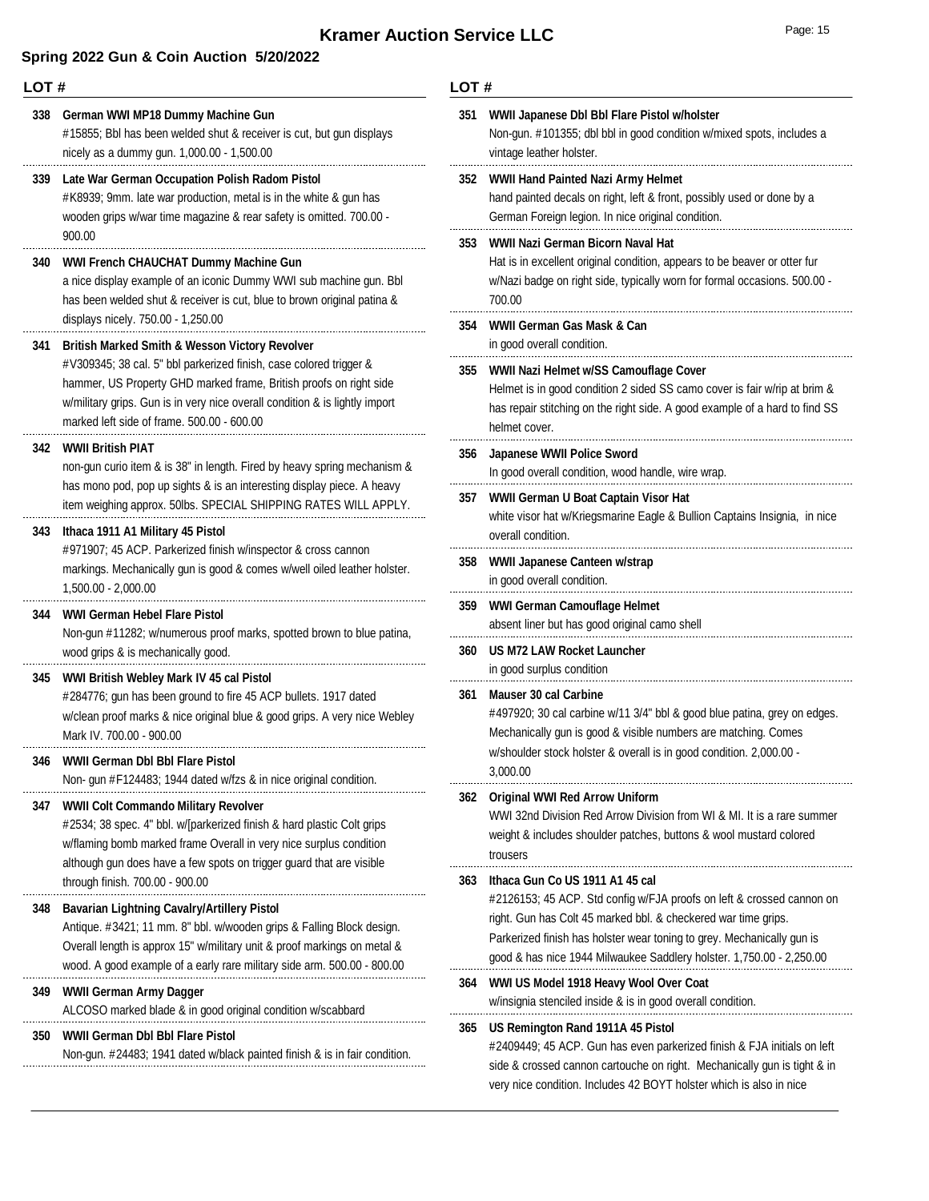# Kramer Auction Service LLC

## Spring 2022 Gun & Coin Auction 5/20/2022

**LOT #**

**338 German WWI MP18 Dummy Machine Gun**
#15855; Bbl has been welded shut & receiver is cut, but gun displays nicely as a dummy gun. 1,000.00 - 1,500.00

**339 Late War German Occupation Polish Radom Pistol**
#K8939; 9mm. late war production, metal is in the white & gun has wooden grips w/war time magazine & rear safety is omitted. 700.00 - 900.00

**340 WWI French CHAUCHAT Dummy Machine Gun**
a nice display example of an iconic Dummy WWI sub machine gun. Bbl has been welded shut & receiver is cut, blue to brown original patina & displays nicely. 750.00 - 1,250.00

**341 British Marked Smith & Wesson Victory Revolver**
#V309345; 38 cal. 5" bbl parkerized finish, case colored trigger & hammer, US Property GHD marked frame, British proofs on right side w/military grips. Gun is in very nice overall condition & is lightly import marked left side of frame. 500.00 - 600.00

**342 WWII British PIAT**
non-gun curio item & is 38" in length. Fired by heavy spring mechanism & has mono pod, pop up sights & is an interesting display piece. A heavy item weighing approx. 50lbs. SPECIAL SHIPPING RATES WILL APPLY.

**343 Ithaca 1911 A1 Military 45 Pistol**
#971907; 45 ACP. Parkerized finish w/inspector & cross cannon markings. Mechanically gun is good & comes w/well oiled leather holster. 1,500.00 - 2,000.00

**344 WWI German Hebel Flare Pistol**
Non-gun #11282; w/numerous proof marks, spotted brown to blue patina, wood grips & is mechanically good.

**345 WWI British Webley Mark IV 45 cal Pistol**
#284776; gun has been ground to fire 45 ACP bullets. 1917 dated w/clean proof marks & nice original blue & good grips. A very nice Webley Mark IV. 700.00 - 900.00

**346 WWII German Dbl Bbl Flare Pistol**
Non- gun #F124483; 1944 dated w/fzs & in nice original condition.

**347 WWII Colt Commando Military Revolver**
#2534; 38 spec. 4" bbl. w/[parkerized finish & hard plastic Colt grips w/flaming bomb marked frame Overall in very nice surplus condition although gun does have a few spots on trigger guard that are visible through finish. 700.00 - 900.00

**348 Bavarian Lightning Cavalry/Artillery Pistol**
Antique. #3421; 11 mm. 8" bbl. w/wooden grips & Falling Block design. Overall length is approx 15" w/military unit & proof markings on metal & wood. A good example of a early rare military side arm. 500.00 - 800.00

**349 WWII German Army Dagger**
ALCOSO marked blade & in good original condition w/scabbard

**350 WWII German Dbl Bbl Flare Pistol**
Non-gun. #24483; 1941 dated w/black painted finish & is in fair condition.

**351 WWII Japanese Dbl Bbl Flare Pistol w/holster**
Non-gun. #101355; dbl bbl in good condition w/mixed spots, includes a vintage leather holster.

**352 WWII Hand Painted Nazi Army Helmet**
hand painted decals on right, left & front, possibly used or done by a German Foreign legion. In nice original condition.

**353 WWII Nazi German Bicorn Naval Hat**
Hat is in excellent original condition, appears to be beaver or otter fur w/Nazi badge on right side, typically worn for formal occasions. 500.00 - 700.00

**354 WWII German Gas Mask & Can**
in good overall condition.

**355 WWII Nazi Helmet w/SS Camouflage Cover**
Helmet is in good condition 2 sided SS camo cover is fair w/rip at brim & has repair stitching on the right side. A good example of a hard to find SS helmet cover.

**356 Japanese WWII Police Sword**
In good overall condition, wood handle, wire wrap.

**357 WWII German U Boat Captain Visor Hat**
white visor hat w/Kriegsmarine Eagle & Bullion Captains Insignia, in nice overall condition.

**358 WWII Japanese Canteen w/strap**
in good overall condition.

**359 WWI German Camouflage Helmet**
absent liner but has good original camo shell

**360 US M72 LAW Rocket Launcher**
in good surplus condition

**361 Mauser 30 cal Carbine**
#497920; 30 cal carbine w/11 3/4" bbl & good blue patina, grey on edges. Mechanically gun is good & visible numbers are matching. Comes w/shoulder stock holster & overall is in good condition. 2,000.00 - 3,000.00

**362 Original WWI Red Arrow Uniform**
WWI 32nd Division Red Arrow Division from WI & MI. It is a rare summer weight & includes shoulder patches, buttons & wool mustard colored trousers

**363 Ithaca Gun Co US 1911 A1 45 cal**
#2126153; 45 ACP. Std config w/FJA proofs on left & crossed cannon on right. Gun has Colt 45 marked bbl. & checkered war time grips. Parkerized finish has holster wear toning to grey. Mechanically gun is good & has nice 1944 Milwaukee Saddlery holster. 1,750.00 - 2,250.00

**364 WWI US Model 1918 Heavy Wool Over Coat**
w/insignia stenciled inside & is in good overall condition.

**365 US Remington Rand 1911A 45 Pistol**
#2409449; 45 ACP. Gun has even parkerized finish & FJA initials on left side & crossed cannon cartouche on right. Mechanically gun is tight & in very nice condition. Includes 42 BOYT holster which is also in nice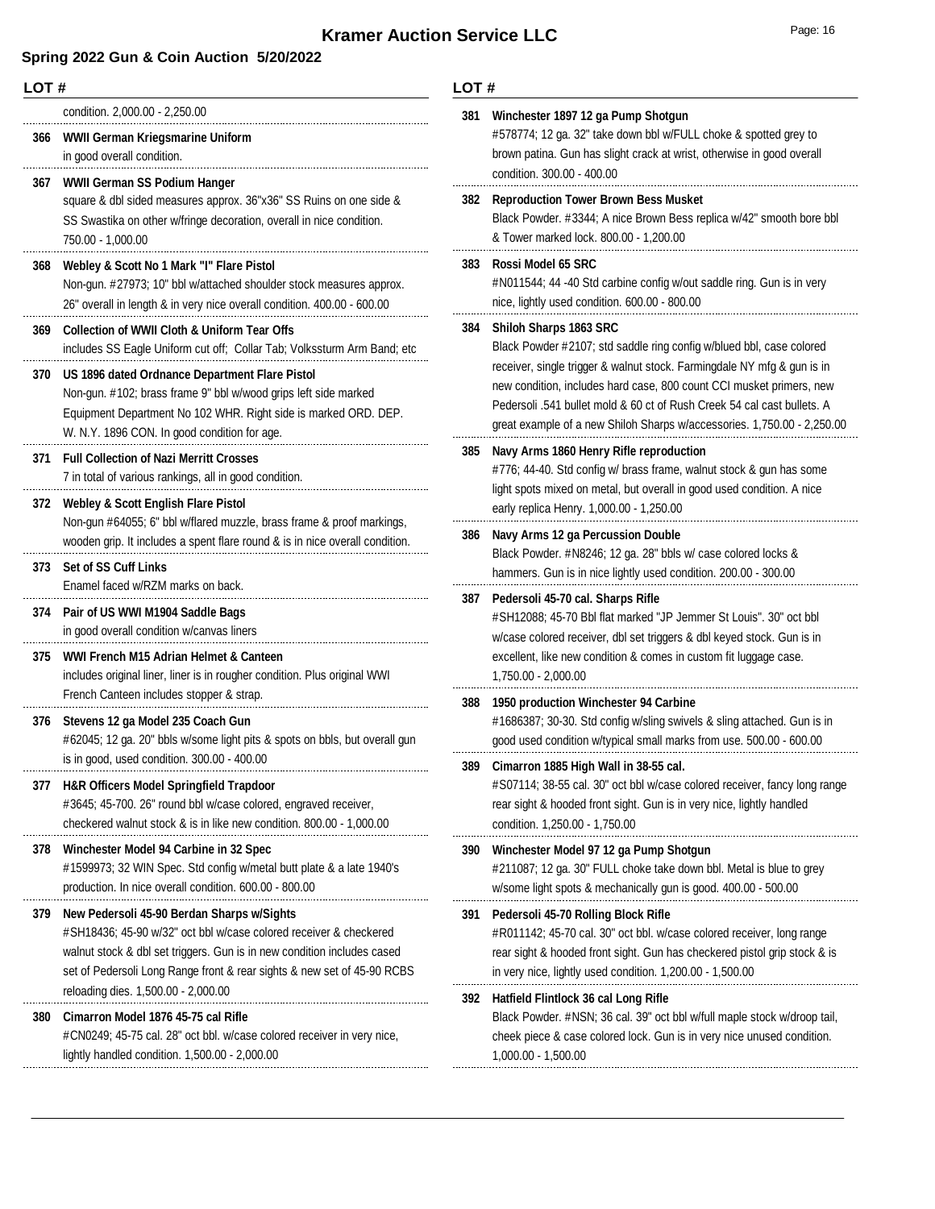# Kramer Auction Service LLC

## Spring 2022 Gun & Coin Auction 5/20/2022

**LOT #**

condition. 2,000.00 - 2,250.00

**366 WWII German Kriegsmarine Uniform**
in good overall condition.

**367 WWII German SS Podium Hanger**
square & dbl sided measures approx. 36"x36" SS Ruins on one side & SS Swastika on other w/fringe decoration, overall in nice condition. 750.00 - 1,000.00

**368 Webley & Scott No 1 Mark "I" Flare Pistol**
Non-gun. #27973; 10" bbl w/attached shoulder stock measures approx. 26" overall in length & in very nice overall condition. 400.00 - 600.00

**369 Collection of WWII Cloth & Uniform Tear Offs**
includes SS Eagle Uniform cut off; Collar Tab; Volkssturm Arm Band; etc

**370 US 1896 dated Ordnance Department Flare Pistol**
Non-gun. #102; brass frame 9" bbl w/wood grips left side marked Equipment Department No 102 WHR. Right side is marked ORD. DEP. W. N.Y. 1896 CON. In good condition for age.

**371 Full Collection of Nazi Merritt Crosses**
7 in total of various rankings, all in good condition.

**372 Webley & Scott English Flare Pistol**
Non-gun #64055; 6" bbl w/flared muzzle, brass frame & proof markings, wooden grip. It includes a spent flare round & is in nice overall condition.

**373 Set of SS Cuff Links**
Enamel faced w/RZM marks on back.

**374 Pair of US WWI M1904 Saddle Bags**
in good overall condition w/canvas liners

**375 WWI French M15 Adrian Helmet & Canteen**
includes original liner, liner is in rougher condition. Plus original WWI French Canteen includes stopper & strap.

**376 Stevens 12 ga Model 235 Coach Gun**
#62045; 12 ga. 20" bbls w/some light pits & spots on bbls, but overall gun is in good, used condition. 300.00 - 400.00

**377 H&R Officers Model Springfield Trapdoor**
#3645; 45-700. 26" round bbl w/case colored, engraved receiver, checkered walnut stock & is in like new condition. 800.00 - 1,000.00

**378 Winchester Model 94 Carbine in 32 Spec**
#1599973; 32 WIN Spec. Std config w/metal butt plate & a late 1940's production. In nice overall condition. 600.00 - 800.00

**379 New Pedersoli 45-90 Berdan Sharps w/Sights**
#SH18436; 45-90 w/32" oct bbl w/case colored receiver & checkered walnut stock & dbl set triggers. Gun is in new condition includes cased set of Pedersoli Long Range front & rear sights & new set of 45-90 RCBS reloading dies. 1,500.00 - 2,000.00

**380 Cimarron Model 1876 45-75 cal Rifle**
#CN0249; 45-75 cal. 28" oct bbl. w/case colored receiver in very nice, lightly handled condition. 1,500.00 - 2,000.00

**381 Winchester 1897 12 ga Pump Shotgun**
#578774; 12 ga. 32" take down bbl w/FULL choke & spotted grey to brown patina. Gun has slight crack at wrist, otherwise in good overall condition. 300.00 - 400.00

**382 Reproduction Tower Brown Bess Musket**
Black Powder. #3344; A nice Brown Bess replica w/42" smooth bore bbl & Tower marked lock. 800.00 - 1,200.00

**383 Rossi Model 65 SRC**
#N011544; 44 -40 Std carbine config w/out saddle ring. Gun is in very nice, lightly used condition. 600.00 - 800.00

**384 Shiloh Sharps 1863 SRC**
Black Powder #2107; std saddle ring config w/blued bbl, case colored receiver, single trigger & walnut stock. Farmingdale NY mfg & gun is in new condition, includes hard case, 800 count CCI musket primers, new Pedersoli .541 bullet mold & 60 ct of Rush Creek 54 cal cast bullets. A great example of a new Shiloh Sharps w/accessories. 1,750.00 - 2,250.00

**385 Navy Arms 1860 Henry Rifle reproduction**
#776; 44-40. Std config w/ brass frame, walnut stock & gun has some light spots mixed on metal, but overall in good used condition. A nice early replica Henry. 1,000.00 - 1,250.00

**386 Navy Arms 12 ga Percussion Double**
Black Powder. #N8246; 12 ga. 28" bbls w/ case colored locks & hammers. Gun is in nice lightly used condition. 200.00 - 300.00

**387 Pedersoli 45-70 cal. Sharps Rifle**
#SH12088; 45-70 Bbl flat marked "JP Jemmer St Louis". 30" oct bbl w/case colored receiver, dbl set triggers & dbl keyed stock. Gun is in excellent, like new condition & comes in custom fit luggage case. 1,750.00 - 2,000.00

**388 1950 production Winchester 94 Carbine**
#1686387; 30-30. Std config w/sling swivels & sling attached. Gun is in good used condition w/typical small marks from use. 500.00 - 600.00

**389 Cimarron 1885 High Wall in 38-55 cal.**
#S07114; 38-55 cal. 30" oct bbl w/case colored receiver, fancy long range rear sight & hooded front sight. Gun is in very nice, lightly handled condition. 1,250.00 - 1,750.00

**390 Winchester Model 97 12 ga Pump Shotgun**
#211087; 12 ga. 30" FULL choke take down bbl. Metal is blue to grey w/some light spots & mechanically gun is good. 400.00 - 500.00

**391 Pedersoli 45-70 Rolling Block Rifle**
#R011142; 45-70 cal. 30" oct bbl. w/case colored receiver, long range rear sight & hooded front sight. Gun has checkered pistol grip stock & is in very nice, lightly used condition. 1,200.00 - 1,500.00

**392 Hatfield Flintlock 36 cal Long Rifle**
Black Powder. #NSN; 36 cal. 39" oct bbl w/full maple stock w/droop tail, cheek piece & case colored lock. Gun is in very nice unused condition. 1,000.00 - 1,500.00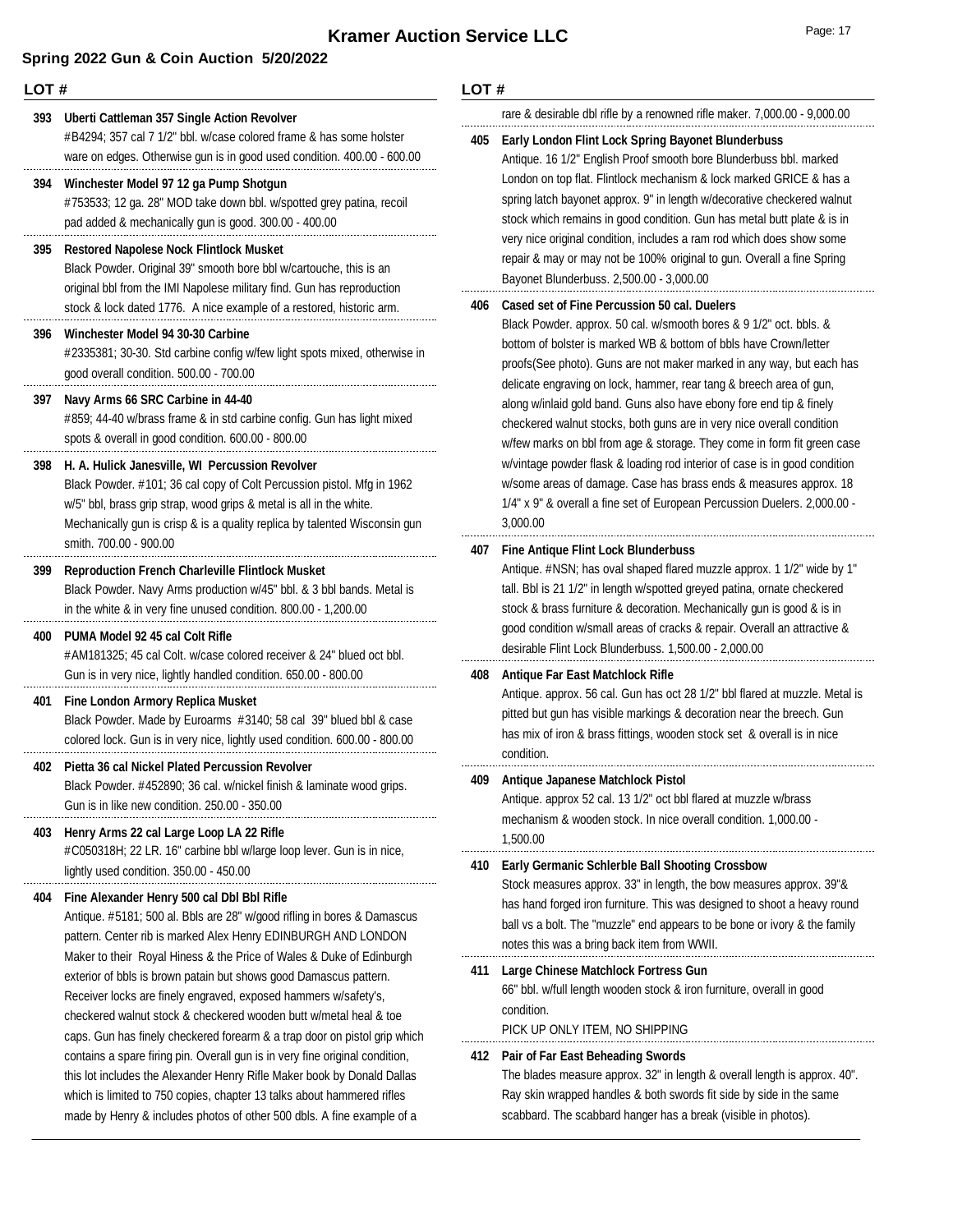# Kramer Auction Service LLC

## Spring 2022 Gun & Coin Auction 5/20/2022

**LOT #**

**393 Uberti Cattleman 357 Single Action Revolver**
#B4294; 357 cal 7 1/2" bbl. w/case colored frame & has some holster ware on edges. Otherwise gun is in good used condition. 400.00 - 600.00

**394 Winchester Model 97 12 ga Pump Shotgun**
#753533; 12 ga. 28" MOD take down bbl. w/spotted grey patina, recoil pad added & mechanically gun is good. 300.00 - 400.00

**395 Restored Napolese Nock Flintlock Musket**
Black Powder. Original 39" smooth bore bbl w/cartouche, this is an original bbl from the IMI Napolese military find. Gun has reproduction stock & lock dated 1776. A nice example of a restored, historic arm.

**396 Winchester Model 94 30-30 Carbine**
#2335381; 30-30. Std carbine config w/few light spots mixed, otherwise in good overall condition. 500.00 - 700.00

**397 Navy Arms 66 SRC Carbine in 44-40**
#859; 44-40 w/brass frame & in std carbine config. Gun has light mixed spots & overall in good condition. 600.00 - 800.00

**398 H. A. Hulick Janesville, WI Percussion Revolver**
Black Powder. #101; 36 cal copy of Colt Percussion pistol. Mfg in 1962 w/5" bbl, brass grip strap, wood grips & metal is all in the white. Mechanically gun is crisp & is a quality replica by talented Wisconsin gun smith. 700.00 - 900.00

**399 Reproduction French Charleville Flintlock Musket**
Black Powder. Navy Arms production w/45" bbl. & 3 bbl bands. Metal is in the white & in very fine unused condition. 800.00 - 1,200.00

**400 PUMA Model 92 45 cal Colt Rifle**
#AM181325; 45 cal Colt. w/case colored receiver & 24" blued oct bbl. Gun is in very nice, lightly handled condition. 650.00 - 800.00

**401 Fine London Armory Replica Musket**
Black Powder. Made by Euroarms #3140; 58 cal 39" blued bbl & case colored lock. Gun is in very nice, lightly used condition. 600.00 - 800.00

**402 Pietta 36 cal Nickel Plated Percussion Revolver**
Black Powder. #452890; 36 cal. w/nickel finish & laminate wood grips. Gun is in like new condition. 250.00 - 350.00

**403 Henry Arms 22 cal Large Loop LA 22 Rifle**
#C050318H; 22 LR. 16" carbine bbl w/large loop lever. Gun is in nice, lightly used condition. 350.00 - 450.00

**404 Fine Alexander Henry 500 cal Dbl Bbl Rifle**
Antique. #5181; 500 al. Bbls are 28" w/good rifling in bores & Damascus pattern. Center rib is marked Alex Henry EDINBURGH AND LONDON Maker to their Royal Hiness & the Price of Wales & Duke of Edinburgh exterior of bbls is brown patain but shows good Damascus pattern. Receiver locks are finely engraved, exposed hammers w/safety's, checkered walnut stock & checkered wooden butt w/metal heal & toe caps. Gun has finely checkered forearm & a trap door on pistol grip which contains a spare firing pin. Overall gun is in very fine original condition, this lot includes the Alexander Henry Rifle Maker book by Donald Dallas which is limited to 750 copies, chapter 13 talks about hammered rifles made by Henry & includes photos of other 500 dbls. A fine example of a rare & desirable dbl rifle by a renowned rifle maker. 7,000.00 - 9,000.00

**405 Early London Flint Lock Spring Bayonet Blunderbuss**
Antique. 16 1/2" English Proof smooth bore Blunderbuss bbl. marked London on top flat. Flintlock mechanism & lock marked GRICE & has a spring latch bayonet approx. 9" in length w/decorative checkered walnut stock which remains in good condition. Gun has metal butt plate & is in very nice original condition, includes a ram rod which does show some repair & may or may not be 100% original to gun. Overall a fine Spring Bayonet Blunderbuss. 2,500.00 - 3,000.00

**406 Cased set of Fine Percussion 50 cal. Duelers**
Black Powder. approx. 50 cal. w/smooth bores & 9 1/2" oct. bbls. & bottom of bolster is marked WB & bottom of bbls have Crown/letter proofs(See photo). Guns are not maker marked in any way, but each has delicate engraving on lock, hammer, rear tang & breech area of gun, along w/inlaid gold band. Guns also have ebony fore end tip & finely checkered walnut stocks, both guns are in very nice overall condition w/few marks on bbl from age & storage. They come in form fit green case w/vintage powder flask & loading rod interior of case is in good condition w/some areas of damage. Case has brass ends & measures approx. 18 1/4" x 9" & overall a fine set of European Percussion Duelers. 2,000.00 - 3,000.00

**407 Fine Antique Flint Lock Blunderbuss**
Antique. #NSN; has oval shaped flared muzzle approx. 1 1/2" wide by 1" tall. Bbl is 21 1/2" in length w/spotted greyed patina, ornate checkered stock & brass furniture & decoration. Mechanically gun is good & is in good condition w/small areas of cracks & repair. Overall an attractive & desirable Flint Lock Blunderbuss. 1,500.00 - 2,000.00

**408 Antique Far East Matchlock Rifle**
Antique. approx. 56 cal. Gun has oct 28 1/2" bbl flared at muzzle. Metal is pitted but gun has visible markings & decoration near the breech. Gun has mix of iron & brass fittings, wooden stock set & overall is in nice condition.

**409 Antique Japanese Matchlock Pistol**
Antique. approx 52 cal. 13 1/2" oct bbl flared at muzzle w/brass mechanism & wooden stock. In nice overall condition. 1,000.00 - 1,500.00

**410 Early Germanic Schlerble Ball Shooting Crossbow**
Stock measures approx. 33" in length, the bow measures approx. 39"& has hand forged iron furniture. This was designed to shoot a heavy round ball vs a bolt. The "muzzle" end appears to be bone or ivory & the family notes this was a bring back item from WWII.

**411 Large Chinese Matchlock Fortress Gun**
66" bbl. w/full length wooden stock & iron furniture, overall in good condition.
PICK UP ONLY ITEM, NO SHIPPING

**412 Pair of Far East Beheading Swords**
The blades measure approx. 32" in length & overall length is approx. 40". Ray skin wrapped handles & both swords fit side by side in the same scabbard. The scabbard hanger has a break (visible in photos).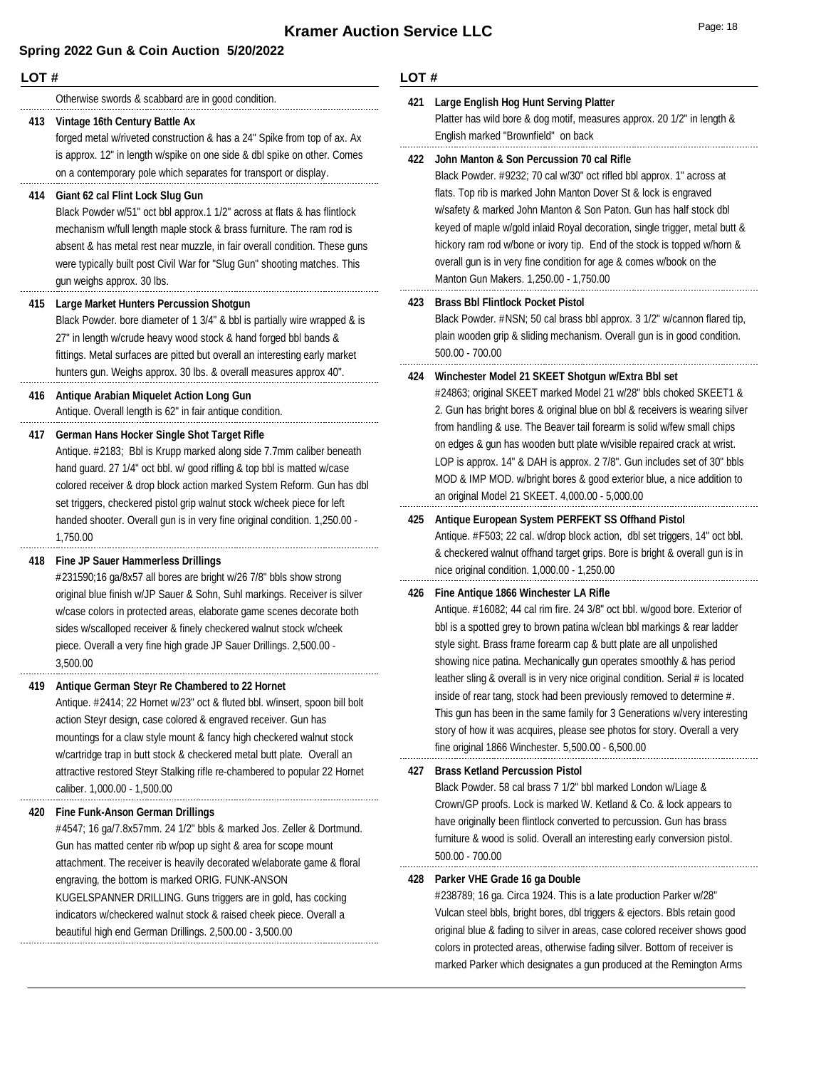Otherwise swords & scabbard are in good condition.

**413 Vintage 16th Century Battle Ax**
forged metal w/riveted construction & has a 24" Spike from top of ax. Ax is approx. 12" in length w/spike on one side & dbl spike on other. Comes on a contemporary pole which separates for transport or display.

**414 Giant 62 cal Flint Lock Slug Gun**
Black Powder w/51" oct bbl approx.1 1/2" across at flats & has flintlock mechanism w/full length maple stock & brass furniture. The ram rod is absent & has metal rest near muzzle, in fair overall condition. These guns were typically built post Civil War for "Slug Gun" shooting matches. This gun weighs approx. 30 lbs.

**415 Large Market Hunters Percussion Shotgun**
Black Powder. bore diameter of 1 3/4" & bbl is partially wire wrapped & is 27" in length w/crude heavy wood stock & hand forged bbl bands & fittings. Metal surfaces are pitted but overall an interesting early market hunters gun. Weighs approx. 30 lbs. & overall measures approx 40".

**416 Antique Arabian Miquelet Action Long Gun**
Antique. Overall length is 62" in fair antique condition.

**417 German Hans Hocker Single Shot Target Rifle**
Antique. #2183; Bbl is Krupp marked along side 7.7mm caliber beneath hand guard. 27 1/4" oct bbl. w/ good rifling & top bbl is matted w/case colored receiver & drop block action marked System Reform. Gun has dbl set triggers, checkered pistol grip walnut stock w/cheek piece for left handed shooter. Overall gun is in very fine original condition. 1,250.00 - 1,750.00

**418 Fine JP Sauer Hammerless Drillings**
#231590;16 ga/8x57 all bores are bright w/26 7/8" bbls show strong original blue finish w/JP Sauer & Sohn, Suhl markings. Receiver is silver w/case colors in protected areas, elaborate game scenes decorate both sides w/scalloped receiver & finely checkered walnut stock w/cheek piece. Overall a very fine high grade JP Sauer Drillings. 2,500.00 - 3,500.00

**419 Antique German Steyr Re Chambered to 22 Hornet**
Antique. #2414; 22 Hornet w/23" oct & fluted bbl. w/insert, spoon bill bolt action Steyr design, case colored & engraved receiver. Gun has mountings for a claw style mount & fancy high checkered walnut stock w/cartridge trap in butt stock & checkered metal butt plate. Overall an attractive restored Steyr Stalking rifle re-chambered to popular 22 Hornet caliber. 1,000.00 - 1,500.00

**420 Fine Funk-Anson German Drillings**
#4547; 16 ga/7.8x57mm. 24 1/2" bbls & marked Jos. Zeller & Dortmund. Gun has matted center rib w/pop up sight & area for scope mount attachment. The receiver is heavily decorated w/elaborate game & floral engraving, the bottom is marked ORIG. FUNK-ANSON KUGELSPANNER DRILLING. Guns triggers are in gold, has cocking indicators w/checkered walnut stock & raised cheek piece. Overall a beautiful high end German Drillings. 2,500.00 - 3,500.00

**421 Large English Hog Hunt Serving Platter**
Platter has wild bore & dog motif, measures approx. 20 1/2" in length & English marked "Brownfield" on back

**422 John Manton & Son Percussion 70 cal Rifle**
Black Powder. #9232; 70 cal w/30" oct rifled bbl approx. 1" across at flats. Top rib is marked John Manton Dover St & lock is engraved w/safety & marked John Manton & Son Paton. Gun has half stock dbl keyed of maple w/gold inlaid Royal decoration, single trigger, metal butt & hickory ram rod w/bone or ivory tip. End of the stock is topped w/horn & overall gun is in very fine condition for age & comes w/book on the Manton Gun Makers. 1,250.00 - 1,750.00

**423 Brass Bbl Flintlock Pocket Pistol**
Black Powder. #NSN; 50 cal brass bbl approx. 3 1/2" w/cannon flared tip, plain wooden grip & sliding mechanism. Overall gun is in good condition. 500.00 - 700.00

**424 Winchester Model 21 SKEET Shotgun w/Extra Bbl set**
#24863; original SKEET marked Model 21 w/28" bbls choked SKEET1 & 2. Gun has bright bores & original blue on bbl & receivers is wearing silver from handling & use. The Beaver tail forearm is solid w/few small chips on edges & gun has wooden butt plate w/visible repaired crack at wrist. LOP is approx. 14" & DAH is approx. 2 7/8". Gun includes set of 30" bbls MOD & IMP MOD. w/bright bores & good exterior blue, a nice addition to an original Model 21 SKEET. 4,000.00 - 5,000.00

**425 Antique European System PERFEKT SS Offhand Pistol**
Antique. #F503; 22 cal. w/drop block action, dbl set triggers, 14" oct bbl. & checkered walnut offhand target grips. Bore is bright & overall gun is in nice original condition. 1,000.00 - 1,250.00

**426 Fine Antique 1866 Winchester LA Rifle**
Antique. #16082; 44 cal rim fire. 24 3/8" oct bbl. w/good bore. Exterior of bbl is a spotted grey to brown patina w/clean bbl markings & rear ladder style sight. Brass frame forearm cap & butt plate are all unpolished showing nice patina. Mechanically gun operates smoothly & has period leather sling & overall is in very nice original condition. Serial # is located inside of rear tang, stock had been previously removed to determine #. This gun has been in the same family for 3 Generations w/very interesting story of how it was acquires, please see photos for story. Overall a very fine original 1866 Winchester. 5,500.00 - 6,500.00

**427 Brass Ketland Percussion Pistol**
Black Powder. 58 cal brass 7 1/2" bbl marked London w/Liage & Crown/GP proofs. Lock is marked W. Ketland & Co. & lock appears to have originally been flintlock converted to percussion. Gun has brass furniture & wood is solid. Overall an interesting early conversion pistol. 500.00 - 700.00

**428 Parker VHE Grade 16 ga Double**
#238789; 16 ga. Circa 1924. This is a late production Parker w/28" Vulcan steel bbls, bright bores, dbl triggers & ejectors. Bbls retain good original blue & fading to silver in areas, case colored receiver shows good colors in protected areas, otherwise fading silver. Bottom of receiver is marked Parker which designates a gun produced at the Remington Arms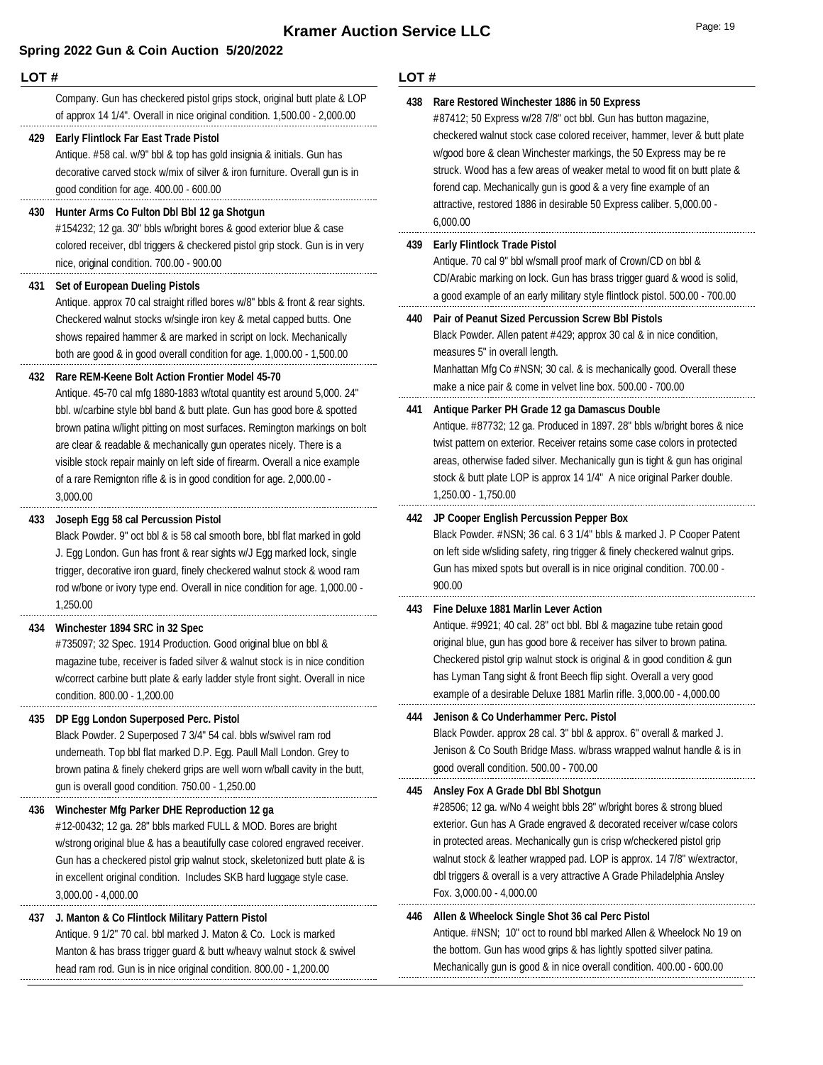Company. Gun has checkered pistol grips stock, original butt plate & LOP of approx 14 1/4". Overall in nice original condition. 1,500.00 - 2,000.00

**429 Early Flintlock Far East Trade Pistol**
Antique. #58 cal. w/9" bbl & top has gold insignia & initials. Gun has decorative carved stock w/mix of silver & iron furniture. Overall gun is in good condition for age. 400.00 - 600.00

**430 Hunter Arms Co Fulton Dbl Bbl 12 ga Shotgun**
#154232; 12 ga. 30" bbls w/bright bores & good exterior blue & case colored receiver, dbl triggers & checkered pistol grip stock. Gun is in very nice, original condition. 700.00 - 900.00

**431 Set of European Dueling Pistols**
Antique. approx 70 cal straight rifled bores w/8" bbls & front & rear sights. Checkered walnut stocks w/single iron key & metal capped butts. One shows repaired hammer & are marked in script on lock. Mechanically both are good & in good overall condition for age. 1,000.00 - 1,500.00

**432 Rare REM-Keene Bolt Action Frontier Model 45-70**
Antique. 45-70 cal mfg 1880-1883 w/total quantity est around 5,000. 24" bbl. w/carbine style bbl band & butt plate. Gun has good bore & spotted brown patina w/light pitting on most surfaces. Remington markings on bolt are clear & readable & mechanically gun operates nicely. There is a visible stock repair mainly on left side of firearm. Overall a nice example of a rare Remignton rifle & is in good condition for age. 2,000.00 - 3,000.00

**433 Joseph Egg 58 cal Percussion Pistol**
Black Powder. 9" oct bbl & is 58 cal smooth bore, bbl flat marked in gold J. Egg London. Gun has front & rear sights w/J Egg marked lock, single trigger, decorative iron guard, finely checkered walnut stock & wood ram rod w/bone or ivory type end. Overall in nice condition for age. 1,000.00 - 1,250.00

**434 Winchester 1894 SRC in 32 Spec**
#735097; 32 Spec. 1914 Production. Good original blue on bbl & magazine tube, receiver is faded silver & walnut stock is in nice condition w/correct carbine butt plate & early ladder style front sight. Overall in nice condition. 800.00 - 1,200.00

**435 DP Egg London Superposed Perc. Pistol**
Black Powder. 2 Superposed 7 3/4" 54 cal. bbls w/swivel ram rod underneath. Top bbl flat marked D.P. Egg. Paull Mall London. Grey to brown patina & finely chekerd grips are well worn w/ball cavity in the butt, gun is overall good condition. 750.00 - 1,250.00

**436 Winchester Mfg Parker DHE Reproduction 12 ga**
#12-00432; 12 ga. 28" bbls marked FULL & MOD. Bores are bright w/strong original blue & has a beautifully case colored engraved receiver. Gun has a checkered pistol grip walnut stock, skeletonized butt plate & is in excellent original condition. Includes SKB hard luggage style case. 3,000.00 - 4,000.00

**437 J. Manton & Co Flintlock Military Pattern Pistol**
Antique. 9 1/2" 70 cal. bbl marked J. Maton & Co. Lock is marked Manton & has brass trigger guard & butt w/heavy walnut stock & swivel head ram rod. Gun is in nice original condition. 800.00 - 1,200.00

**438 Rare Restored Winchester 1886 in 50 Express**
#87412; 50 Express w/28 7/8" oct bbl. Gun has button magazine, checkered walnut stock case colored receiver, hammer, lever & butt plate w/good bore & clean Winchester markings, the 50 Express may be re struck. Wood has a few areas of weaker metal to wood fit on butt plate & forend cap. Mechanically gun is good & a very fine example of an attractive, restored 1886 in desirable 50 Express caliber. 5,000.00 - 6,000.00

**439 Early Flintlock Trade Pistol**
Antique. 70 cal 9" bbl w/small proof mark of Crown/CD on bbl & CD/Arabic marking on lock. Gun has brass trigger guard & wood is solid, a good example of an early military style flintlock pistol. 500.00 - 700.00

**440 Pair of Peanut Sized Percussion Screw Bbl Pistols**
Black Powder. Allen patent #429; approx 30 cal & in nice condition, measures 5" in overall length.
Manhattan Mfg Co #NSN; 30 cal. & is mechanically good. Overall these make a nice pair & come in velvet line box. 500.00 - 700.00

**441 Antique Parker PH Grade 12 ga Damascus Double**
Antique. #87732; 12 ga. Produced in 1897. 28" bbls w/bright bores & nice twist pattern on exterior. Receiver retains some case colors in protected areas, otherwise faded silver. Mechanically gun is tight & gun has original stock & butt plate LOP is approx 14 1/4" A nice original Parker double. 1,250.00 - 1,750.00

**442 JP Cooper English Percussion Pepper Box**
Black Powder. #NSN; 36 cal. 6 3 1/4" bbls & marked J. P Cooper Patent on left side w/sliding safety, ring trigger & finely checkered walnut grips. Gun has mixed spots but overall is in nice original condition. 700.00 - 900.00

**443 Fine Deluxe 1881 Marlin Lever Action**
Antique. #9921; 40 cal. 28" oct bbl. Bbl & magazine tube retain good original blue, gun has good bore & receiver has silver to brown patina. Checkered pistol grip walnut stock is original & in good condition & gun has Lyman Tang sight & front Beech flip sight. Overall a very good example of a desirable Deluxe 1881 Marlin rifle. 3,000.00 - 4,000.00

**444 Jenison & Co Underhammer Perc. Pistol**
Black Powder. approx 28 cal. 3" bbl & approx. 6" overall & marked J. Jenison & Co South Bridge Mass. w/brass wrapped walnut handle & is in good overall condition. 500.00 - 700.00

**445 Ansley Fox A Grade Dbl Bbl Shotgun**
#28506; 12 ga. w/No 4 weight bbls 28" w/bright bores & strong blued exterior. Gun has A Grade engraved & decorated receiver w/case colors in protected areas. Mechanically gun is crisp w/checkered pistol grip walnut stock & leather wrapped pad. LOP is approx. 14 7/8" w/extractor, dbl triggers & overall is a very attractive A Grade Philadelphia Ansley Fox. 3,000.00 - 4,000.00

**446 Allen & Wheelock Single Shot 36 cal Perc Pistol**
Antique. #NSN; 10" oct to round bbl marked Allen & Wheelock No 19 on the bottom. Gun has wood grips & has lightly spotted silver patina. Mechanically gun is good & in nice overall condition. 400.00 - 600.00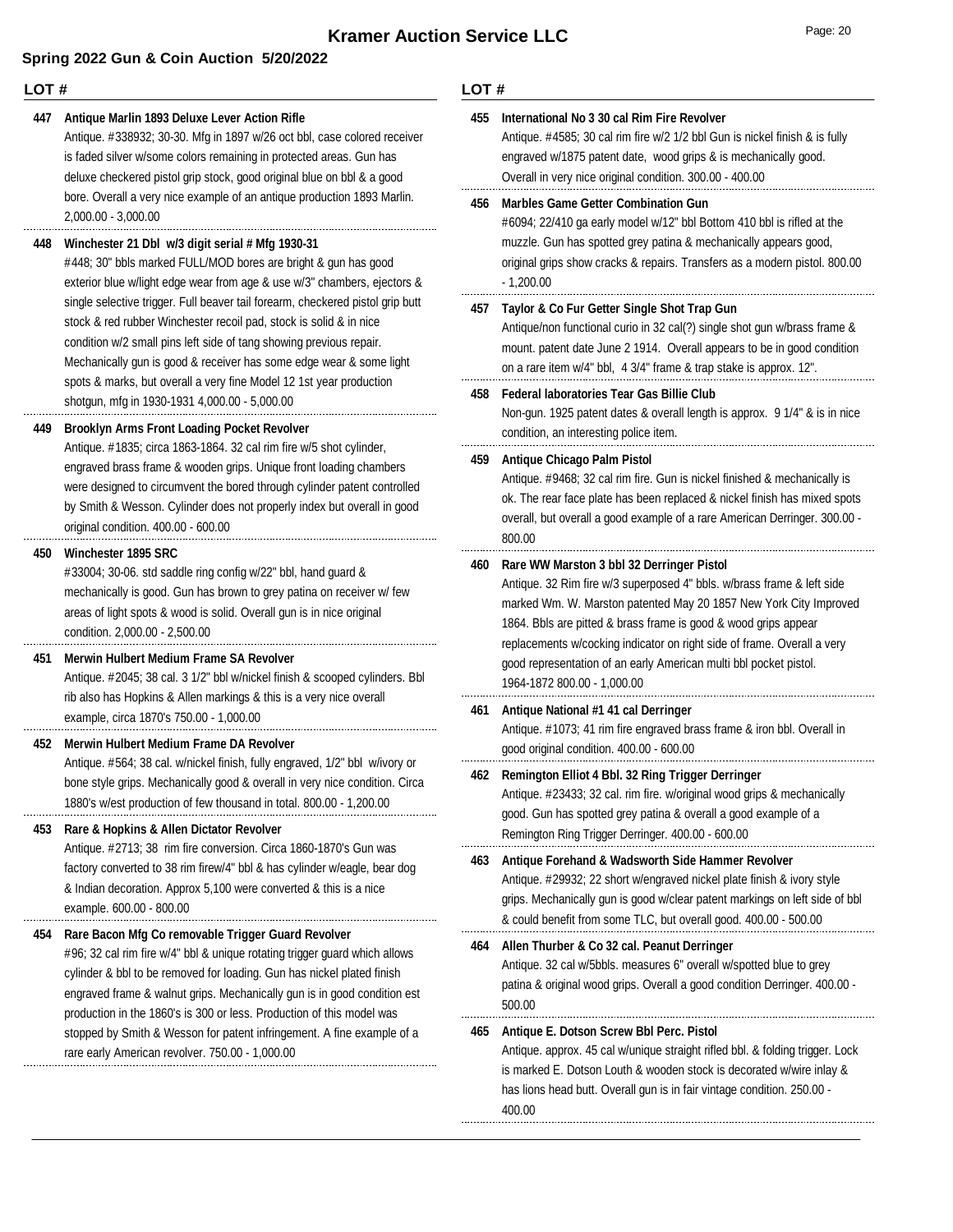# Kramer Auction Service LLC

## Spring 2022 Gun & Coin Auction 5/20/2022

**LOT #**

**447 Antique Marlin 1893 Deluxe Lever Action Rifle**
Antique. #338932; 30-30. Mfg in 1897 w/26 oct bbl, case colored receiver is faded silver w/some colors remaining in protected areas. Gun has deluxe checkered pistol grip stock, good original blue on bbl & a good bore. Overall a very nice example of an antique production 1893 Marlin. 2,000.00 - 3,000.00

**448 Winchester 21 Dbl w/3 digit serial # Mfg 1930-31**
#448; 30" bbls marked FULL/MOD bores are bright & gun has good exterior blue w/light edge wear from age & use w/3" chambers, ejectors & single selective trigger. Full beaver tail forearm, checkered pistol grip butt stock & red rubber Winchester recoil pad, stock is solid & in nice condition w/2 small pins left side of tang showing previous repair. Mechanically gun is good & receiver has some edge wear & some light spots & marks, but overall a very fine Model 12 1st year production shotgun, mfg in 1930-1931 4,000.00 - 5,000.00

**449 Brooklyn Arms Front Loading Pocket Revolver**
Antique. #1835; circa 1863-1864. 32 cal rim fire w/5 shot cylinder, engraved brass frame & wooden grips. Unique front loading chambers were designed to circumvent the bored through cylinder patent controlled by Smith & Wesson. Cylinder does not properly index but overall in good original condition. 400.00 - 600.00

**450 Winchester 1895 SRC**
#33004; 30-06. std saddle ring config w/22" bbl, hand guard & mechanically is good. Gun has brown to grey patina on receiver w/ few areas of light spots & wood is solid. Overall gun is in nice original condition. 2,000.00 - 2,500.00

**451 Merwin Hulbert Medium Frame SA Revolver**
Antique. #2045; 38 cal. 3 1/2" bbl w/nickel finish & scooped cylinders. Bbl rib also has Hopkins & Allen markings & this is a very nice overall example, circa 1870's 750.00 - 1,000.00

**452 Merwin Hulbert Medium Frame DA Revolver**
Antique. #564; 38 cal. w/nickel finish, fully engraved, 1/2" bbl w/ivory or bone style grips. Mechanically good & overall in very nice condition. Circa 1880's w/est production of few thousand in total. 800.00 - 1,200.00

**453 Rare & Hopkins & Allen Dictator Revolver**
Antique. #2713; 38 rim fire conversion. Circa 1860-1870's Gun was factory converted to 38 rim firew/4" bbl & has cylinder w/eagle, bear dog & Indian decoration. Approx 5,100 were converted & this is a nice example. 600.00 - 800.00

**454 Rare Bacon Mfg Co removable Trigger Guard Revolver**
#96; 32 cal rim fire w/4" bbl & unique rotating trigger guard which allows cylinder & bbl to be removed for loading. Gun has nickel plated finish engraved frame & walnut grips. Mechanically gun is in good condition est production in the 1860's is 300 or less. Production of this model was stopped by Smith & Wesson for patent infringement. A fine example of a rare early American revolver. 750.00 - 1,000.00

**455 International No 3 30 cal Rim Fire Revolver**
Antique. #4585; 30 cal rim fire w/2 1/2 bbl Gun is nickel finish & is fully engraved w/1875 patent date, wood grips & is mechanically good. Overall in very nice original condition. 300.00 - 400.00

**456 Marbles Game Getter Combination Gun**
#6094; 22/410 ga early model w/12" bbl Bottom 410 bbl is rifled at the muzzle. Gun has spotted grey patina & mechanically appears good, original grips show cracks & repairs. Transfers as a modern pistol. 800.00 - 1,200.00

**457 Taylor & Co Fur Getter Single Shot Trap Gun**
Antique/non functional curio in 32 cal(?) single shot gun w/brass frame & mount. patent date June 2 1914. Overall appears to be in good condition on a rare item w/4" bbl, 4 3/4" frame & trap stake is approx. 12".

**458 Federal laboratories Tear Gas Billie Club**
Non-gun. 1925 patent dates & overall length is approx. 9 1/4" & is in nice condition, an interesting police item.

**459 Antique Chicago Palm Pistol**
Antique. #9468; 32 cal rim fire. Gun is nickel finished & mechanically is ok. The rear face plate has been replaced & nickel finish has mixed spots overall, but overall a good example of a rare American Derringer. 300.00 - 800.00

**460 Rare WW Marston 3 bbl 32 Derringer Pistol**
Antique. 32 Rim fire w/3 superposed 4" bbls. w/brass frame & left side marked Wm. W. Marston patented May 20 1857 New York City Improved 1864. Bbls are pitted & brass frame is good & wood grips appear replacements w/cocking indicator on right side of frame. Overall a very good representation of an early American multi bbl pocket pistol. 1964-1872 800.00 - 1,000.00

**461 Antique National #1 41 cal Derringer**
Antique. #1073; 41 rim fire engraved brass frame & iron bbl. Overall in good original condition. 400.00 - 600.00

**462 Remington Elliot 4 Bbl. 32 Ring Trigger Derringer**
Antique. #23433; 32 cal. rim fire. w/original wood grips & mechanically good. Gun has spotted grey patina & overall a good example of a Remington Ring Trigger Derringer. 400.00 - 600.00

**463 Antique Forehand & Wadsworth Side Hammer Revolver**
Antique. #29932; 22 short w/engraved nickel plate finish & ivory style grips. Mechanically gun is good w/clear patent markings on left side of bbl & could benefit from some TLC, but overall good. 400.00 - 500.00

**464 Allen Thurber & Co 32 cal. Peanut Derringer**
Antique. 32 cal w/5bbls. measures 6" overall w/spotted blue to grey patina & original wood grips. Overall a good condition Derringer. 400.00 - 500.00

**465 Antique E. Dotson Screw Bbl Perc. Pistol**
Antique. approx. 45 cal w/unique straight rifled bbl. & folding trigger. Lock is marked E. Dotson Louth & wooden stock is decorated w/wire inlay & has lions head butt. Overall gun is in fair vintage condition. 250.00 - 400.00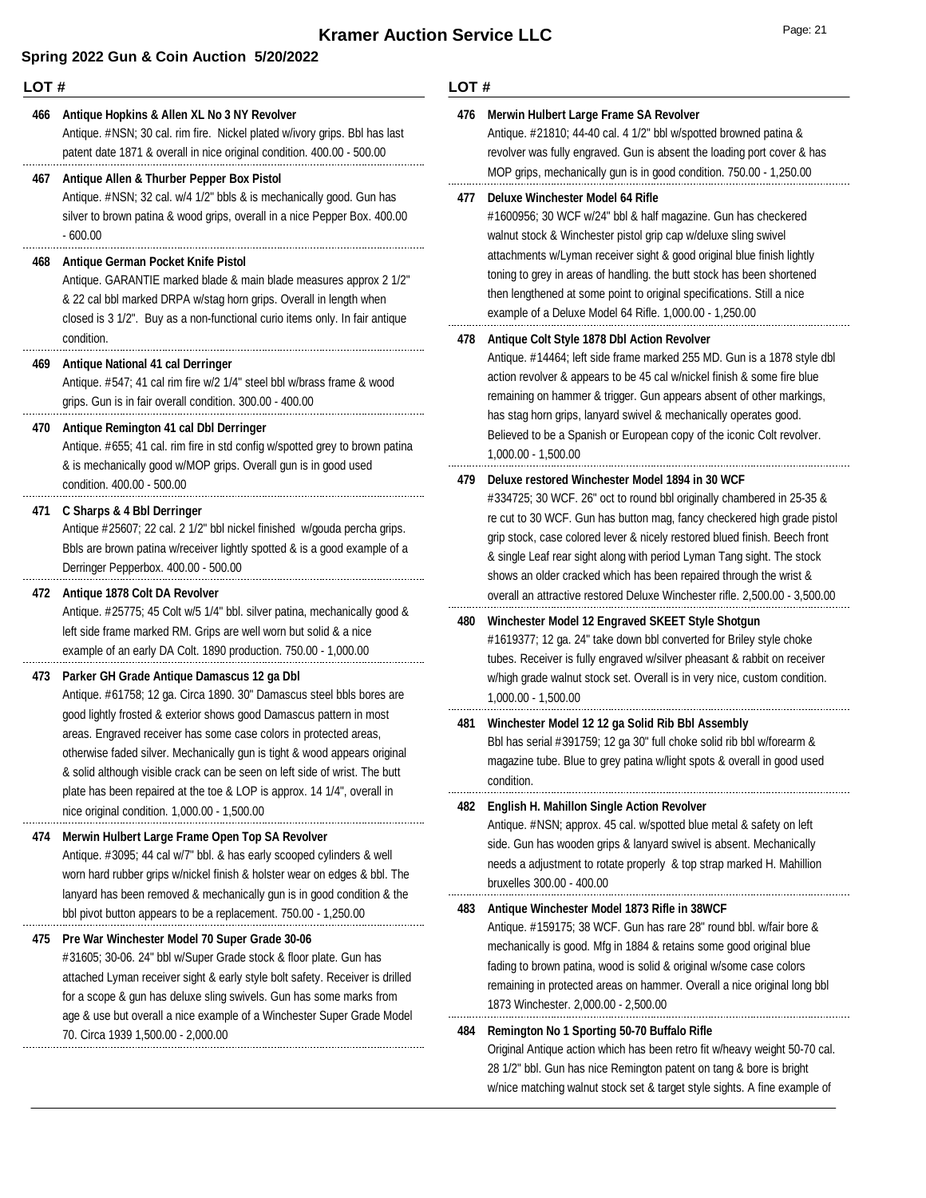# Kramer Auction Service LLC

## Spring 2022 Gun & Coin Auction 5/20/2022

LOT #

**466 Antique Hopkins & Allen XL No 3 NY Revolver**
Antique. #NSN; 30 cal. rim fire. Nickel plated w/ivory grips. Bbl has last patent date 1871 & overall in nice original condition. 400.00 - 500.00

**467 Antique Allen & Thurber Pepper Box Pistol**
Antique. #NSN; 32 cal. w/4 1/2" bbls & is mechanically good. Gun has silver to brown patina & wood grips, overall in a nice Pepper Box. 400.00 - 600.00

**468 Antique German Pocket Knife Pistol**
Antique. GARANTIE marked blade & main blade measures approx 2 1/2" & 22 cal bbl marked DRPA w/stag horn grips. Overall in length when closed is 3 1/2". Buy as a non-functional curio items only. In fair antique condition.

**469 Antique National 41 cal Derringer**
Antique. #547; 41 cal rim fire w/2 1/4" steel bbl w/brass frame & wood grips. Gun is in fair overall condition. 300.00 - 400.00

**470 Antique Remington 41 cal Dbl Derringer**
Antique. #655; 41 cal. rim fire in std config w/spotted grey to brown patina & is mechanically good w/MOP grips. Overall gun is in good used condition. 400.00 - 500.00

**471 C Sharps & 4 Bbl Derringer**
Antique #25607; 22 cal. 2 1/2" bbl nickel finished w/gouda percha grips. Bbls are brown patina w/receiver lightly spotted & is a good example of a Derringer Pepperbox. 400.00 - 500.00

**472 Antique 1878 Colt DA Revolver**
Antique. #25775; 45 Colt w/5 1/4" bbl. silver patina, mechanically good & left side frame marked RM. Grips are well worn but solid & a nice example of an early DA Colt. 1890 production. 750.00 - 1,000.00

**473 Parker GH Grade Antique Damascus 12 ga Dbl**
Antique. #61758; 12 ga. Circa 1890. 30" Damascus steel bbls bores are good lightly frosted & exterior shows good Damascus pattern in most areas. Engraved receiver has some case colors in protected areas, otherwise faded silver. Mechanically gun is tight & wood appears original & solid although visible crack can be seen on left side of wrist. The butt plate has been repaired at the toe & LOP is approx. 14 1/4", overall in nice original condition. 1,000.00 - 1,500.00

**474 Merwin Hulbert Large Frame Open Top SA Revolver**
Antique. #3095; 44 cal w/7" bbl. & has early scooped cylinders & well worn hard rubber grips w/nickel finish & holster wear on edges & bbl. The lanyard has been removed & mechanically gun is in good condition & the bbl pivot button appears to be a replacement. 750.00 - 1,250.00

**475 Pre War Winchester Model 70 Super Grade 30-06**
#31605; 30-06. 24" bbl w/Super Grade stock & floor plate. Gun has attached Lyman receiver sight & early style bolt safety. Receiver is drilled for a scope & gun has deluxe sling swivels. Gun has some marks from age & use but overall a nice example of a Winchester Super Grade Model 70. Circa 1939 1,500.00 - 2,000.00

**476 Merwin Hulbert Large Frame SA Revolver**
Antique. #21810; 44-40 cal. 4 1/2" bbl w/spotted browned patina & revolver was fully engraved. Gun is absent the loading port cover & has MOP grips, mechanically gun is in good condition. 750.00 - 1,250.00

**477 Deluxe Winchester Model 64 Rifle**
#1600956; 30 WCF w/24" bbl & half magazine. Gun has checkered walnut stock & Winchester pistol grip cap w/deluxe sling swivel attachments w/Lyman receiver sight & good original blue finish lightly toning to grey in areas of handling. the butt stock has been shortened then lengthened at some point to original specifications. Still a nice example of a Deluxe Model 64 Rifle. 1,000.00 - 1,250.00

**478 Antique Colt Style 1878 Dbl Action Revolver**
Antique. #14464; left side frame marked 255 MD. Gun is a 1878 style dbl action revolver & appears to be 45 cal w/nickel finish & some fire blue remaining on hammer & trigger. Gun appears absent of other markings, has stag horn grips, lanyard swivel & mechanically operates good. Believed to be a Spanish or European copy of the iconic Colt revolver. 1,000.00 - 1,500.00

**479 Deluxe restored Winchester Model 1894 in 30 WCF**
#334725; 30 WCF. 26" oct to round bbl originally chambered in 25-35 & re cut to 30 WCF. Gun has button mag, fancy checkered high grade pistol grip stock, case colored lever & nicely restored blued finish. Beech front & single Leaf rear sight along with period Lyman Tang sight. The stock shows an older cracked which has been repaired through the wrist & overall an attractive restored Deluxe Winchester rifle. 2,500.00 - 3,500.00

**480 Winchester Model 12 Engraved SKEET Style Shotgun**
#1619377; 12 ga. 24" take down bbl converted for Briley style choke tubes. Receiver is fully engraved w/silver pheasant & rabbit on receiver w/high grade walnut stock set. Overall is in very nice, custom condition. 1,000.00 - 1,500.00

**481 Winchester Model 12 12 ga Solid Rib Bbl Assembly**
Bbl has serial #391759; 12 ga 30" full choke solid rib bbl w/forearm & magazine tube. Blue to grey patina w/light spots & overall in good used condition.

**482 English H. Mahillon Single Action Revolver**
Antique. #NSN; approx. 45 cal. w/spotted blue metal & safety on left side. Gun has wooden grips & lanyard swivel is absent. Mechanically needs a adjustment to rotate properly & top strap marked H. Mahillion bruxelles 300.00 - 400.00

**483 Antique Winchester Model 1873 Rifle in 38WCF**
Antique. #159175; 38 WCF. Gun has rare 28" round bbl. w/fair bore & mechanically is good. Mfg in 1884 & retains some good original blue fading to brown patina, wood is solid & original w/some case colors remaining in protected areas on hammer. Overall a nice original long bbl 1873 Winchester. 2,000.00 - 2,500.00

**484 Remington No 1 Sporting 50-70 Buffalo Rifle**
Original Antique action which has been retro fit w/heavy weight 50-70 cal. 28 1/2" bbl. Gun has nice Remington patent on tang & bore is bright w/nice matching walnut stock set & target style sights. A fine example of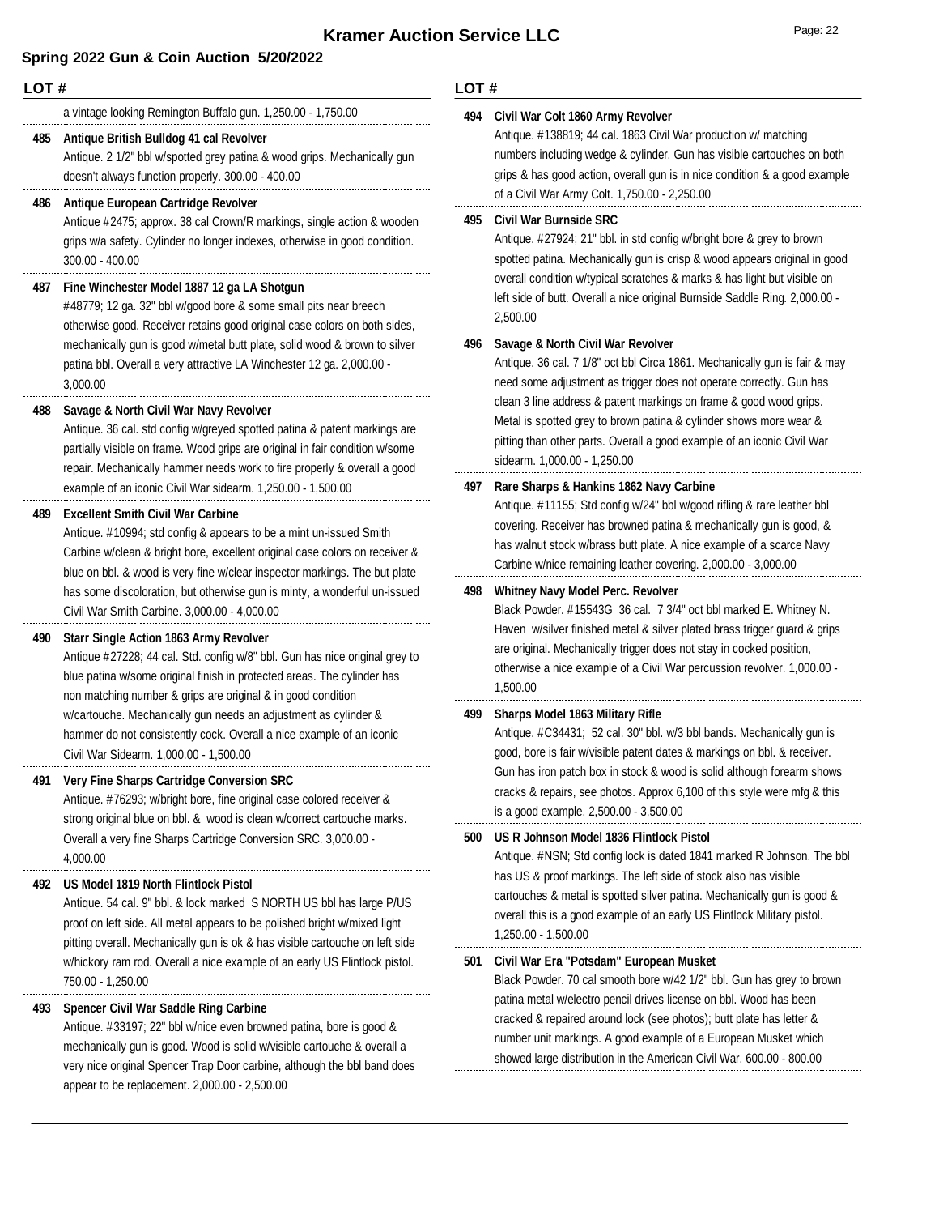a vintage looking Remington Buffalo gun. 1,250.00 - 1,750.00

**485 Antique British Bulldog 41 cal Revolver**
Antique. 2 1/2" bbl w/spotted grey patina & wood grips. Mechanically gun doesn't always function properly. 300.00 - 400.00

**486 Antique European Cartridge Revolver**
Antique #2475; approx. 38 cal Crown/R markings, single action & wooden grips w/a safety. Cylinder no longer indexes, otherwise in good condition. 300.00 - 400.00

**487 Fine Winchester Model 1887 12 ga LA Shotgun**
#48779; 12 ga. 32" bbl w/good bore & some small pits near breech otherwise good. Receiver retains good original case colors on both sides, mechanically gun is good w/metal butt plate, solid wood & brown to silver patina bbl. Overall a very attractive LA Winchester 12 ga. 2,000.00 - 3,000.00

**488 Savage & North Civil War Navy Revolver**
Antique. 36 cal. std config w/greyed spotted patina & patent markings are partially visible on frame. Wood grips are original in fair condition w/some repair. Mechanically hammer needs work to fire properly & overall a good example of an iconic Civil War sidearm. 1,250.00 - 1,500.00

**489 Excellent Smith Civil War Carbine**
Antique. #10994; std config & appears to be a mint un-issued Smith Carbine w/clean & bright bore, excellent original case colors on receiver & blue on bbl. & wood is very fine w/clear inspector markings. The but plate has some discoloration, but otherwise gun is minty, a wonderful un-issued Civil War Smith Carbine. 3,000.00 - 4,000.00

**490 Starr Single Action 1863 Army Revolver**
Antique #27228; 44 cal. Std. config w/8" bbl. Gun has nice original grey to blue patina w/some original finish in protected areas. The cylinder has non matching number & grips are original & in good condition w/cartouche. Mechanically gun needs an adjustment as cylinder & hammer do not consistently cock. Overall a nice example of an iconic Civil War Sidearm. 1,000.00 - 1,500.00

**491 Very Fine Sharps Cartridge Conversion SRC**
Antique. #76293; w/bright bore, fine original case colored receiver & strong original blue on bbl. & wood is clean w/correct cartouche marks. Overall a very fine Sharps Cartridge Conversion SRC. 3,000.00 - 4,000.00

**492 US Model 1819 North Flintlock Pistol**
Antique. 54 cal. 9" bbl. & lock marked S NORTH US bbl has large P/US proof on left side. All metal appears to be polished bright w/mixed light pitting overall. Mechanically gun is ok & has visible cartouche on left side w/hickory ram rod. Overall a nice example of an early US Flintlock pistol. 750.00 - 1,250.00

**493 Spencer Civil War Saddle Ring Carbine**
Antique. #33197; 22" bbl w/nice even browned patina, bore is good & mechanically gun is good. Wood is solid w/visible cartouche & overall a very nice original Spencer Trap Door carbine, although the bbl band does appear to be replacement. 2,000.00 - 2,500.00

**494 Civil War Colt 1860 Army Revolver**
Antique. #138819; 44 cal. 1863 Civil War production w/ matching numbers including wedge & cylinder. Gun has visible cartouches on both grips & has good action, overall gun is in nice condition & a good example of a Civil War Army Colt. 1,750.00 - 2,250.00

**495 Civil War Burnside SRC**
Antique. #27924; 21" bbl. in std config w/bright bore & grey to brown spotted patina. Mechanically gun is crisp & wood appears original in good overall condition w/typical scratches & marks & has light but visible on left side of butt. Overall a nice original Burnside Saddle Ring. 2,000.00 - 2,500.00

**496 Savage & North Civil War Revolver**
Antique. 36 cal. 7 1/8" oct bbl Circa 1861. Mechanically gun is fair & may need some adjustment as trigger does not operate correctly. Gun has clean 3 line address & patent markings on frame & good wood grips. Metal is spotted grey to brown patina & cylinder shows more wear & pitting than other parts. Overall a good example of an iconic Civil War sidearm. 1,000.00 - 1,250.00

**497 Rare Sharps & Hankins 1862 Navy Carbine**
Antique. #11155; Std config w/24" bbl w/good rifling & rare leather bbl covering. Receiver has browned patina & mechanically gun is good, & has walnut stock w/brass butt plate. A nice example of a scarce Navy Carbine w/nice remaining leather covering. 2,000.00 - 3,000.00

**498 Whitney Navy Model Perc. Revolver**
Black Powder. #15543G 36 cal. 7 3/4" oct bbl marked E. Whitney N. Haven w/silver finished metal & silver plated brass trigger guard & grips are original. Mechanically trigger does not stay in cocked position, otherwise a nice example of a Civil War percussion revolver. 1,000.00 - 1,500.00

**499 Sharps Model 1863 Military Rifle**
Antique. #C34431; 52 cal. 30" bbl. w/3 bbl bands. Mechanically gun is good, bore is fair w/visible patent dates & markings on bbl. & receiver. Gun has iron patch box in stock & wood is solid although forearm shows cracks & repairs, see photos. Approx 6,100 of this style were mfg & this is a good example. 2,500.00 - 3,500.00

**500 US R Johnson Model 1836 Flintlock Pistol**
Antique. #NSN; Std config lock is dated 1841 marked R Johnson. The bbl has US & proof markings. The left side of stock also has visible cartouches & metal is spotted silver patina. Mechanically gun is good & overall this is a good example of an early US Flintlock Military pistol. 1,250.00 - 1,500.00

**501 Civil War Era "Potsdam" European Musket**
Black Powder. 70 cal smooth bore w/42 1/2" bbl. Gun has grey to brown patina metal w/electro pencil drives license on bbl. Wood has been cracked & repaired around lock (see photos); butt plate has letter & number unit markings. A good example of a European Musket which showed large distribution in the American Civil War. 600.00 - 800.00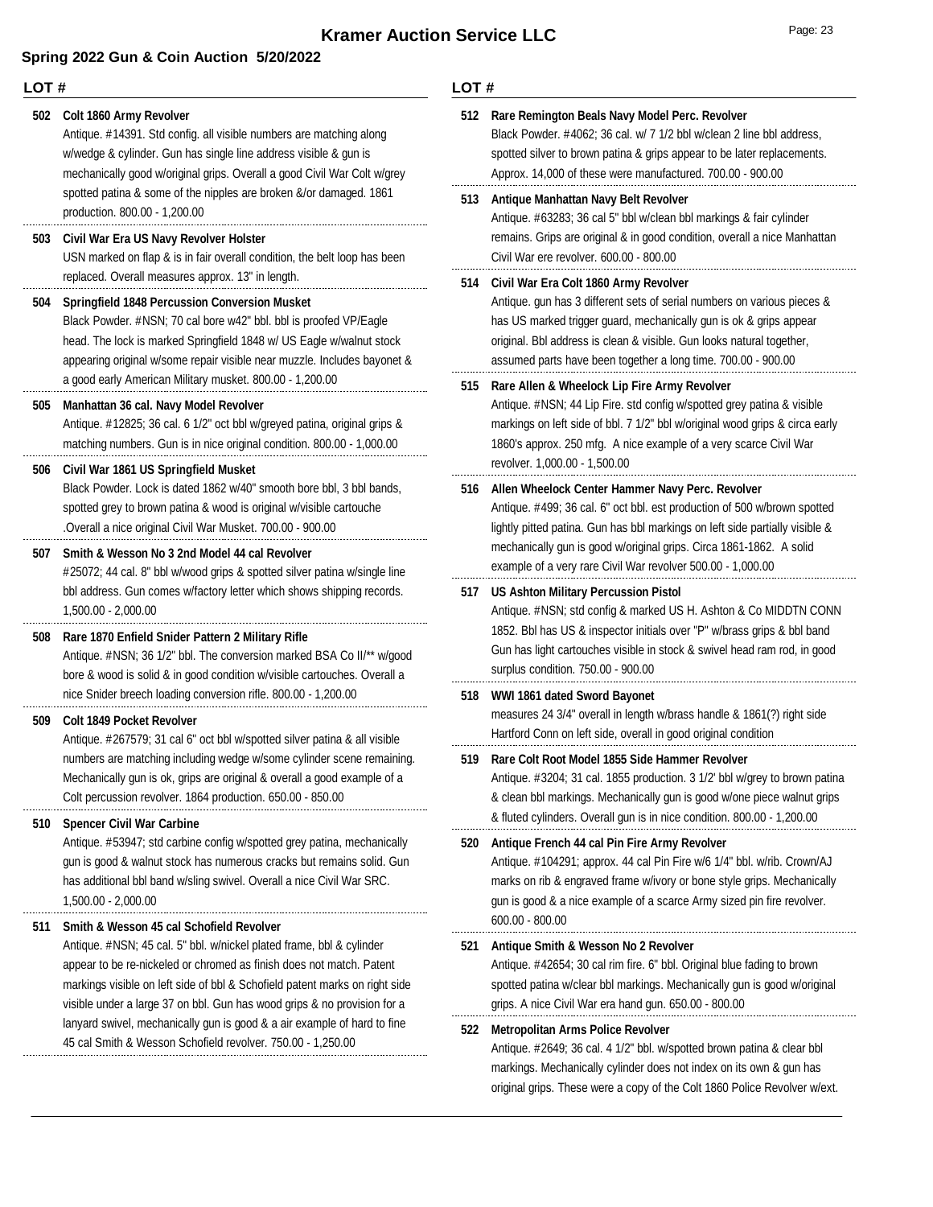# Kramer Auction Service LLC

## Spring 2022 Gun & Coin Auction 5/20/2022

**LOT #**

**502 Colt 1860 Army Revolver**
Antique. #14391. Std config. all visible numbers are matching along w/wedge & cylinder. Gun has single line address visible & gun is mechanically good w/original grips. Overall a good Civil War Colt w/grey spotted patina & some of the nipples are broken &/or damaged. 1861 production. 800.00 - 1,200.00

**503 Civil War Era US Navy Revolver Holster**
USN marked on flap & is in fair overall condition, the belt loop has been replaced. Overall measures approx. 13" in length.

**504 Springfield 1848 Percussion Conversion Musket**
Black Powder. #NSN; 70 cal bore w42" bbl. bbl is proofed VP/Eagle head. The lock is marked Springfield 1848 w/ US Eagle w/walnut stock appearing original w/some repair visible near muzzle. Includes bayonet & a good early American Military musket. 800.00 - 1,200.00

**505 Manhattan 36 cal. Navy Model Revolver**
Antique. #12825; 36 cal. 6 1/2" oct bbl w/greyed patina, original grips & matching numbers. Gun is in nice original condition. 800.00 - 1,000.00

**506 Civil War 1861 US Springfield Musket**
Black Powder. Lock is dated 1862 w/40" smooth bore bbl, 3 bbl bands, spotted grey to brown patina & wood is original w/visible cartouche .Overall a nice original Civil War Musket. 700.00 - 900.00

**507 Smith & Wesson No 3 2nd Model 44 cal Revolver**
#25072; 44 cal. 8" bbl w/wood grips & spotted silver patina w/single line bbl address. Gun comes w/factory letter which shows shipping records. 1,500.00 - 2,000.00

**508 Rare 1870 Enfield Snider Pattern 2 Military Rifle**
Antique. #NSN; 36 1/2" bbl. The conversion marked BSA Co II/** w/good bore & wood is solid & in good condition w/visible cartouches. Overall a nice Snider breech loading conversion rifle. 800.00 - 1,200.00

**509 Colt 1849 Pocket Revolver**
Antique. #267579; 31 cal 6" oct bbl w/spotted silver patina & all visible numbers are matching including wedge w/some cylinder scene remaining. Mechanically gun is ok, grips are original & overall a good example of a Colt percussion revolver. 1864 production. 650.00 - 850.00

**510 Spencer Civil War Carbine**
Antique. #53947; std carbine config w/spotted grey patina, mechanically gun is good & walnut stock has numerous cracks but remains solid. Gun has additional bbl band w/sling swivel. Overall a nice Civil War SRC. 1,500.00 - 2,000.00

**511 Smith & Wesson 45 cal Schofield Revolver**
Antique. #NSN; 45 cal. 5" bbl. w/nickel plated frame, bbl & cylinder appear to be re-nickeled or chromed as finish does not match. Patent markings visible on left side of bbl & Schofield patent marks on right side visible under a large 37 on bbl. Gun has wood grips & no provision for a lanyard swivel, mechanically gun is good & a air example of hard to fine 45 cal Smith & Wesson Schofield revolver. 750.00 - 1,250.00

**512 Rare Remington Beals Navy Model Perc. Revolver**
Black Powder. #4062; 36 cal. w/ 7 1/2 bbl w/clean 2 line bbl address, spotted silver to brown patina & grips appear to be later replacements. Approx. 14,000 of these were manufactured. 700.00 - 900.00

**513 Antique Manhattan Navy Belt Revolver**
Antique. #63283; 36 cal 5" bbl w/clean bbl markings & fair cylinder remains. Grips are original & in good condition, overall a nice Manhattan Civil War ere revolver. 600.00 - 800.00

**514 Civil War Era Colt 1860 Army Revolver**
Antique. gun has 3 different sets of serial numbers on various pieces & has US marked trigger guard, mechanically gun is ok & grips appear original. Bbl address is clean & visible. Gun looks natural together, assumed parts have been together a long time. 700.00 - 900.00

**515 Rare Allen & Wheelock Lip Fire Army Revolver**
Antique. #NSN; 44 Lip Fire. std config w/spotted grey patina & visible markings on left side of bbl. 7 1/2" bbl w/original wood grips & circa early 1860's approx. 250 mfg. A nice example of a very scarce Civil War revolver. 1,000.00 - 1,500.00

**516 Allen Wheelock Center Hammer Navy Perc. Revolver**
Antique. #499; 36 cal. 6" oct bbl. est production of 500 w/brown spotted lightly pitted patina. Gun has bbl markings on left side partially visible & mechanically gun is good w/original grips. Circa 1861-1862. A solid example of a very rare Civil War revolver 500.00 - 1,000.00

**517 US Ashton Military Percussion Pistol**
Antique. #NSN; std config & marked US H. Ashton & Co MIDDTN CONN 1852. Bbl has US & inspector initials over "P" w/brass grips & bbl band Gun has light cartouches visible in stock & swivel head ram rod, in good surplus condition. 750.00 - 900.00

**518 WWI 1861 dated Sword Bayonet**
measures 24 3/4" overall in length w/brass handle & 1861(?) right side Hartford Conn on left side, overall in good original condition

**519 Rare Colt Root Model 1855 Side Hammer Revolver**
Antique. #3204; 31 cal. 1855 production. 3 1/2' bbl w/grey to brown patina & clean bbl markings. Mechanically gun is good w/one piece walnut grips & fluted cylinders. Overall gun is in nice condition. 800.00 - 1,200.00

**520 Antique French 44 cal Pin Fire Army Revolver**
Antique. #104291; approx. 44 cal Pin Fire w/6 1/4" bbl. w/rib. Crown/AJ marks on rib & engraved frame w/ivory or bone style grips. Mechanically gun is good & a nice example of a scarce Army sized pin fire revolver. 600.00 - 800.00

**521 Antique Smith & Wesson No 2 Revolver**
Antique. #42654; 30 cal rim fire. 6" bbl. Original blue fading to brown spotted patina w/clear bbl markings. Mechanically gun is good w/original grips. A nice Civil War era hand gun. 650.00 - 800.00

**522 Metropolitan Arms Police Revolver**
Antique. #2649; 36 cal. 4 1/2" bbl. w/spotted brown patina & clear bbl markings. Mechanically cylinder does not index on its own & gun has original grips. These were a copy of the Colt 1860 Police Revolver w/ext.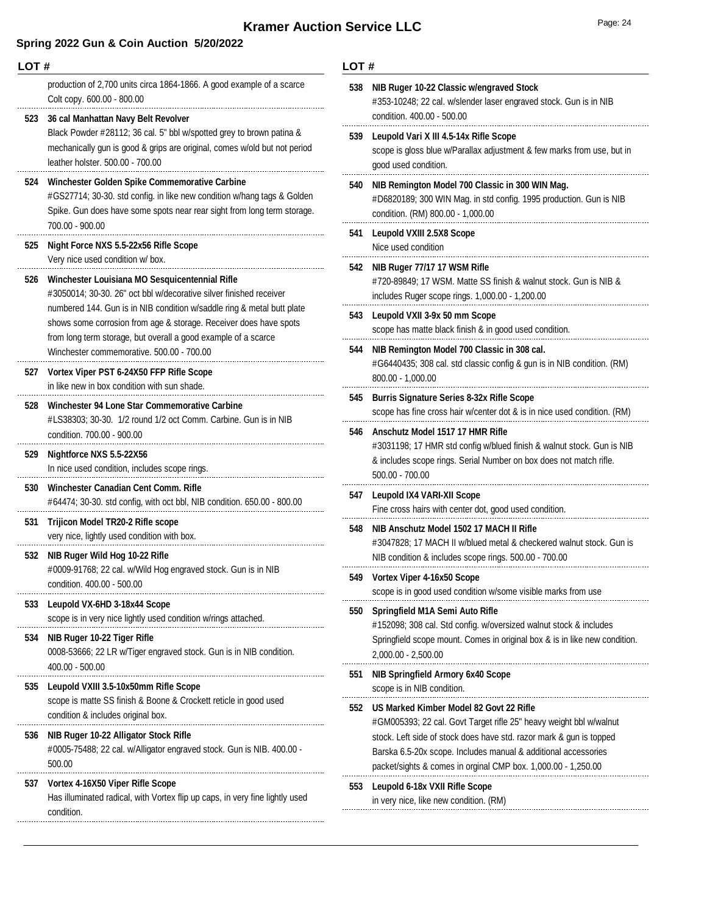# Kramer Auction Service LLC

## Spring 2022 Gun & Coin Auction 5/20/2022

**LOT #**

production of 2,700 units circa 1864-1866. A good example of a scarce Colt copy. 600.00 - 800.00

**523 36 cal Manhattan Navy Belt Revolver**
Black Powder #28112; 36 cal. 5" bbl w/spotted grey to brown patina & mechanically gun is good & grips are original, comes w/old but not period leather holster. 500.00 - 700.00

**524 Winchester Golden Spike Commemorative Carbine**
#GS27714; 30-30. std config. in like new condition w/hang tags & Golden Spike. Gun does have some spots near rear sight from long term storage. 700.00 - 900.00

**525 Night Force NXS 5.5-22x56 Rifle Scope**
Very nice used condition w/ box.

**526 Winchester Louisiana MO Sesquicentennial Rifle**
#3050014; 30-30. 26" oct bbl w/decorative silver finished receiver numbered 144. Gun is in NIB condition w/saddle ring & metal butt plate shows some corrosion from age & storage. Receiver does have spots from long term storage, but overall a good example of a scarce Winchester commemorative. 500.00 - 700.00

**527 Vortex Viper PST 6-24X50 FFP Rifle Scope**
in like new in box condition with sun shade.

**528 Winchester 94 Lone Star Commemorative Carbine**
#LS38303; 30-30. 1/2 round 1/2 oct Comm. Carbine. Gun is in NIB condition. 700.00 - 900.00

**529 Nightforce NXS 5.5-22X56**
In nice used condition, includes scope rings.

**530 Winchester Canadian Cent Comm. Rifle**
#64474; 30-30. std config, with oct bbl, NIB condition. 650.00 - 800.00

**531 Trijicon Model TR20-2 Rifle scope**
very nice, lightly used condition with box.

**532 NIB Ruger Wild Hog 10-22 Rifle**
#0009-91768; 22 cal. w/Wild Hog engraved stock. Gun is in NIB condition. 400.00 - 500.00

**533 Leupold VX-6HD 3-18x44 Scope**
scope is in very nice lightly used condition w/rings attached.

**534 NIB Ruger 10-22 Tiger Rifle**
0008-53666; 22 LR w/Tiger engraved stock. Gun is in NIB condition. 400.00 - 500.00

**535 Leupold VXIII 3.5-10x50mm Rifle Scope**
scope is matte SS finish & Boone & Crockett reticle in good used condition & includes original box.

**536 NIB Ruger 10-22 Alligator Stock Rifle**
#0005-75488; 22 cal. w/Alligator engraved stock. Gun is NIB. 400.00 - 500.00

**537 Vortex 4-16X50 Viper Rifle Scope**
Has illuminated radical, with Vortex flip up caps, in very fine lightly used condition.

**538 NIB Ruger 10-22 Classic w/engraved Stock**
#353-10248; 22 cal. w/slender laser engraved stock. Gun is in NIB condition. 400.00 - 500.00

**539 Leupold Vari X III 4.5-14x Rifle Scope**
scope is gloss blue w/Parallax adjustment & few marks from use, but in good used condition.

**540 NIB Remington Model 700 Classic in 300 WIN Mag.**
#D6820189; 300 WIN Mag. in std config. 1995 production. Gun is NIB condition. (RM) 800.00 - 1,000.00

**541 Leupold VXIII 2.5X8 Scope**
Nice used condition

**542 NIB Ruger 77/17 17 WSM Rifle**
#720-89849; 17 WSM. Matte SS finish & walnut stock. Gun is NIB & includes Ruger scope rings. 1,000.00 - 1,200.00

**543 Leupold VXII 3-9x 50 mm Scope**
scope has matte black finish & in good used condition.

**544 NIB Remington Model 700 Classic in 308 cal.**
#G6440435; 308 cal. std classic config & gun is in NIB condition. (RM) 800.00 - 1,000.00

**545 Burris Signature Series 8-32x Rifle Scope**
scope has fine cross hair w/center dot & is in nice used condition. (RM)

**546 Anschutz Model 1517 17 HMR Rifle**
#3031198; 17 HMR std config w/blued finish & walnut stock. Gun is NIB & includes scope rings. Serial Number on box does not match rifle. 500.00 - 700.00

**547 Leupold IX4 VARI-XII Scope**
Fine cross hairs with center dot, good used condition.

**548 NIB Anschutz Model 1502 17 MACH II Rifle**
#3047828; 17 MACH II w/blued metal & checkered walnut stock. Gun is NIB condition & includes scope rings. 500.00 - 700.00

**549 Vortex Viper 4-16x50 Scope**
scope is in good used condition w/some visible marks from use

**550 Springfield M1A Semi Auto Rifle**
#152098; 308 cal. Std config. w/oversized walnut stock & includes Springfield scope mount. Comes in original box & is in like new condition. 2,000.00 - 2,500.00

**551 NIB Springfield Armory 6x40 Scope**
scope is in NIB condition.

**552 US Marked Kimber Model 82 Govt 22 Rifle**
#GM005393; 22 cal. Govt Target rifle 25" heavy weight bbl w/walnut stock. Left side of stock does have std. razor mark & gun is topped Barska 6.5-20x scope. Includes manual & additional accessories packet/sights & comes in orginal CMP box. 1,000.00 - 1,250.00

**553 Leupold 6-18x VXII Rifle Scope**
in very nice, like new condition. (RM)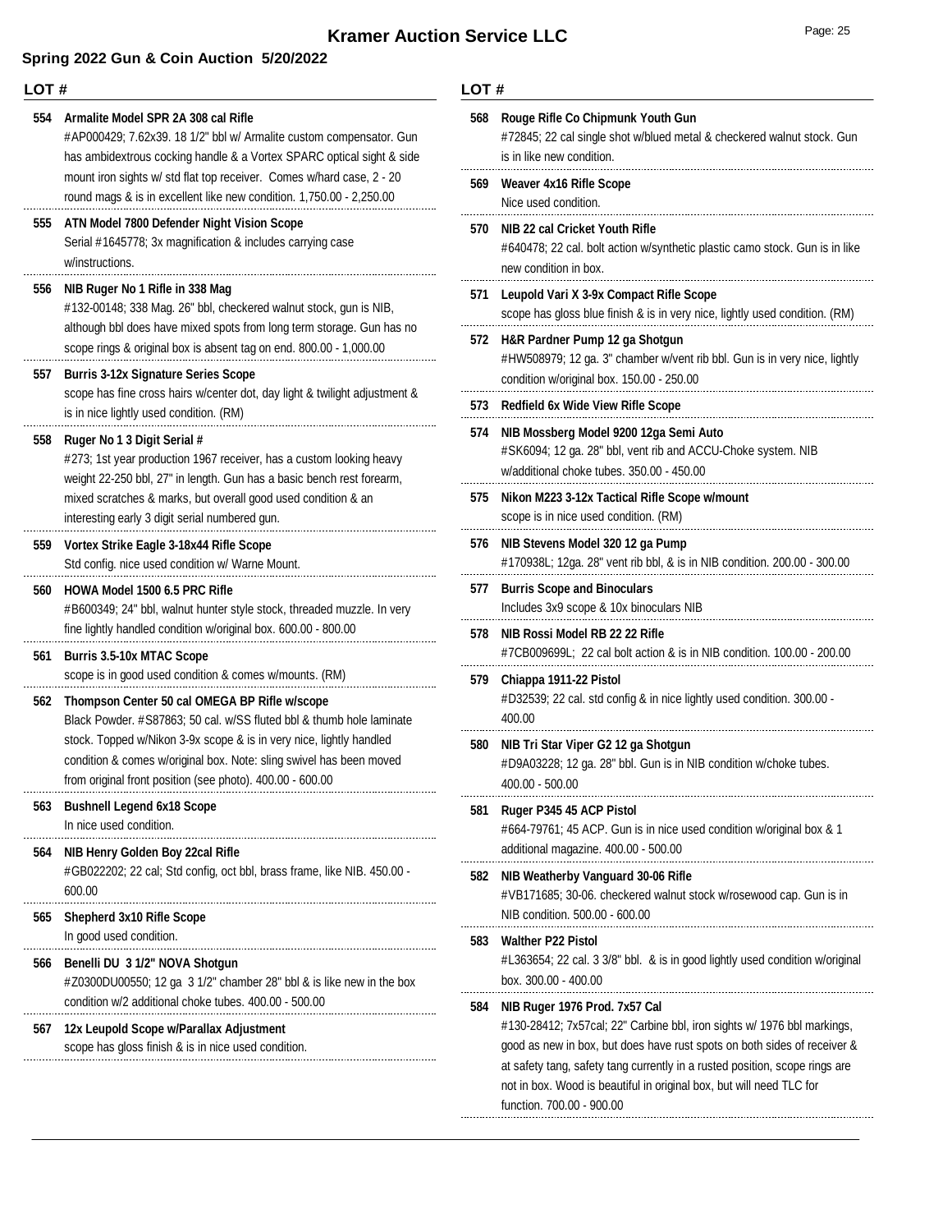# Kramer Auction Service LLC

## Spring 2022 Gun & Coin Auction 5/20/2022

**LOT #**

**554 Armalite Model SPR 2A 308 cal Rifle**
#AP000429; 7.62x39. 18 1/2" bbl w/ Armalite custom compensator. Gun has ambidextrous cocking handle & a Vortex SPARC optical sight & side mount iron sights w/ std flat top receiver. Comes w/hard case, 2 - 20 round mags & is in excellent like new condition. 1,750.00 - 2,250.00

**555 ATN Model 7800 Defender Night Vision Scope**
Serial #1645778; 3x magnification & includes carrying case w/instructions.

**556 NIB Ruger No 1 Rifle in 338 Mag**
#132-00148; 338 Mag. 26" bbl, checkered walnut stock, gun is NIB, although bbl does have mixed spots from long term storage. Gun has no scope rings & original box is absent tag on end. 800.00 - 1,000.00

**557 Burris 3-12x Signature Series Scope**
scope has fine cross hairs w/center dot, day light & twilight adjustment & is in nice lightly used condition. (RM)

**558 Ruger No 1 3 Digit Serial #**
#273; 1st year production 1967 receiver, has a custom looking heavy weight 22-250 bbl, 27" in length. Gun has a basic bench rest forearm, mixed scratches & marks, but overall good used condition & an interesting early 3 digit serial numbered gun.

**559 Vortex Strike Eagle 3-18x44 Rifle Scope**
Std config. nice used condition w/ Warne Mount.

**560 HOWA Model 1500 6.5 PRC Rifle**
#B600349; 24" bbl, walnut hunter style stock, threaded muzzle. In very fine lightly handled condition w/original box. 600.00 - 800.00

**561 Burris 3.5-10x MTAC Scope**
scope is in good used condition & comes w/mounts. (RM)

**562 Thompson Center 50 cal OMEGA BP Rifle w/scope**
Black Powder. #S87863; 50 cal. w/SS fluted bbl & thumb hole laminate stock. Topped w/Nikon 3-9x scope & is in very nice, lightly handled condition & comes w/original box. Note: sling swivel has been moved from original front position (see photo). 400.00 - 600.00

**563 Bushnell Legend 6x18 Scope**
In nice used condition.

**564 NIB Henry Golden Boy 22cal Rifle**
#GB022202; 22 cal; Std config, oct bbl, brass frame, like NIB. 450.00 - 600.00

**565 Shepherd 3x10 Rifle Scope**
In good used condition.

**566 Benelli DU 3 1/2" NOVA Shotgun**
#Z0300DU00550; 12 ga 3 1/2" chamber 28" bbl & is like new in the box condition w/2 additional choke tubes. 400.00 - 500.00

**567 12x Leupold Scope w/Parallax Adjustment**
scope has gloss finish & is in nice used condition.

**568 Rouge Rifle Co Chipmunk Youth Gun**
#72845; 22 cal single shot w/blued metal & checkered walnut stock. Gun is in like new condition.

**569 Weaver 4x16 Rifle Scope**
Nice used condition.

**570 NIB 22 cal Cricket Youth Rifle**
#640478; 22 cal. bolt action w/synthetic plastic camo stock. Gun is in like new condition in box.

**571 Leupold Vari X 3-9x Compact Rifle Scope**
scope has gloss blue finish & is in very nice, lightly used condition. (RM)

**572 H&R Pardner Pump 12 ga Shotgun**
#HW508979; 12 ga. 3" chamber w/vent rib bbl. Gun is in very nice, lightly condition w/original box. 150.00 - 250.00

**573 Redfield 6x Wide View Rifle Scope**

**574 NIB Mossberg Model 9200 12ga Semi Auto**
#SK6094; 12 ga. 28" bbl, vent rib and ACCU-Choke system. NIB w/additional choke tubes. 350.00 - 450.00

**575 Nikon M223 3-12x Tactical Rifle Scope w/mount**
scope is in nice used condition. (RM)

**576 NIB Stevens Model 320 12 ga Pump**
#170938L; 12ga. 28" vent rib bbl, & is in NIB condition. 200.00 - 300.00

**577 Burris Scope and Binoculars**
Includes 3x9 scope & 10x binoculars NIB

**578 NIB Rossi Model RB 22 22 Rifle**
#7CB009699L; 22 cal bolt action & is in NIB condition. 100.00 - 200.00

**579 Chiappa 1911-22 Pistol**
#D32539; 22 cal. std config & in nice lightly used condition. 300.00 - 400.00

**580 NIB Tri Star Viper G2 12 ga Shotgun**
#D9A03228; 12 ga. 28" bbl. Gun is in NIB condition w/choke tubes. 400.00 - 500.00

**581 Ruger P345 45 ACP Pistol**
#664-79761; 45 ACP. Gun is in nice used condition w/original box & 1 additional magazine. 400.00 - 500.00

**582 NIB Weatherby Vanguard 30-06 Rifle**
#VB171685; 30-06. checkered walnut stock w/rosewood cap. Gun is in NIB condition. 500.00 - 600.00

**583 Walther P22 Pistol**
#L363654; 22 cal. 3 3/8" bbl. & is in good lightly used condition w/original box. 300.00 - 400.00

**584 NIB Ruger 1976 Prod. 7x57 Cal**
#130-28412; 7x57cal; 22" Carbine bbl, iron sights w/ 1976 bbl markings, good as new in box, but does have rust spots on both sides of receiver & at safety tang, safety tang currently in a rusted position, scope rings are not in box. Wood is beautiful in original box, but will need TLC for function. 700.00 - 900.00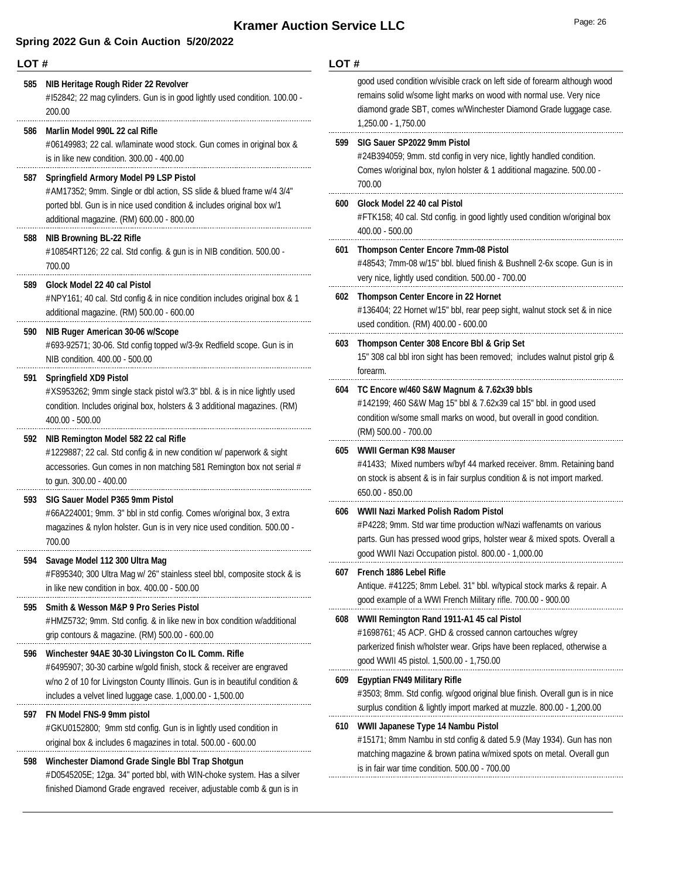# Kramer Auction Service LLC

## Spring 2022 Gun & Coin Auction 5/20/2022

**LOT #**

**585 NIB Heritage Rough Rider 22 Revolver**
#I52842; 22 mag cylinders. Gun is in good lightly used condition. 100.00 - 200.00

**586 Marlin Model 990L 22 cal Rifle**
#06149983; 22 cal. w/laminate wood stock. Gun comes in original box & is in like new condition. 300.00 - 400.00

**587 Springfield Armory Model P9 LSP Pistol**
#AM17352; 9mm. Single or dbl action, SS slide & blued frame w/4 3/4" ported bbl. Gun is in nice used condition & includes original box w/1 additional magazine. (RM) 600.00 - 800.00

**588 NIB Browning BL-22 Rifle**
#10854RT126; 22 cal. Std config. & gun is in NIB condition. 500.00 - 700.00

**589 Glock Model 22 40 cal Pistol**
#NPY161; 40 cal. Std config & in nice condition includes original box & 1 additional magazine. (RM) 500.00 - 600.00

**590 NIB Ruger American 30-06 w/Scope**
#693-92571; 30-06. Std config topped w/3-9x Redfield scope. Gun is in NIB condition. 400.00 - 500.00

**591 Springfield XD9 Pistol**
#XS953262; 9mm single stack pistol w/3.3" bbl. & is in nice lightly used condition. Includes original box, holsters & 3 additional magazines. (RM) 400.00 - 500.00

**592 NIB Remington Model 582 22 cal Rifle**
#1229887; 22 cal. Std config & in new condition w/ paperwork & sight accessories. Gun comes in non matching 581 Remington box not serial # to gun. 300.00 - 400.00

**593 SIG Sauer Model P365 9mm Pistol**
#66A224001; 9mm. 3" bbl in std config. Comes w/original box, 3 extra magazines & nylon holster. Gun is in very nice used condition. 500.00 - 700.00

**594 Savage Model 112 300 Ultra Mag**
#F895340; 300 Ultra Mag w/ 26" stainless steel bbl, composite stock & is in like new condition in box. 400.00 - 500.00

**595 Smith & Wesson M&P 9 Pro Series Pistol**
#HMZ5732; 9mm. Std config. & in like new in box condition w/additional grip contours & magazine. (RM) 500.00 - 600.00

**596 Winchester 94AE 30-30 Livingston Co IL Comm. Rifle**
#6495907; 30-30 carbine w/gold finish, stock & receiver are engraved w/no 2 of 10 for Livingston County Illinois. Gun is in beautiful condition & includes a velvet lined luggage case. 1,000.00 - 1,500.00

**597 FN Model FNS-9 9mm pistol**
#GKU0152800; 9mm std config. Gun is in lightly used condition in original box & includes 6 magazines in total. 500.00 - 600.00

**598 Winchester Diamond Grade Single Bbl Trap Shotgun**
#D0545205E; 12ga. 34" ported bbl, with WIN-choke system. Has a silver finished Diamond Grade engraved receiver, adjustable comb & gun is in good used condition w/visible crack on left side of forearm although wood remains solid w/some light marks on wood with normal use. Very nice diamond grade SBT, comes w/Winchester Diamond Grade luggage case. 1,250.00 - 1,750.00

**599 SIG Sauer SP2022 9mm Pistol**
#24B394059; 9mm. std config in very nice, lightly handled condition. Comes w/original box, nylon holster & 1 additional magazine. 500.00 - 700.00

**600 Glock Model 22 40 cal Pistol**
#FTK158; 40 cal. Std config. in good lightly used condition w/original box 400.00 - 500.00

**601 Thompson Center Encore 7mm-08 Pistol**
#48543; 7mm-08 w/15" bbl. blued finish & Bushnell 2-6x scope. Gun is in very nice, lightly used condition. 500.00 - 700.00

**602 Thompson Center Encore in 22 Hornet**
#136404; 22 Hornet w/15" bbl, rear peep sight, walnut stock set & in nice used condition. (RM) 400.00 - 600.00

**603 Thompson Center 308 Encore Bbl & Grip Set**
15" 308 cal bbl iron sight has been removed; includes walnut pistol grip & forearm.

**604 TC Encore w/460 S&W Magnum & 7.62x39 bbls**
#142199; 460 S&W Mag 15" bbl & 7.62x39 cal 15" bbl. in good used condition w/some small marks on wood, but overall in good condition. (RM) 500.00 - 700.00

**605 WWII German K98 Mauser**
#41433; Mixed numbers w/byf 44 marked receiver. 8mm. Retaining band on stock is absent & is in fair surplus condition & is not import marked. 650.00 - 850.00

**606 WWII Nazi Marked Polish Radom Pistol**
#P4228; 9mm. Std war time production w/Nazi waffenamts on various parts. Gun has pressed wood grips, holster wear & mixed spots. Overall a good WWII Nazi Occupation pistol. 800.00 - 1,000.00

**607 French 1886 Lebel Rifle**
Antique. #41225; 8mm Lebel. 31" bbl. w/typical stock marks & repair. A good example of a WWI French Military rifle. 700.00 - 900.00

**608 WWII Remington Rand 1911-A1 45 cal Pistol**
#1698761; 45 ACP. GHD & crossed cannon cartouches w/grey parkerized finish w/holster wear. Grips have been replaced, otherwise a good WWII 45 pistol. 1,500.00 - 1,750.00

**609 Egyptian FN49 Military Rifle**
#3503; 8mm. Std config. w/good original blue finish. Overall gun is in nice surplus condition & lightly import marked at muzzle. 800.00 - 1,200.00

**610 WWII Japanese Type 14 Nambu Pistol**
#15171; 8mm Nambu in std config & dated 5.9 (May 1934). Gun has non matching magazine & brown patina w/mixed spots on metal. Overall gun is in fair war time condition. 500.00 - 700.00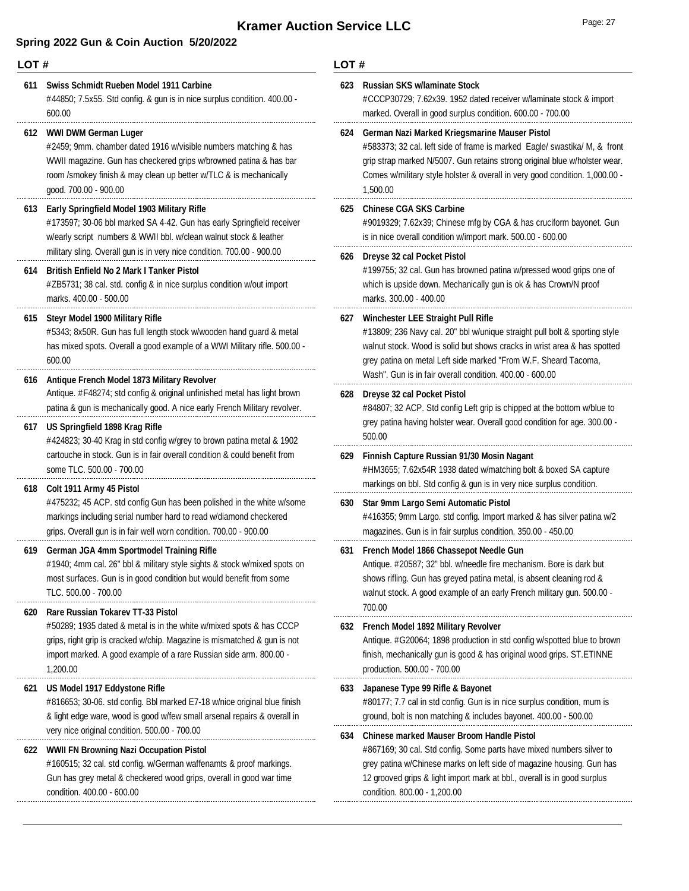# Kramer Auction Service LLC

## Spring 2022 Gun & Coin Auction 5/20/2022

**LOT #**

**611 Swiss Schmidt Rueben Model 1911 Carbine**
#44850; 7.5x55. Std config. & gun is in nice surplus condition. 400.00 - 600.00

**612 WWI DWM German Luger**
#2459; 9mm. chamber dated 1916 w/visible numbers matching & has WWII magazine. Gun has checkered grips w/browned patina & has bar room /smokey finish & may clean up better w/TLC & is mechanically good. 700.00 - 900.00

**613 Early Springfield Model 1903 Military Rifle**
#173597; 30-06 bbl marked SA 4-42. Gun has early Springfield receiver w/early script numbers & WWII bbl. w/clean walnut stock & leather military sling. Overall gun is in very nice condition. 700.00 - 900.00

**614 British Enfield No 2 Mark I Tanker Pistol**
#ZB5731; 38 cal. std. config & in nice surplus condition w/out import marks. 400.00 - 500.00

**615 Steyr Model 1900 Military Rifle**
#5343; 8x50R. Gun has full length stock w/wooden hand guard & metal has mixed spots. Overall a good example of a WWI Military rifle. 500.00 - 600.00

**616 Antique French Model 1873 Military Revolver**
Antique. #F48274; std config & original unfinished metal has light brown patina & gun is mechanically good. A nice early French Military revolver.

**617 US Springfield 1898 Krag Rifle**
#424823; 30-40 Krag in std config w/grey to brown patina metal & 1902 cartouche in stock. Gun is in fair overall condition & could benefit from some TLC. 500.00 - 700.00

**618 Colt 1911 Army 45 Pistol**
#475232; 45 ACP. std config Gun has been polished in the white w/some markings including serial number hard to read w/diamond checkered grips. Overall gun is in fair well worn condition. 700.00 - 900.00

**619 German JGA 4mm Sportmodel Training Rifle**
#1940; 4mm cal. 26" bbl & military style sights & stock w/mixed spots on most surfaces. Gun is in good condition but would benefit from some TLC. 500.00 - 700.00

**620 Rare Russian Tokarev TT-33 Pistol**
#50289; 1935 dated & metal is in the white w/mixed spots & has CCCP grips, right grip is cracked w/chip. Magazine is mismatched & gun is not import marked. A good example of a rare Russian side arm. 800.00 - 1,200.00

**621 US Model 1917 Eddystone Rifle**
#816653; 30-06. std config. Bbl marked E7-18 w/nice original blue finish & light edge ware, wood is good w/few small arsenal repairs & overall in very nice original condition. 500.00 - 700.00

**622 WWII FN Browning Nazi Occupation Pistol**
#160515; 32 cal. std config. w/German waffenamts & proof markings. Gun has grey metal & checkered wood grips, overall in good war time condition. 400.00 - 600.00

**623 Russian SKS w/laminate Stock**
#CCCP30729; 7.62x39. 1952 dated receiver w/laminate stock & import marked. Overall in good surplus condition. 600.00 - 700.00

**624 German Nazi Marked Kriegsmarine Mauser Pistol**
#583373; 32 cal. left side of frame is marked Eagle/ swastika/ M, & front grip strap marked N/5007. Gun retains strong original blue w/holster wear. Comes w/military style holster & overall in very good condition. 1,000.00 - 1,500.00

**625 Chinese CGA SKS Carbine**
#9019329; 7.62x39; Chinese mfg by CGA & has cruciform bayonet. Gun is in nice overall condition w/import mark. 500.00 - 600.00

**626 Dreyse 32 cal Pocket Pistol**
#199755; 32 cal. Gun has browned patina w/pressed wood grips one of which is upside down. Mechanically gun is ok & has Crown/N proof marks. 300.00 - 400.00

**627 Winchester LEE Straight Pull Rifle**
#13809; 236 Navy cal. 20" bbl w/unique straight pull bolt & sporting style walnut stock. Wood is solid but shows cracks in wrist area & has spotted grey patina on metal Left side marked "From W.F. Sheard Tacoma, Wash". Gun is in fair overall condition. 400.00 - 600.00

**628 Dreyse 32 cal Pocket Pistol**
#84807; 32 ACP. Std config Left grip is chipped at the bottom w/blue to grey patina having holster wear. Overall good condition for age. 300.00 - 500.00

**629 Finnish Capture Russian 91/30 Mosin Nagant**
#HM3655; 7.62x54R 1938 dated w/matching bolt & boxed SA capture markings on bbl. Std config & gun is in very nice surplus condition.

**630 Star 9mm Largo Semi Automatic Pistol**
#416355; 9mm Largo. std config. Import marked & has silver patina w/2 magazines. Gun is in fair surplus condition. 350.00 - 450.00

**631 French Model 1866 Chassepot Needle Gun**
Antique. #20587; 32" bbl. w/needle fire mechanism. Bore is dark but shows rifling. Gun has greyed patina metal, is absent cleaning rod & walnut stock. A good example of an early French military gun. 500.00 - 700.00

**632 French Model 1892 Military Revolver**
Antique. #G20064; 1898 production in std config w/spotted blue to brown finish, mechanically gun is good & has original wood grips. ST.ETINNE production. 500.00 - 700.00

**633 Japanese Type 99 Rifle & Bayonet**
#80177; 7.7 cal in std config. Gun is in nice surplus condition, mum is ground, bolt is non matching & includes bayonet. 400.00 - 500.00

**634 Chinese marked Mauser Broom Handle Pistol**
#867169; 30 cal. Std config. Some parts have mixed numbers silver to grey patina w/Chinese marks on left side of magazine housing. Gun has 12 grooved grips & light import mark at bbl., overall is in good surplus condition. 800.00 - 1,200.00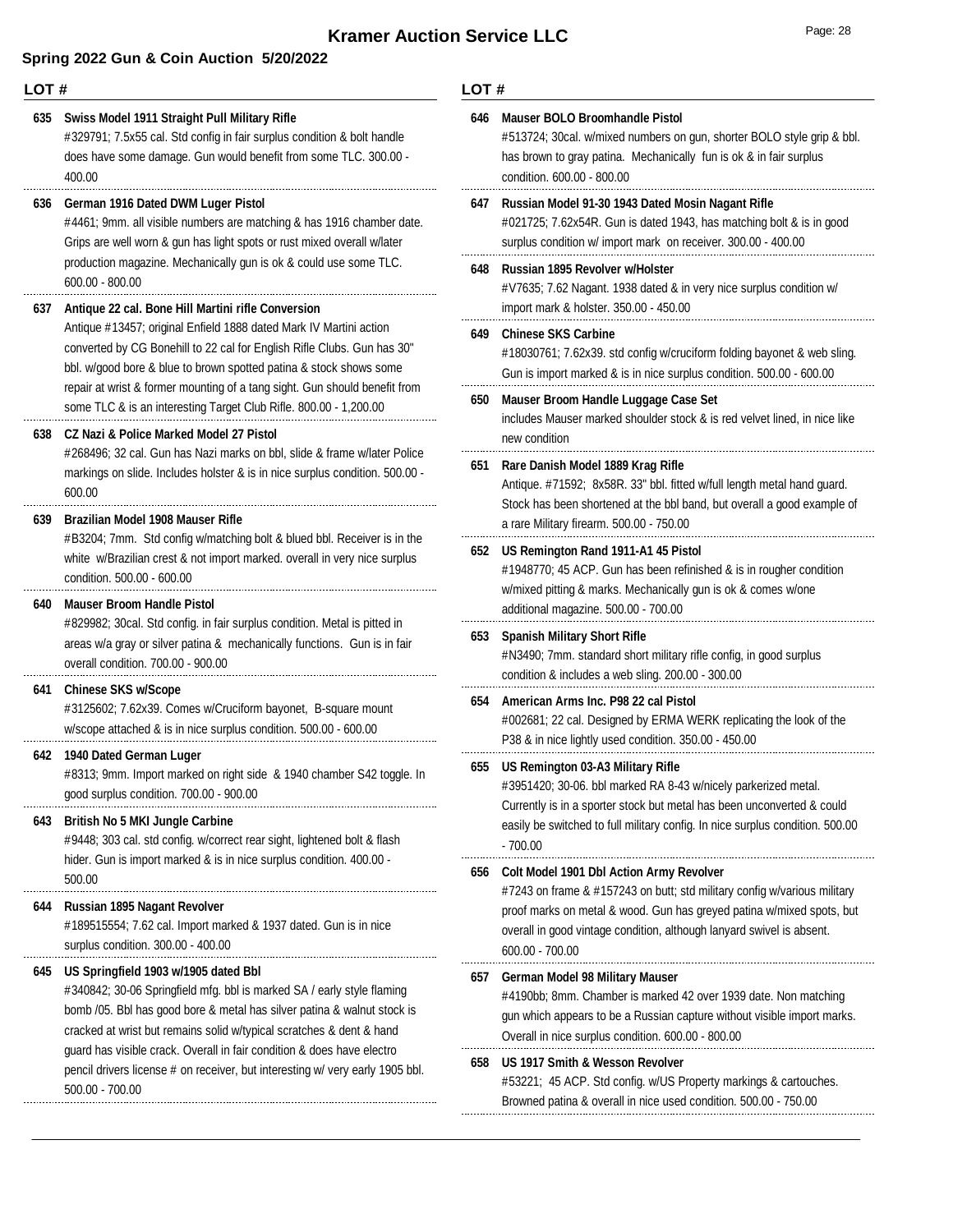# Kramer Auction Service LLC

## Spring 2022 Gun & Coin Auction 5/20/2022

**LOT #**

**635 Swiss Model 1911 Straight Pull Military Rifle**
#329791; 7.5x55 cal. Std config in fair surplus condition & bolt handle does have some damage. Gun would benefit from some TLC. 300.00 - 400.00

**636 German 1916 Dated DWM Luger Pistol**
#4461; 9mm. all visible numbers are matching & has 1916 chamber date. Grips are well worn & gun has light spots or rust mixed overall w/later production magazine. Mechanically gun is ok & could use some TLC. 600.00 - 800.00

**637 Antique 22 cal. Bone Hill Martini rifle Conversion**
Antique #13457; original Enfield 1888 dated Mark IV Martini action converted by CG Bonehill to 22 cal for English Rifle Clubs. Gun has 30" bbl. w/good bore & blue to brown spotted patina & stock shows some repair at wrist & former mounting of a tang sight. Gun should benefit from some TLC & is an interesting Target Club Rifle. 800.00 - 1,200.00

**638 CZ Nazi & Police Marked Model 27 Pistol**
#268496; 32 cal. Gun has Nazi marks on bbl, slide & frame w/later Police markings on slide. Includes holster & is in nice surplus condition. 500.00 - 600.00

**639 Brazilian Model 1908 Mauser Rifle**
#B3204; 7mm. Std config w/matching bolt & blued bbl. Receiver is in the white w/Brazilian crest & not import marked. overall in very nice surplus condition. 500.00 - 600.00

**640 Mauser Broom Handle Pistol**
#829982; 30cal. Std config. in fair surplus condition. Metal is pitted in areas w/a gray or silver patina & mechanically functions. Gun is in fair overall condition. 700.00 - 900.00

**641 Chinese SKS w/Scope**
#3125602; 7.62x39. Comes w/Cruciform bayonet, B-square mount w/scope attached & is in nice surplus condition. 500.00 - 600.00

**642 1940 Dated German Luger**
#8313; 9mm. Import marked on right side & 1940 chamber S42 toggle. In good surplus condition. 700.00 - 900.00

**643 British No 5 MKI Jungle Carbine**
#9448; 303 cal. std config. w/correct rear sight, lightened bolt & flash hider. Gun is import marked & is in nice surplus condition. 400.00 - 500.00

**644 Russian 1895 Nagant Revolver**
#189515554; 7.62 cal. Import marked & 1937 dated. Gun is in nice surplus condition. 300.00 - 400.00

**645 US Springfield 1903 w/1905 dated Bbl**
#340842; 30-06 Springfield mfg. bbl is marked SA / early style flaming bomb /05. Bbl has good bore & metal has silver patina & walnut stock is cracked at wrist but remains solid w/typical scratches & dent & hand guard has visible crack. Overall in fair condition & does have electro pencil drivers license # on receiver, but interesting w/ very early 1905 bbl. 500.00 - 700.00

**646 Mauser BOLO Broomhandle Pistol**
#513724; 30cal. w/mixed numbers on gun, shorter BOLO style grip & bbl. has brown to gray patina. Mechanically fun is ok & in fair surplus condition. 600.00 - 800.00

**647 Russian Model 91-30 1943 Dated Mosin Nagant Rifle**
#021725; 7.62x54R. Gun is dated 1943, has matching bolt & is in good surplus condition w/ import mark on receiver. 300.00 - 400.00

**648 Russian 1895 Revolver w/Holster**
#V7635; 7.62 Nagant. 1938 dated & in very nice surplus condition w/ import mark & holster. 350.00 - 450.00

**649 Chinese SKS Carbine**
#18030761; 7.62x39. std config w/cruciform folding bayonet & web sling. Gun is import marked & is in nice surplus condition. 500.00 - 600.00

**650 Mauser Broom Handle Luggage Case Set**
includes Mauser marked shoulder stock & is red velvet lined, in nice like new condition

**651 Rare Danish Model 1889 Krag Rifle**
Antique. #71592; 8x58R. 33" bbl. fitted w/full length metal hand guard. Stock has been shortened at the bbl band, but overall a good example of a rare Military firearm. 500.00 - 750.00

**652 US Remington Rand 1911-A1 45 Pistol**
#1948770; 45 ACP. Gun has been refinished & is in rougher condition w/mixed pitting & marks. Mechanically gun is ok & comes w/one additional magazine. 500.00 - 700.00

**653 Spanish Military Short Rifle**
#N3490; 7mm. standard short military rifle config, in good surplus condition & includes a web sling. 200.00 - 300.00

**654 American Arms Inc. P98 22 cal Pistol**
#002681; 22 cal. Designed by ERMA WERK replicating the look of the P38 & in nice lightly used condition. 350.00 - 450.00

**655 US Remington 03-A3 Military Rifle**
#3951420; 30-06. bbl marked RA 8-43 w/nicely parkerized metal. Currently is in a sporter stock but metal has been unconverted & could easily be switched to full military config. In nice surplus condition. 500.00 - 700.00

**656 Colt Model 1901 Dbl Action Army Revolver**
#7243 on frame & #157243 on butt; std military config w/various military proof marks on metal & wood. Gun has greyed patina w/mixed spots, but overall in good vintage condition, although lanyard swivel is absent. 600.00 - 700.00

**657 German Model 98 Military Mauser**
#4190bb; 8mm. Chamber is marked 42 over 1939 date. Non matching gun which appears to be a Russian capture without visible import marks. Overall in nice surplus condition. 600.00 - 800.00

**658 US 1917 Smith & Wesson Revolver**
#53221; 45 ACP. Std config. w/US Property markings & cartouches. Browned patina & overall in nice used condition. 500.00 - 750.00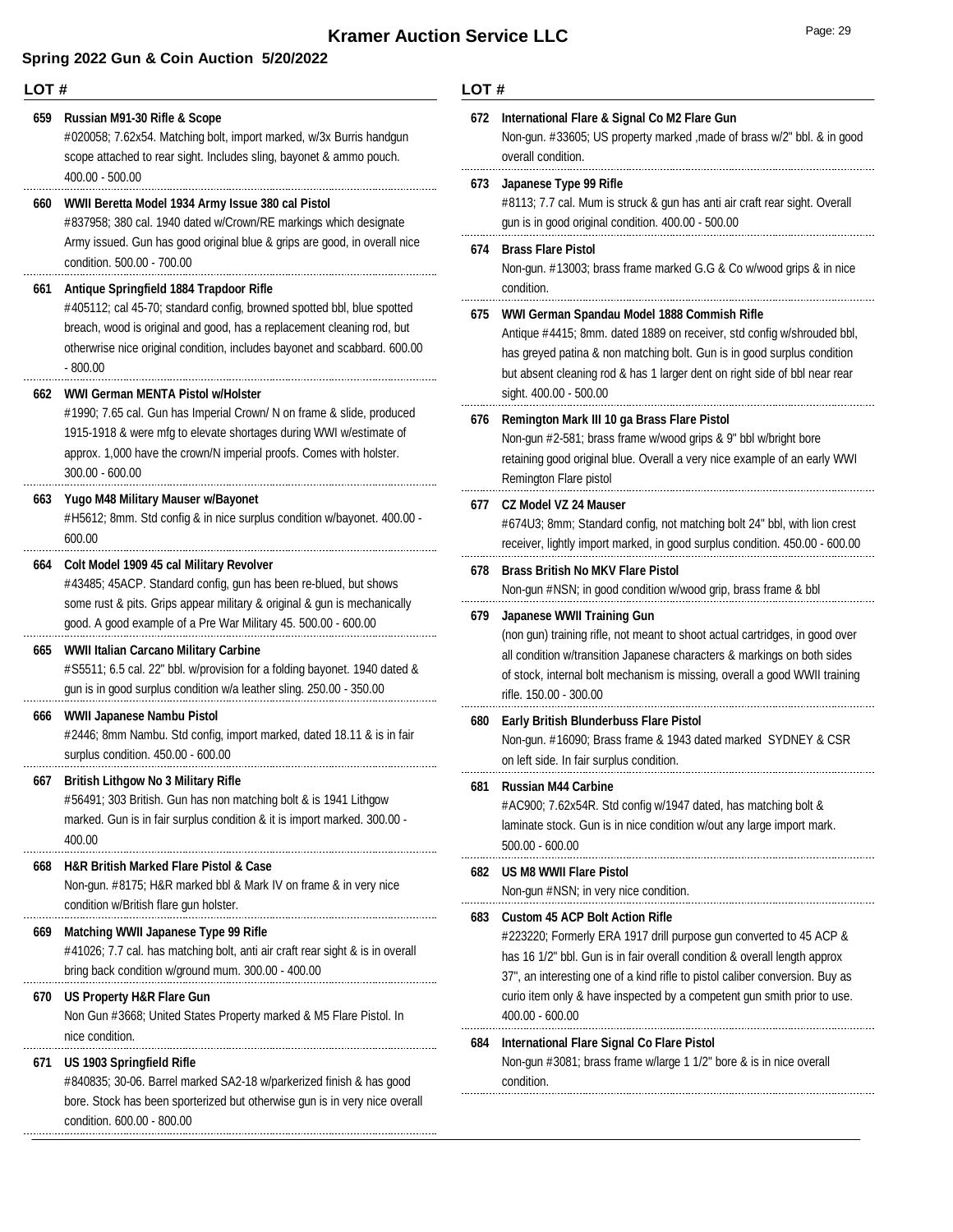# Kramer Auction Service LLC

## Spring 2022 Gun & Coin Auction 5/20/2022

**LOT #**

**659 Russian M91-30 Rifle & Scope**
#020058; 7.62x54. Matching bolt, import marked, w/3x Burris handgun scope attached to rear sight. Includes sling, bayonet & ammo pouch. 400.00 - 500.00

**660 WWII Beretta Model 1934 Army Issue 380 cal Pistol**
#837958; 380 cal. 1940 dated w/Crown/RE markings which designate Army issued. Gun has good original blue & grips are good, in overall nice condition. 500.00 - 700.00

**661 Antique Springfield 1884 Trapdoor Rifle**
#405112; cal 45-70; standard config, browned spotted bbl, blue spotted breach, wood is original and good, has a replacement cleaning rod, but otherwise nice original condition, includes bayonet and scabbard. 600.00 - 800.00

**662 WWI German MENTA Pistol w/Holster**
#1990; 7.65 cal. Gun has Imperial Crown/ N on frame & slide, produced 1915-1918 & were mfg to elevate shortages during WWI w/estimate of approx. 1,000 have the crown/N imperial proofs. Comes with holster. 300.00 - 600.00

**663 Yugo M48 Military Mauser w/Bayonet**
#H5612; 8mm. Std config & in nice surplus condition w/bayonet. 400.00 - 600.00

**664 Colt Model 1909 45 cal Military Revolver**
#43485; 45ACP. Standard config, gun has been re-blued, but shows some rust & pits. Grips appear military & original & gun is mechanically good. A good example of a Pre War Military 45. 500.00 - 600.00

**665 WWII Italian Carcano Military Carbine**
#S5511; 6.5 cal. 22" bbl. w/provision for a folding bayonet. 1940 dated & gun is in good surplus condition w/a leather sling. 250.00 - 350.00

**666 WWII Japanese Nambu Pistol**
#2446; 8mm Nambu. Std config, import marked, dated 18.11 & is in fair surplus condition. 450.00 - 600.00

**667 British Lithgow No 3 Military Rifle**
#56491; 303 British. Gun has non matching bolt & is 1941 Lithgow marked. Gun is in fair surplus condition & it is import marked. 300.00 - 400.00

**668 H&R British Marked Flare Pistol & Case**
Non-gun. #8175; H&R marked bbl & Mark IV on frame & in very nice condition w/British flare gun holster.

**669 Matching WWII Japanese Type 99 Rifle**
#41026; 7.7 cal. has matching bolt, anti air craft rear sight & is in overall bring back condition w/ground mum. 300.00 - 400.00

**670 US Property H&R Flare Gun**
Non Gun #3668; United States Property marked & M5 Flare Pistol. In nice condition.

**671 US 1903 Springfield Rifle**
#840835; 30-06. Barrel marked SA2-18 w/parkerized finish & has good bore. Stock has been sporterized but otherwise gun is in very nice overall condition. 600.00 - 800.00

**672 International Flare & Signal Co M2 Flare Gun**
Non-gun. #33605; US property marked ,made of brass w/2" bbl. & in good overall condition.

**673 Japanese Type 99 Rifle**
#8113; 7.7 cal. Mum is struck & gun has anti air craft rear sight. Overall gun is in good original condition. 400.00 - 500.00

**674 Brass Flare Pistol**
Non-gun. #13003; brass frame marked G.G & Co w/wood grips & in nice condition.

**675 WWI German Spandau Model 1888 Commish Rifle**
Antique #4415; 8mm. dated 1889 on receiver, std config w/shrouded bbl, has greyed patina & non matching bolt. Gun is in good surplus condition but absent cleaning rod & has 1 larger dent on right side of bbl near rear sight. 400.00 - 500.00

**676 Remington Mark III 10 ga Brass Flare Pistol**
Non-gun #2-581; brass frame w/wood grips & 9" bbl w/bright bore retaining good original blue. Overall a very nice example of an early WWI Remington Flare pistol

**677 CZ Model VZ 24 Mauser**
#674U3; 8mm; Standard config, not matching bolt 24" bbl, with lion crest receiver, lightly import marked, in good surplus condition. 450.00 - 600.00

**678 Brass British No MKV Flare Pistol**
Non-gun #NSN; in good condition w/wood grip, brass frame & bbl

**679 Japanese WWII Training Gun**
(non gun) training rifle, not meant to shoot actual cartridges, in good over all condition w/transition Japanese characters & markings on both sides of stock, internal bolt mechanism is missing, overall a good WWII training rifle. 150.00 - 300.00

**680 Early British Blunderbuss Flare Pistol**
Non-gun. #16090; Brass frame & 1943 dated marked SYDNEY & CSR on left side. In fair surplus condition.

**681 Russian M44 Carbine**
#AC900; 7.62x54R. Std config w/1947 dated, has matching bolt & laminate stock. Gun is in nice condition w/out any large import mark. 500.00 - 600.00

**682 US M8 WWII Flare Pistol**
Non-gun #NSN; in very nice condition.

**683 Custom 45 ACP Bolt Action Rifle**
#223220; Formerly ERA 1917 drill purpose gun converted to 45 ACP & has 16 1/2" bbl. Gun is in fair overall condition & overall length approx 37", an interesting one of a kind rifle to pistol caliber conversion. Buy as curio item only & have inspected by a competent gun smith prior to use. 400.00 - 600.00

**684 International Flare Signal Co Flare Pistol**
Non-gun #3081; brass frame w/large 1 1/2" bore & is in nice overall condition.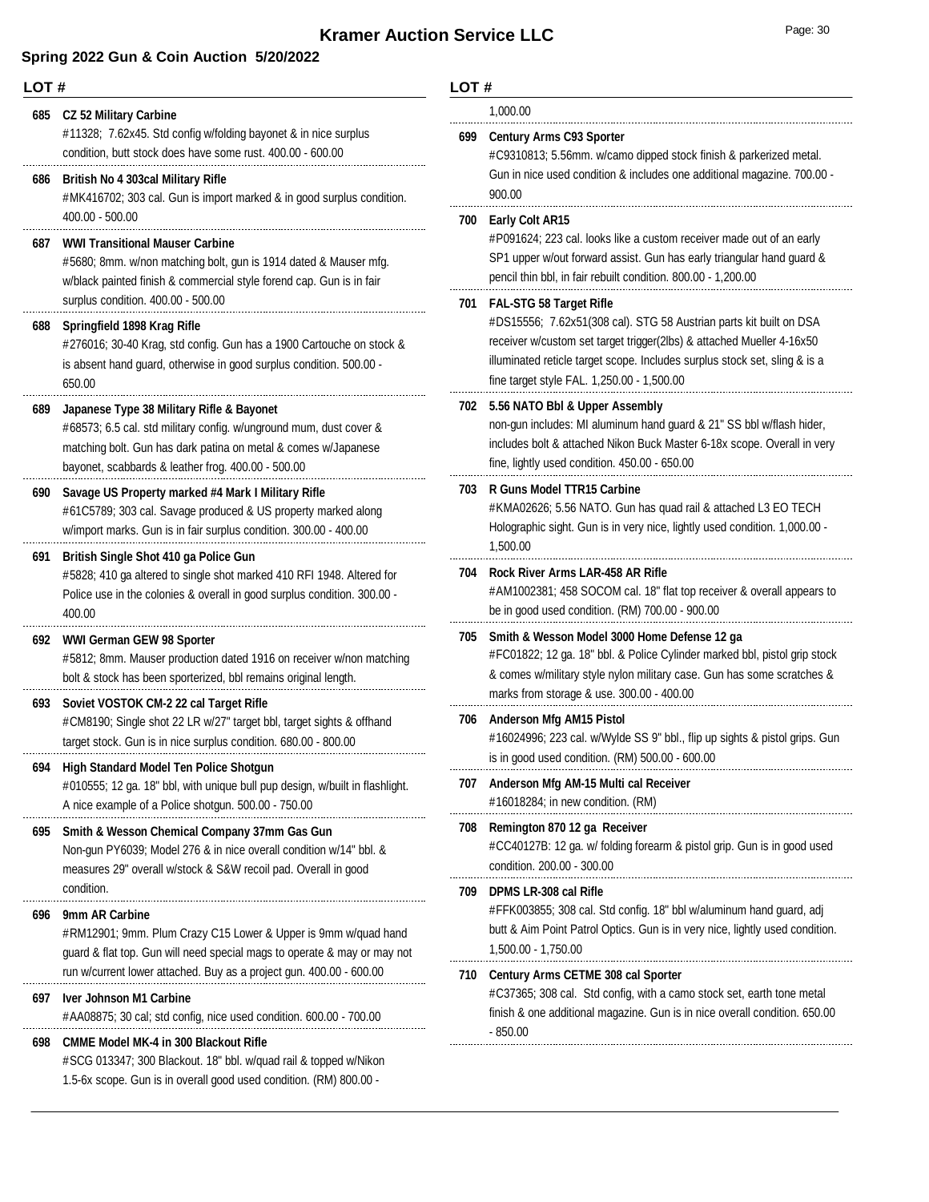# Kramer Auction Service LLC

## Spring 2022 Gun & Coin Auction 5/20/2022

**LOT #**

**685 CZ 52 Military Carbine**
#11328; 7.62x45. Std config w/folding bayonet & in nice surplus condition, butt stock does have some rust. 400.00 - 600.00

**686 British No 4 303cal Military Rifle**
#MK416702; 303 cal. Gun is import marked & in good surplus condition. 400.00 - 500.00

**687 WWI Transitional Mauser Carbine**
#5680; 8mm. w/non matching bolt, gun is 1914 dated & Mauser mfg. w/black painted finish & commercial style forend cap. Gun is in fair surplus condition. 400.00 - 500.00

**688 Springfield 1898 Krag Rifle**
#276016; 30-40 Krag, std config. Gun has a 1900 Cartouche on stock & is absent hand guard, otherwise in good surplus condition. 500.00 - 650.00

**689 Japanese Type 38 Military Rifle & Bayonet**
#68573; 6.5 cal. std military config. w/unground mum, dust cover & matching bolt. Gun has dark patina on metal & comes w/Japanese bayonet, scabbards & leather frog. 400.00 - 500.00

**690 Savage US Property marked #4 Mark I Military Rifle**
#61C5789; 303 cal. Savage produced & US property marked along w/import marks. Gun is in fair surplus condition. 300.00 - 400.00

**691 British Single Shot 410 ga Police Gun**
#5828; 410 ga altered to single shot marked 410 RFI 1948. Altered for Police use in the colonies & overall in good surplus condition. 300.00 - 400.00

**692 WWI German GEW 98 Sporter**
#5812; 8mm. Mauser production dated 1916 on receiver w/non matching bolt & stock has been sporterized, bbl remains original length.

**693 Soviet VOSTOK CM-2 22 cal Target Rifle**
#CM8190; Single shot 22 LR w/27" target bbl, target sights & offhand target stock. Gun is in nice surplus condition. 680.00 - 800.00

**694 High Standard Model Ten Police Shotgun**
#010555; 12 ga. 18" bbl, with unique bull pup design, w/built in flashlight. A nice example of a Police shotgun. 500.00 - 750.00

**695 Smith & Wesson Chemical Company 37mm Gas Gun**
Non-gun PY6039; Model 276 & in nice overall condition w/14" bbl. & measures 29" overall w/stock & S&W recoil pad. Overall in good condition.

**696 9mm AR Carbine**
#RM12901; 9mm. Plum Crazy C15 Lower & Upper is 9mm w/quad hand guard & flat top. Gun will need special mags to operate & may or may not run w/current lower attached. Buy as a project gun. 400.00 - 600.00

**697 Iver Johnson M1 Carbine**
#AA08875; 30 cal; std config, nice used condition. 600.00 - 700.00

**698 CMME Model MK-4 in 300 Blackout Rifle**
#SCG 013347; 300 Blackout. 18" bbl. w/quad rail & topped w/Nikon 1.5-6x scope. Gun is in overall good used condition. (RM) 800.00 - 1,000.00

**699 Century Arms C93 Sporter**
#C9310813; 5.56mm. w/camo dipped stock finish & parkerized metal. Gun in nice used condition & includes one additional magazine. 700.00 - 900.00

**700 Early Colt AR15**
#P091624; 223 cal. looks like a custom receiver made out of an early SP1 upper w/out forward assist. Gun has early triangular hand guard & pencil thin bbl, in fair rebuilt condition. 800.00 - 1,200.00

**701 FAL-STG 58 Target Rifle**
#DS15556; 7.62x51(308 cal). STG 58 Austrian parts kit built on DSA receiver w/custom set target trigger(2lbs) & attached Mueller 4-16x50 illuminated reticle target scope. Includes surplus stock set, sling & is a fine target style FAL. 1,250.00 - 1,500.00

**702 5.56 NATO Bbl & Upper Assembly**
non-gun includes: MI aluminum hand guard & 21" SS bbl w/flash hider, includes bolt & attached Nikon Buck Master 6-18x scope. Overall in very fine, lightly used condition. 450.00 - 650.00

**703 R Guns Model TTR15 Carbine**
#KMA02626; 5.56 NATO. Gun has quad rail & attached L3 EO TECH Holographic sight. Gun is in very nice, lightly used condition. 1,000.00 - 1,500.00

**704 Rock River Arms LAR-458 AR Rifle**
#AM1002381; 458 SOCOM cal. 18" flat top receiver & overall appears to be in good used condition. (RM) 700.00 - 900.00

**705 Smith & Wesson Model 3000 Home Defense 12 ga**
#FC01822; 12 ga. 18" bbl. & Police Cylinder marked bbl, pistol grip stock & comes w/military style nylon military case. Gun has some scratches & marks from storage & use. 300.00 - 400.00

**706 Anderson Mfg AM15 Pistol**
#16024996; 223 cal. w/Wylde SS 9" bbl., flip up sights & pistol grips. Gun is in good used condition. (RM) 500.00 - 600.00

**707 Anderson Mfg AM-15 Multi cal Receiver**
#16018284; in new condition. (RM)

**708 Remington 870 12 ga Receiver**
#CC40127B: 12 ga. w/ folding forearm & pistol grip. Gun is in good used condition. 200.00 - 300.00

**709 DPMS LR-308 cal Rifle**
#FFK003855; 308 cal. Std config. 18" bbl w/aluminum hand guard, adj butt & Aim Point Patrol Optics. Gun is in very nice, lightly used condition. 1,500.00 - 1,750.00

**710 Century Arms CETME 308 cal Sporter**
#C37365; 308 cal. Std config, with a camo stock set, earth tone metal finish & one additional magazine. Gun is in nice overall condition. 650.00 - 850.00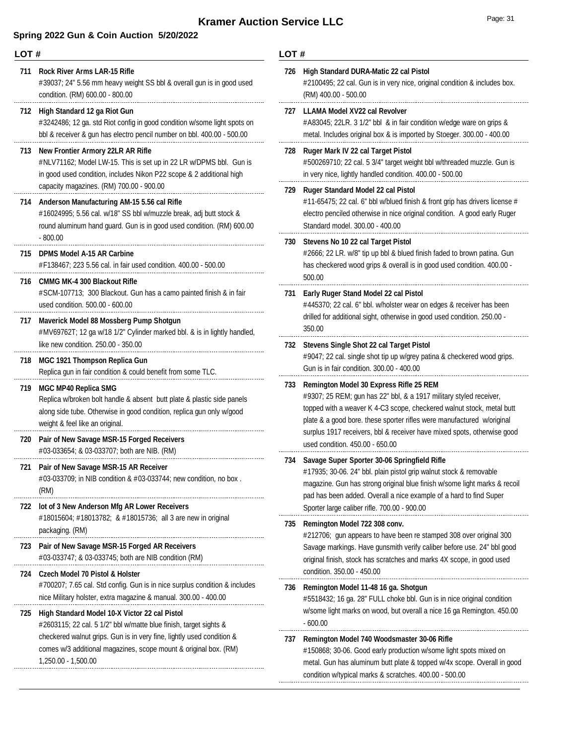# Kramer Auction Service LLC

## Spring 2022 Gun & Coin Auction 5/20/2022

**LOT #**

**711 Rock River Arms LAR-15 Rifle**
#39037; 24" 5.56 mm heavy weight SS bbl & overall gun is in good used condition. (RM) 600.00 - 800.00

**712 High Standard 12 ga Riot Gun**
#3242486; 12 ga. std Riot config in good condition w/some light spots on bbl & receiver & gun has electro pencil number on bbl. 400.00 - 500.00

**713 New Frontier Armory 22LR AR Rifle**
#NLV71162; Model LW-15. This is set up in 22 LR w/DPMS bbl. Gun is in good used condition, includes Nikon P22 scope & 2 additional high capacity magazines. (RM) 700.00 - 900.00

**714 Anderson Manufacturing AM-15 5.56 cal Rifle**
#16024995; 5.56 cal. w/18" SS bbl w/muzzle break, adj butt stock & round aluminum hand guard. Gun is in good used condition. (RM) 600.00 - 800.00

**715 DPMS Model A-15 AR Carbine**
#F138467; 223 5.56 cal. in fair used condition. 400.00 - 500.00

**716 CMMG MK-4 300 Blackout Rifle**
#SCM-107713; 300 Blackout. Gun has a camo painted finish & in fair used condition. 500.00 - 600.00

**717 Maverick Model 88 Mossberg Pump Shotgun**
#MV69762T; 12 ga w/18 1/2" Cylinder marked bbl. & is in lightly handled, like new condition. 250.00 - 350.00

**718 MGC 1921 Thompson Replica Gun**
Replica gun in fair condition & could benefit from some TLC.

**719 MGC MP40 Replica SMG**
Replica w/broken bolt handle & absent butt plate & plastic side panels along side tube. Otherwise in good condition, replica gun only w/good weight & feel like an original.

**720 Pair of New Savage MSR-15 Forged Receivers**
#03-033654; & 03-033707; both are NIB. (RM)

**721 Pair of New Savage MSR-15 AR Receiver**
#03-033709; in NIB condition & #03-033744; new condition, no box . (RM)

**722 lot of 3 New Anderson Mfg AR Lower Receivers**
#18015604; #18013782; & #18015736; all 3 are new in original packaging. (RM)

**723 Pair of New Savage MSR-15 Forged AR Receivers**
#03-033747; & 03-033745; both are NIB condition (RM)

**724 Czech Model 70 Pistol & Holster**
#700207; 7.65 cal. Std config. Gun is in nice surplus condition & includes nice Military holster, extra magazine & manual. 300.00 - 400.00

**725 High Standard Model 10-X Victor 22 cal Pistol**
#2603115; 22 cal. 5 1/2" bbl w/matte blue finish, target sights & checkered walnut grips. Gun is in very fine, lightly used condition & comes w/3 additional magazines, scope mount & original box. (RM) 1,250.00 - 1,500.00

**726 High Standard DURA-Matic 22 cal Pistol**
#2100495; 22 cal. Gun is in very nice, original condition & includes box. (RM) 400.00 - 500.00

**727 LLAMA Model XV22 cal Revolver**
#A83045; 22LR. 3 1/2" bbl & in fair condition w/edge ware on grips & metal. Includes original box & is imported by Stoeger. 300.00 - 400.00

**728 Ruger Mark IV 22 cal Target Pistol**
#500269710; 22 cal. 5 3/4" target weight bbl w/threaded muzzle. Gun is in very nice, lightly handled condition. 400.00 - 500.00

**729 Ruger Standard Model 22 cal Pistol**
#11-65475; 22 cal. 6" bbl w/blued finish & front grip has drivers license # electro penciled otherwise in nice original condition. A good early Ruger Standard model. 300.00 - 400.00

**730 Stevens No 10 22 cal Target Pistol**
#2666; 22 LR. w/8" tip up bbl & blued finish faded to brown patina. Gun has checkered wood grips & overall is in good used condition. 400.00 - 500.00

**731 Early Ruger Stand Model 22 cal Pistol**
#445370; 22 cal. 6" bbl. w/holster wear on edges & receiver has been drilled for additional sight, otherwise in good used condition. 250.00 - 350.00

**732 Stevens Single Shot 22 cal Target Pistol**
#9047; 22 cal. single shot tip up w/grey patina & checkered wood grips. Gun is in fair condition. 300.00 - 400.00

**733 Remington Model 30 Express Rifle 25 REM**
#9307; 25 REM; gun has 22" bbl, & a 1917 military styled receiver, topped with a weaver K 4-C3 scope, checkered walnut stock, metal butt plate & a good bore. these sporter rifles were manufactured w/original surplus 1917 receivers, bbl & receiver have mixed spots, otherwise good used condition. 450.00 - 650.00

**734 Savage Super Sporter 30-06 Springfield Rifle**
#17935; 30-06. 24" bbl. plain pistol grip walnut stock & removable magazine. Gun has strong original blue finish w/some light marks & recoil pad has been added. Overall a nice example of a hard to find Super Sporter large caliber rifle. 700.00 - 900.00

**735 Remington Model 722 308 conv.**
#212706; gun appears to have been re stamped 308 over original 300 Savage markings. Have gunsmith verify caliber before use. 24" bbl good original finish, stock has scratches and marks 4X scope, in good used condition. 350.00 - 450.00

**736 Remington Model 11-48 16 ga. Shotgun**
#5518432; 16 ga. 28" FULL choke bbl. Gun is in nice original condition w/some light marks on wood, but overall a nice 16 ga Remington. 450.00 - 600.00

**737 Remington Model 740 Woodsmaster 30-06 Rifle**
#150868; 30-06. Good early production w/some light spots mixed on metal. Gun has aluminum butt plate & topped w/4x scope. Overall in good condition w/typical marks & scratches. 400.00 - 500.00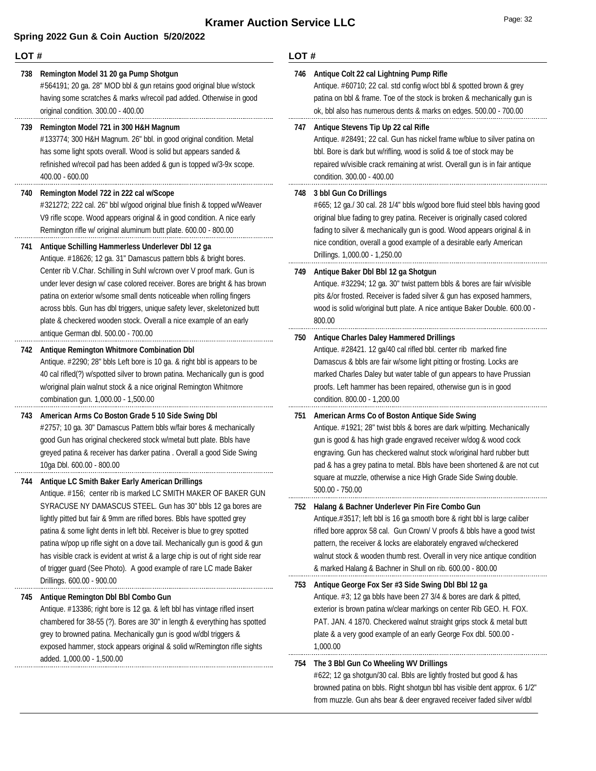# Kramer Auction Service LLC

## Spring 2022 Gun & Coin Auction 5/20/2022

**LOT #**

**738 Remington Model 31 20 ga Pump Shotgun**
#564191; 20 ga. 28" MOD bbl & gun retains good original blue w/stock having some scratches & marks w/recoil pad added. Otherwise in good original condition. 300.00 - 400.00

**739 Remington Model 721 in 300 H&H Magnum**
#133774; 300 H&H Magnum. 26" bbl. in good original condition. Metal has some light spots overall. Wood is solid but appears sanded & refinished w/recoil pad has been added & gun is topped w/3-9x scope. 400.00 - 600.00

**740 Remington Model 722 in 222 cal w/Scope**
#321272; 222 cal. 26" bbl w/good original blue finish & topped w/Weaver V9 rifle scope. Wood appears original & in good condition. A nice early Remington rifle w/ original aluminum butt plate. 600.00 - 800.00

**741 Antique Schilling Hammerless Underlever Dbl 12 ga**
Antique. #18626; 12 ga. 31" Damascus pattern bbls & bright bores. Center rib V.Char. Schilling in Suhl w/crown over V proof mark. Gun is under lever design w/ case colored receiver. Bores are bright & has brown patina on exterior w/some small dents noticeable when rolling fingers across bbls. Gun has dbl triggers, unique safety lever, skeletonized butt plate & checkered wooden stock. Overall a nice example of an early antique German dbl. 500.00 - 700.00

**742 Antique Remington Whitmore Combination Dbl**
Antique. #2290; 28" bbls Left bore is 10 ga. & right bbl is appears to be 40 cal rifled(?) w/spotted silver to brown patina. Mechanically gun is good w/original plain walnut stock & a nice original Remington Whitmore combination gun. 1,000.00 - 1,500.00

**743 American Arms Co Boston Grade 5 10 Side Swing Dbl**
#2757; 10 ga. 30" Damascus Pattern bbls w/fair bores & mechanically good Gun has original checkered stock w/metal butt plate. Bbls have greyed patina & receiver has darker patina . Overall a good Side Swing 10ga Dbl. 600.00 - 800.00

**744 Antique LC Smith Baker Early American Drillings**
Antique. #156; center rib is marked LC SMITH MAKER OF BAKER GUN SYRACUSE NY DAMASCUS STEEL. Gun has 30" bbls 12 ga bores are lightly pitted but fair & 9mm are rifled bores. Bbls have spotted grey patina & some light dents in left bbl. Receiver is blue to grey spotted patina w/pop up rifle sight on a dove tail. Mechanically gun is good & gun has visible crack is evident at wrist & a large chip is out of right side rear of trigger guard (See Photo). A good example of rare LC made Baker Drillings. 600.00 - 900.00

**745 Antique Remington Dbl Bbl Combo Gun**
Antique. #13386; right bore is 12 ga. & left bbl has vintage rifled insert chambered for 38-55 (?). Bores are 30" in length & everything has spotted grey to browned patina. Mechanically gun is good w/dbl triggers & exposed hammer, stock appears original & solid w/Remington rifle sights added. 1,000.00 - 1,500.00

**746 Antique Colt 22 cal Lightning Pump Rifle**
Antique. #60710; 22 cal. std config w/oct bbl & spotted brown & grey patina on bbl & frame. Toe of the stock is broken & mechanically gun is ok, bbl also has numerous dents & marks on edges. 500.00 - 700.00

**747 Antique Stevens Tip Up 22 cal Rifle**
Antique. #28491; 22 cal. Gun has nickel frame w/blue to silver patina on bbl. Bore is dark but w/rifling, wood is solid & toe of stock may be repaired w/visible crack remaining at wrist. Overall gun is in fair antique condition. 300.00 - 400.00

**748 3 bbl Gun Co Drillings**
#665; 12 ga./ 30 cal. 28 1/4" bbls w/good bore fluid steel bbls having good original blue fading to grey patina. Receiver is originally cased colored fading to silver & mechanically gun is good. Wood appears original & in nice condition, overall a good example of a desirable early American Drillings. 1,000.00 - 1,250.00

**749 Antique Baker Dbl Bbl 12 ga Shotgun**
Antique. #32294; 12 ga. 30" twist pattern bbls & bores are fair w/visible pits &/or frosted. Receiver is faded silver & gun has exposed hammers, wood is solid w/original butt plate. A nice antique Baker Double. 600.00 - 800.00

**750 Antique Charles Daley Hammered Drillings**
Antique. #28421. 12 ga/40 cal rifled bbl. center rib marked fine Damascus & bbls are fair w/some light pitting or frosting. Locks are marked Charles Daley but water table of gun appears to have Prussian proofs. Left hammer has been repaired, otherwise gun is in good condition. 800.00 - 1,200.00

**751 American Arms Co of Boston Antique Side Swing**
Antique. #1921; 28" twist bbls & bores are dark w/pitting. Mechanically gun is good & has high grade engraved receiver w/dog & wood cock engraving. Gun has checkered walnut stock w/original hard rubber butt pad & has a grey patina to metal. Bbls have been shortened & are not cut square at muzzle, otherwise a nice High Grade Side Swing double. 500.00 - 750.00

**752 Halang & Bachner Underlever Pin Fire Combo Gun**
Antique.#3517; left bbl is 16 ga smooth bore & right bbl is large caliber rifled bore approx 58 cal. Gun Crown/ V proofs & bbls have a good twist pattern, the receiver & locks are elaborately engraved w/checkered walnut stock & wooden thumb rest. Overall in very nice antique condition & marked Halang & Bachner in Shull on rib. 600.00 - 800.00

**753 Antique George Fox Ser #3 Side Swing Dbl Bbl 12 ga**
Antique. #3; 12 ga bbls have been 27 3/4 & bores are dark & pitted, exterior is brown patina w/clear markings on center Rib GEO. H. FOX. PAT. JAN. 4 1870. Checkered walnut straight grips stock & metal butt plate & a very good example of an early George Fox dbl. 500.00 - 1,000.00

**754 The 3 Bbl Gun Co Wheeling WV Drillings**
#622; 12 ga shotgun/30 cal. Bbls are lightly frosted but good & has browned patina on bbls. Right shotgun bbl has visible dent approx. 6 1/2" from muzzle. Gun ahs bear & deer engraved receiver faded silver w/dbl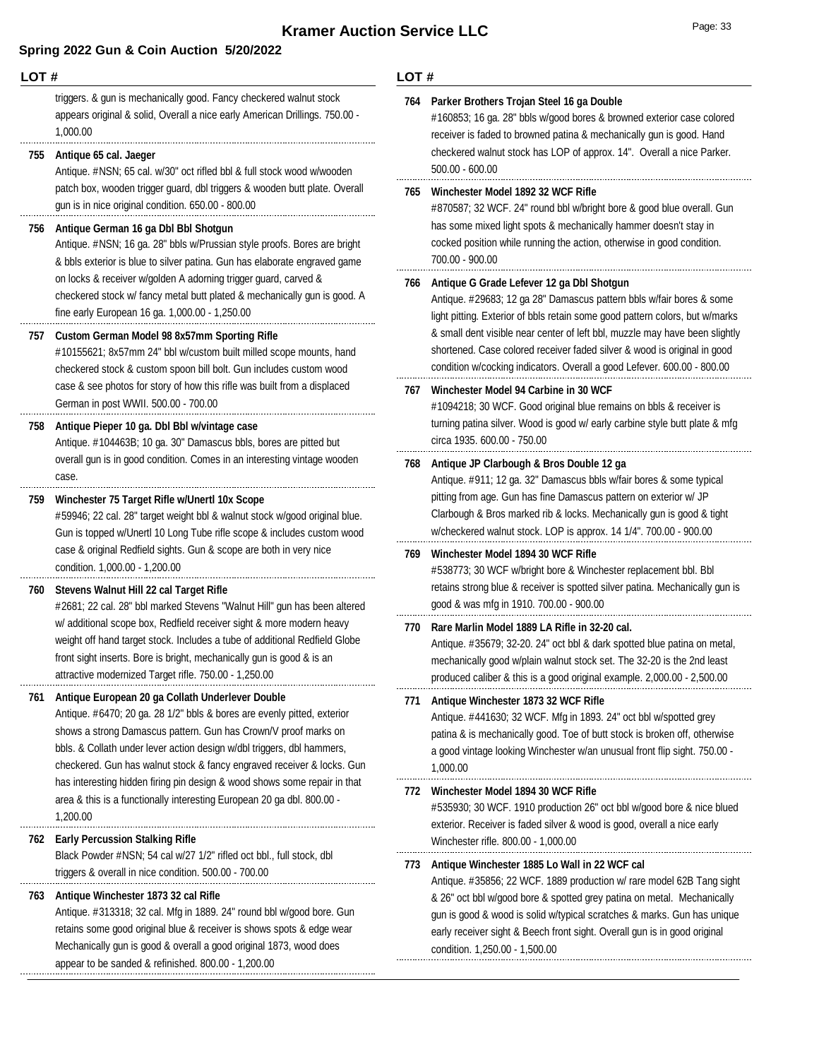triggers. & gun is mechanically good. Fancy checkered walnut stock appears original & solid, Overall a nice early American Drillings. 750.00 - 1,000.00

**755 Antique 65 cal. Jaeger**
Antique. #NSN; 65 cal. w/30" oct rifled bbl & full stock wood w/wooden patch box, wooden trigger guard, dbl triggers & wooden butt plate. Overall gun is in nice original condition. 650.00 - 800.00

**756 Antique German 16 ga Dbl Bbl Shotgun**
Antique. #NSN; 16 ga. 28" bbls w/Prussian style proofs. Bores are bright & bbls exterior is blue to silver patina. Gun has elaborate engraved game on locks & receiver w/golden A adorning trigger guard, carved & checkered stock w/ fancy metal butt plated & mechanically gun is good. A fine early European 16 ga. 1,000.00 - 1,250.00

**757 Custom German Model 98 8x57mm Sporting Rifle**
#10155621; 8x57mm 24" bbl w/custom built milled scope mounts, hand checkered stock & custom spoon bill bolt. Gun includes custom wood case & see photos for story of how this rifle was built from a displaced German in post WWII. 500.00 - 700.00

**758 Antique Pieper 10 ga. Dbl Bbl w/vintage case**
Antique. #104463B; 10 ga. 30" Damascus bbls, bores are pitted but overall gun is in good condition. Comes in an interesting vintage wooden case.

**759 Winchester 75 Target Rifle w/Unertl 10x Scope**
#59946; 22 cal. 28" target weight bbl & walnut stock w/good original blue. Gun is topped w/Unertl 10 Long Tube rifle scope & includes custom wood case & original Redfield sights. Gun & scope are both in very nice condition. 1,000.00 - 1,200.00

**760 Stevens Walnut Hill 22 cal Target Rifle**
#2681; 22 cal. 28" bbl marked Stevens "Walnut Hill" gun has been altered w/ additional scope box, Redfield receiver sight & more modern heavy weight off hand target stock. Includes a tube of additional Redfield Globe front sight inserts. Bore is bright, mechanically gun is good & is an attractive modernized Target rifle. 750.00 - 1,250.00

**761 Antique European 20 ga Collath Underlever Double**
Antique. #6470; 20 ga. 28 1/2" bbls & bores are evenly pitted, exterior shows a strong Damascus pattern. Gun has Crown/V proof marks on bbls. & Collath under lever action design w/dbl triggers, dbl hammers, checkered. Gun has walnut stock & fancy engraved receiver & locks. Gun has interesting hidden firing pin design & wood shows some repair in that area & this is a functionally interesting European 20 ga dbl. 800.00 - 1,200.00

**762 Early Percussion Stalking Rifle**
Black Powder #NSN; 54 cal w/27 1/2" rifled oct bbl., full stock, dbl triggers & overall in nice condition. 500.00 - 700.00

**763 Antique Winchester 1873 32 cal Rifle**
Antique. #313318; 32 cal. Mfg in 1889. 24" round bbl w/good bore. Gun retains some good original blue & receiver is shows spots & edge wear Mechanically gun is good & overall a good original 1873, wood does appear to be sanded & refinished. 800.00 - 1,200.00

**764 Parker Brothers Trojan Steel 16 ga Double**
#160853; 16 ga. 28" bbls w/good bores & browned exterior case colored receiver is faded to browned patina & mechanically gun is good. Hand checkered walnut stock has LOP of approx. 14". Overall a nice Parker. 500.00 - 600.00

**765 Winchester Model 1892 32 WCF Rifle**
#870587; 32 WCF. 24" round bbl w/bright bore & good blue overall. Gun has some mixed light spots & mechanically hammer doesn't stay in cocked position while running the action, otherwise in good condition. 700.00 - 900.00

**766 Antique G Grade Lefever 12 ga Dbl Shotgun**
Antique. #29683; 12 ga 28" Damascus pattern bbls w/fair bores & some light pitting. Exterior of bbls retain some good pattern colors, but w/marks & small dent visible near center of left bbl, muzzle may have been slightly shortened. Case colored receiver faded silver & wood is original in good condition w/cocking indicators. Overall a good Lefever. 600.00 - 800.00

**767 Winchester Model 94 Carbine in 30 WCF**
#1094218; 30 WCF. Good original blue remains on bbls & receiver is turning patina silver. Wood is good w/ early carbine style butt plate & mfg circa 1935. 600.00 - 750.00

**768 Antique JP Clarbough & Bros Double 12 ga**
Antique. #911; 12 ga. 32" Damascus bbls w/fair bores & some typical pitting from age. Gun has fine Damascus pattern on exterior w/ JP Clarbough & Bros marked rib & locks. Mechanically gun is good & tight w/checkered walnut stock. LOP is approx. 14 1/4". 700.00 - 900.00

**769 Winchester Model 1894 30 WCF Rifle**
#538773; 30 WCF w/bright bore & Winchester replacement bbl. Bbl retains strong blue & receiver is spotted silver patina. Mechanically gun is good & was mfg in 1910. 700.00 - 900.00

**770 Rare Marlin Model 1889 LA Rifle in 32-20 cal.**
Antique. #35679; 32-20. 24" oct bbl & dark spotted blue patina on metal, mechanically good w/plain walnut stock set. The 32-20 is the 2nd least produced caliber & this is a good original example. 2,000.00 - 2,500.00

**771 Antique Winchester 1873 32 WCF Rifle**
Antique. #441630; 32 WCF. Mfg in 1893. 24" oct bbl w/spotted grey patina & is mechanically good. Toe of butt stock is broken off, otherwise a good vintage looking Winchester w/an unusual front flip sight. 750.00 - 1,000.00

**772 Winchester Model 1894 30 WCF Rifle**
#535930; 30 WCF. 1910 production 26" oct bbl w/good bore & nice blued exterior. Receiver is faded silver & wood is good, overall a nice early Winchester rifle. 800.00 - 1,000.00

**773 Antique Winchester 1885 Lo Wall in 22 WCF cal**
Antique. #35856; 22 WCF. 1889 production w/ rare model 62B Tang sight & 26" oct bbl w/good bore & spotted grey patina on metal. Mechanically gun is good & wood is solid w/typical scratches & marks. Gun has unique early receiver sight & Beech front sight. Overall gun is in good original condition. 1,250.00 - 1,500.00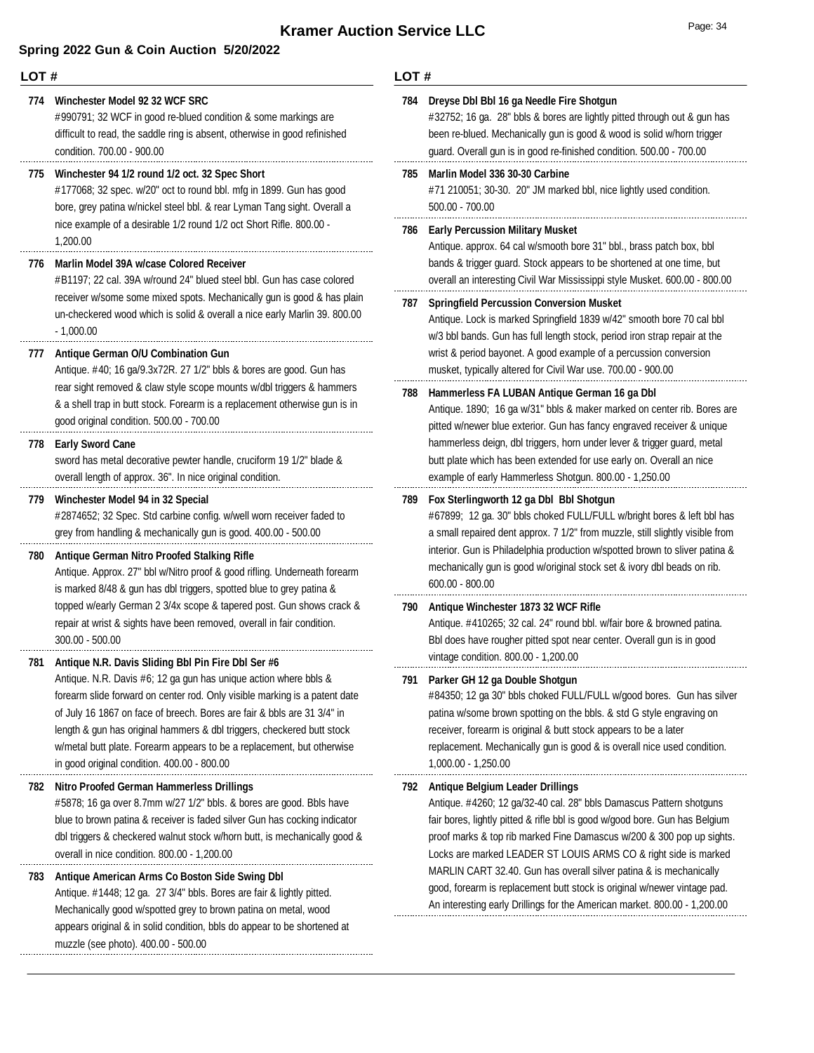# Kramer Auction Service LLC

## Spring 2022 Gun & Coin Auction 5/20/2022

**LOT #**

**774 Winchester Model 92 32 WCF SRC**
#990791; 32 WCF in good re-blued condition & some markings are difficult to read, the saddle ring is absent, otherwise in good refinished condition. 700.00 - 900.00

**775 Winchester 94 1/2 round 1/2 oct. 32 Spec Short**
#177068; 32 spec. w/20" oct to round bbl. mfg in 1899. Gun has good bore, grey patina w/nickel steel bbl. & rear Lyman Tang sight. Overall a nice example of a desirable 1/2 round 1/2 oct Short Rifle. 800.00 - 1,200.00

**776 Marlin Model 39A w/case Colored Receiver**
#B1197; 22 cal. 39A w/round 24" blued steel bbl. Gun has case colored receiver w/some some mixed spots. Mechanically gun is good & has plain un-checkered wood which is solid & overall a nice early Marlin 39. 800.00 - 1,000.00

**777 Antique German O/U Combination Gun**
Antique. #40; 16 ga/9.3x72R. 27 1/2" bbls & bores are good. Gun has rear sight removed & claw style scope mounts w/dbl triggers & hammers & a shell trap in butt stock. Forearm is a replacement otherwise gun is in good original condition. 500.00 - 700.00

**778 Early Sword Cane**
sword has metal decorative pewter handle, cruciform 19 1/2" blade & overall length of approx. 36". In nice original condition.

**779 Winchester Model 94 in 32 Special**
#2874652; 32 Spec. Std carbine config. w/well worn receiver faded to grey from handling & mechanically gun is good. 400.00 - 500.00

**780 Antique German Nitro Proofed Stalking Rifle**
Antique. Approx. 27" bbl w/Nitro proof & good rifling. Underneath forearm is marked 8/48 & gun has dbl triggers, spotted blue to grey patina & topped w/early German 2 3/4x scope & tapered post. Gun shows crack & repair at wrist & sights have been removed, overall in fair condition. 300.00 - 500.00

**781 Antique N.R. Davis Sliding Bbl Pin Fire Dbl Ser #6**
Antique. N.R. Davis #6; 12 ga gun has unique action where bbls & forearm slide forward on center rod. Only visible marking is a patent date of July 16 1867 on face of breech. Bores are fair & bbls are 31 3/4" in length & gun has original hammers & dbl triggers, checkered butt stock w/metal butt plate. Forearm appears to be a replacement, but otherwise in good original condition. 400.00 - 800.00

**782 Nitro Proofed German Hammerless Drillings**
#5878; 16 ga over 8.7mm w/27 1/2" bbls. & bores are good. Bbls have blue to brown patina & receiver is faded silver Gun has cocking indicator dbl triggers & checkered walnut stock w/horn butt, is mechanically good & overall in nice condition. 800.00 - 1,200.00

**783 Antique American Arms Co Boston Side Swing Dbl**
Antique. #1448; 12 ga. 27 3/4" bbls. Bores are fair & lightly pitted. Mechanically good w/spotted grey to brown patina on metal, wood appears original & in solid condition, bbls do appear to be shortened at muzzle (see photo). 400.00 - 500.00

**784 Dreyse Dbl Bbl 16 ga Needle Fire Shotgun**
#32752; 16 ga. 28" bbls & bores are lightly pitted through out & gun has been re-blued. Mechanically gun is good & wood is solid w/horn trigger guard. Overall gun is in good re-finished condition. 500.00 - 700.00

**785 Marlin Model 336 30-30 Carbine**
#71 210051; 30-30. 20" JM marked bbl, nice lightly used condition. 500.00 - 700.00

**786 Early Percussion Military Musket**
Antique. approx. 64 cal w/smooth bore 31" bbl., brass patch box, bbl bands & trigger guard. Stock appears to be shortened at one time, but overall an interesting Civil War Mississippi style Musket. 600.00 - 800.00

**787 Springfield Percussion Conversion Musket**
Antique. Lock is marked Springfield 1839 w/42" smooth bore 70 cal bbl w/3 bbl bands. Gun has full length stock, period iron strap repair at the wrist & period bayonet. A good example of a percussion conversion musket, typically altered for Civil War use. 700.00 - 900.00

**788 Hammerless FA LUBAN Antique German 16 ga Dbl**
Antique. 1890; 16 ga w/31" bbls & maker marked on center rib. Bores are pitted w/newer blue exterior. Gun has fancy engraved receiver & unique hammerless deign, dbl triggers, horn under lever & trigger guard, metal butt plate which has been extended for use early on. Overall an nice example of early Hammerless Shotgun. 800.00 - 1,250.00

**789 Fox Sterlingworth 12 ga Dbl Bbl Shotgun**
#67899; 12 ga. 30" bbls choked FULL/FULL w/bright bores & left bbl has a small repaired dent approx. 7 1/2" from muzzle, still slightly visible from interior. Gun is Philadelphia production w/spotted brown to sliver patina & mechanically gun is good w/original stock set & ivory dbl beads on rib. 600.00 - 800.00

**790 Antique Winchester 1873 32 WCF Rifle**
Antique. #410265; 32 cal. 24" round bbl. w/fair bore & browned patina. Bbl does have rougher pitted spot near center. Overall gun is in good vintage condition. 800.00 - 1,200.00

**791 Parker GH 12 ga Double Shotgun**
#84350; 12 ga 30" bbls choked FULL/FULL w/good bores. Gun has silver patina w/some brown spotting on the bbls. & std G style engraving on receiver, forearm is original & butt stock appears to be a later replacement. Mechanically gun is good & is overall nice used condition. 1,000.00 - 1,250.00

**792 Antique Belgium Leader Drillings**
Antique. #4260; 12 ga/32-40 cal. 28" bbls Damascus Pattern shotguns fair bores, lightly pitted & rifle bbl is good w/good bore. Gun has Belgium proof marks & top rib marked Fine Damascus w/200 & 300 pop up sights. Locks are marked LEADER ST LOUIS ARMS CO & right side is marked MARLIN CART 32.40. Gun has overall silver patina & is mechanically good, forearm is replacement butt stock is original w/newer vintage pad. An interesting early Drillings for the American market. 800.00 - 1,200.00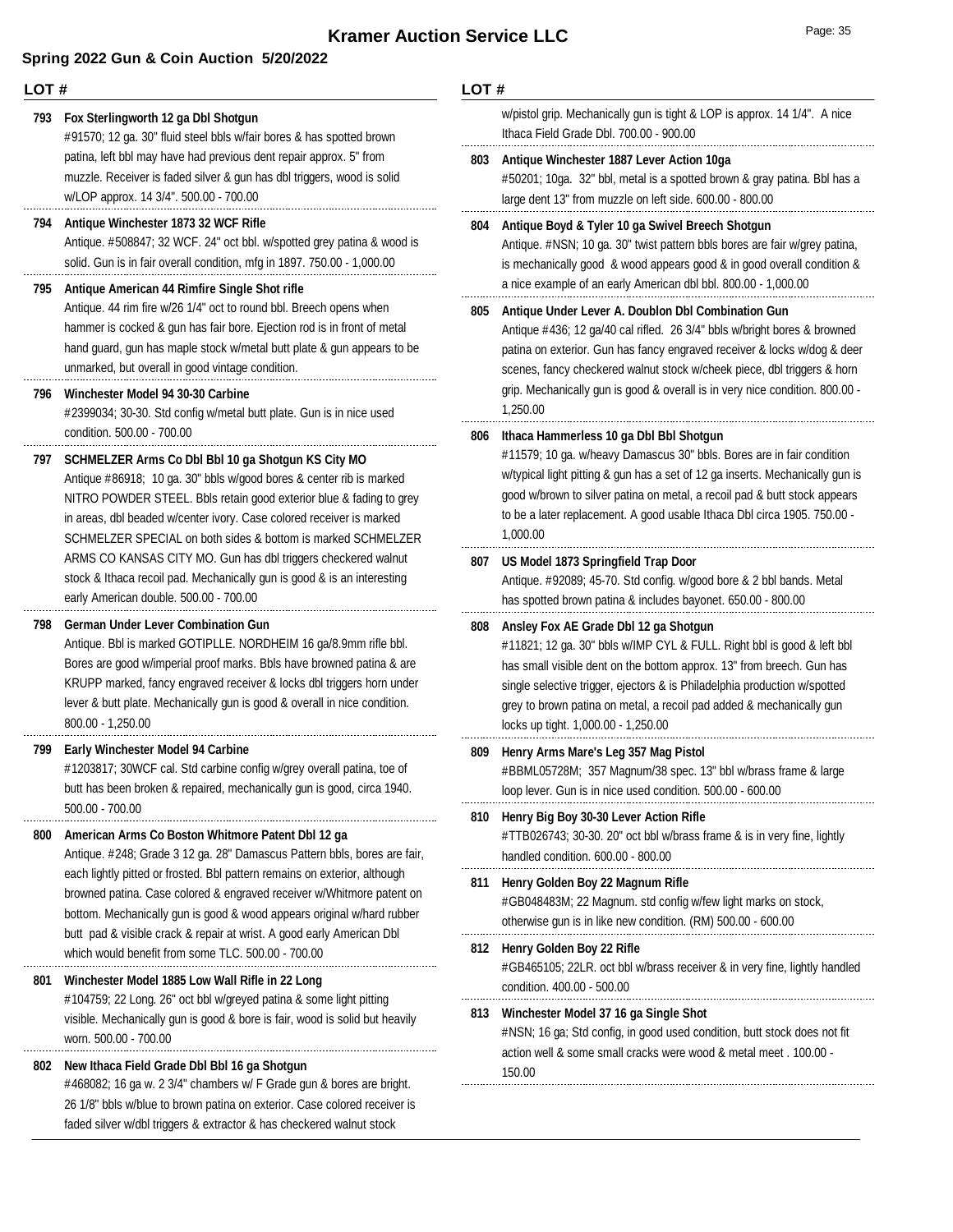# Kramer Auction Service LLC

## Spring 2022 Gun & Coin Auction 5/20/2022

**LOT #**

**793 Fox Sterlingworth 12 ga Dbl Shotgun**
#91570; 12 ga. 30" fluid steel bbls w/fair bores & has spotted brown patina, left bbl may have had previous dent repair approx. 5" from muzzle. Receiver is faded silver & gun has dbl triggers, wood is solid w/LOP approx. 14 3/4". 500.00 - 700.00

**794 Antique Winchester 1873 32 WCF Rifle**
Antique. #508847; 32 WCF. 24" oct bbl. w/spotted grey patina & wood is solid. Gun is in fair overall condition, mfg in 1897. 750.00 - 1,000.00

**795 Antique American 44 Rimfire Single Shot rifle**
Antique. 44 rim fire w/26 1/4" oct to round bbl. Breech opens when hammer is cocked & gun has fair bore. Ejection rod is in front of metal hand guard, gun has maple stock w/metal butt plate & gun appears to be unmarked, but overall in good vintage condition.

**796 Winchester Model 94 30-30 Carbine**
#2399034; 30-30. Std config w/metal butt plate. Gun is in nice used condition. 500.00 - 700.00

**797 SCHMELZER Arms Co Dbl Bbl 10 ga Shotgun KS City MO**
Antique #86918; 10 ga. 30" bbls w/good bores & center rib is marked NITRO POWDER STEEL. Bbls retain good exterior blue & fading to grey in areas, dbl beaded w/center ivory. Case colored receiver is marked SCHMELZER SPECIAL on both sides & bottom is marked SCHMELZER ARMS CO KANSAS CITY MO. Gun has dbl triggers checkered walnut stock & Ithaca recoil pad. Mechanically gun is good & is an interesting early American double. 500.00 - 700.00

**798 German Under Lever Combination Gun**
Antique. Bbl is marked GOTIPLLE. NORDHEIM 16 ga/8.9mm rifle bbl. Bores are good w/imperial proof marks. Bbls have browned patina & are KRUPP marked, fancy engraved receiver & locks dbl triggers horn under lever & butt plate. Mechanically gun is good & overall in nice condition. 800.00 - 1,250.00

**799 Early Winchester Model 94 Carbine**
#1203817; 30WCF cal. Std carbine config w/grey overall patina, toe of butt has been broken & repaired, mechanically gun is good, circa 1940. 500.00 - 700.00

**800 American Arms Co Boston Whitmore Patent Dbl 12 ga**
Antique. #248; Grade 3 12 ga. 28" Damascus Pattern bbls, bores are fair, each lightly pitted or frosted. Bbl pattern remains on exterior, although browned patina. Case colored & engraved receiver w/Whitmore patent on bottom. Mechanically gun is good & wood appears original w/hard rubber butt pad & visible crack & repair at wrist. A good early American Dbl which would benefit from some TLC. 500.00 - 700.00

**801 Winchester Model 1885 Low Wall Rifle in 22 Long**
#104759; 22 Long. 26" oct bbl w/greyed patina & some light pitting visible. Mechanically gun is good & bore is fair, wood is solid but heavily worn. 500.00 - 700.00

**802 New Ithaca Field Grade Dbl Bbl 16 ga Shotgun**
#468082; 16 ga w. 2 3/4" chambers w/ F Grade gun & bores are bright. 26 1/8" bbls w/blue to brown patina on exterior. Case colored receiver is faded silver w/dbl triggers & extractor & has checkered walnut stock w/pistol grip. Mechanically gun is tight & LOP is approx. 14 1/4". A nice Ithaca Field Grade Dbl. 700.00 - 900.00

**803 Antique Winchester 1887 Lever Action 10ga**
#50201; 10ga. 32" bbl, metal is a spotted brown & gray patina. Bbl has a large dent 13" from muzzle on left side. 600.00 - 800.00

**804 Antique Boyd & Tyler 10 ga Swivel Breech Shotgun**
Antique. #NSN; 10 ga. 30" twist pattern bbls bores are fair w/grey patina, is mechanically good & wood appears good & in good overall condition & a nice example of an early American dbl bbl. 800.00 - 1,000.00

**805 Antique Under Lever A. Doublon Dbl Combination Gun**
Antique #436; 12 ga/40 cal rifled. 26 3/4" bbls w/bright bores & browned patina on exterior. Gun has fancy engraved receiver & locks w/dog & deer scenes, fancy checkered walnut stock w/cheek piece, dbl triggers & horn grip. Mechanically gun is good & overall is in very nice condition. 800.00 - 1,250.00

**806 Ithaca Hammerless 10 ga Dbl Bbl Shotgun**
#11579; 10 ga. w/heavy Damascus 30" bbls. Bores are in fair condition w/typical light pitting & gun has a set of 12 ga inserts. Mechanically gun is good w/brown to silver patina on metal, a recoil pad & butt stock appears to be a later replacement. A good usable Ithaca Dbl circa 1905. 750.00 - 1,000.00

**807 US Model 1873 Springfield Trap Door**
Antique. #92089; 45-70. Std config. w/good bore & 2 bbl bands. Metal has spotted brown patina & includes bayonet. 650.00 - 800.00

**808 Ansley Fox AE Grade Dbl 12 ga Shotgun**
#11821; 12 ga. 30" bbls w/IMP CYL & FULL. Right bbl is good & left bbl has small visible dent on the bottom approx. 13" from breech. Gun has single selective trigger, ejectors & is Philadelphia production w/spotted grey to brown patina on metal, a recoil pad added & mechanically gun locks up tight. 1,000.00 - 1,250.00

**809 Henry Arms Mare's Leg 357 Mag Pistol**
#BBML05728M; 357 Magnum/38 spec. 13" bbl w/brass frame & large loop lever. Gun is in nice used condition. 500.00 - 600.00

**810 Henry Big Boy 30-30 Lever Action Rifle**
#TTB026743; 30-30. 20" oct bbl w/brass frame & is in very fine, lightly handled condition. 600.00 - 800.00

**811 Henry Golden Boy 22 Magnum Rifle**
#GB048483M; 22 Magnum. std config w/few light marks on stock, otherwise gun is in like new condition. (RM) 500.00 - 600.00

**812 Henry Golden Boy 22 Rifle**
#GB465105; 22LR. oct bbl w/brass receiver & in very fine, lightly handled condition. 400.00 - 500.00

**813 Winchester Model 37 16 ga Single Shot**
#NSN; 16 ga; Std config, in good used condition, butt stock does not fit action well & some small cracks were wood & metal meet . 100.00 - 150.00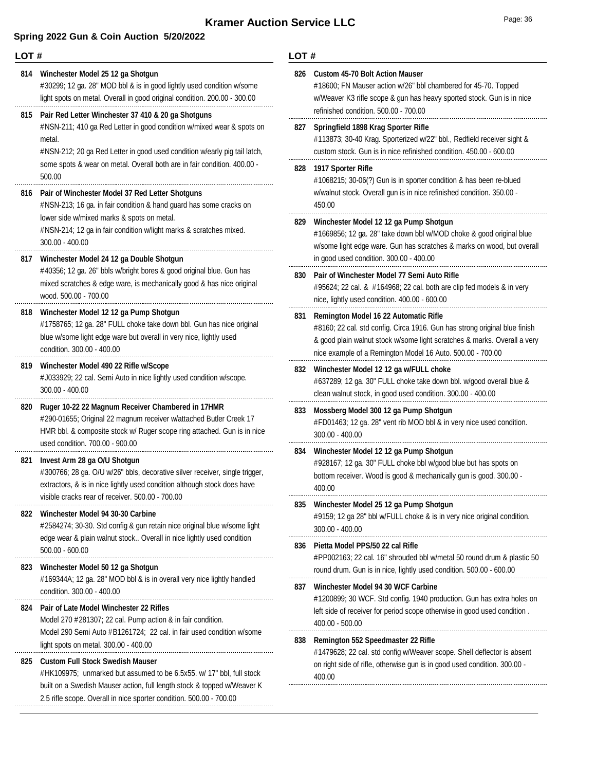# Kramer Auction Service LLC

## Spring 2022 Gun & Coin Auction 5/20/2022

**LOT #**

**814 Winchester Model 25 12 ga Shotgun**
#30299; 12 ga. 28" MOD bbl & is in good lightly used condition w/some light spots on metal. Overall in good original condition. 200.00 - 300.00

**815 Pair Red Letter Winchester 37 410 & 20 ga Shotguns**
#NSN-211; 410 ga Red Letter in good condition w/mixed wear & spots on metal.
#NSN-212; 20 ga Red Letter in good used condition w/early pig tail latch, some spots & wear on metal. Overall both are in fair condition. 400.00 - 500.00

**816 Pair of Winchester Model 37 Red Letter Shotguns**
#NSN-213; 16 ga. in fair condition & hand guard has some cracks on lower side w/mixed marks & spots on metal.
#NSN-214; 12 ga in fair condition w/light marks & scratches mixed. 300.00 - 400.00

**817 Winchester Model 24 12 ga Double Shotgun**
#40356; 12 ga. 26" bbls w/bright bores & good original blue. Gun has mixed scratches & edge ware, is mechanically good & has nice original wood. 500.00 - 700.00

**818 Winchester Model 12 12 ga Pump Shotgun**
#1758765; 12 ga. 28" FULL choke take down bbl. Gun has nice original blue w/some light edge ware but overall in very nice, lightly used condition. 300.00 - 400.00

**819 Winchester Model 490 22 Rifle w/Scope**
#J033929; 22 cal. Semi Auto in nice lightly used condition w/scope. 300.00 - 400.00

**820 Ruger 10-22 22 Magnum Receiver Chambered in 17HMR**
#290-01655; Original 22 magnum receiver w/attached Butler Creek 17 HMR bbl. & composite stock w/ Ruger scope ring attached. Gun is in nice used condition. 700.00 - 900.00

**821 Invest Arm 28 ga O/U Shotgun**
#300766; 28 ga. O/U w/26" bbls, decorative silver receiver, single trigger, extractors, & is in nice lightly used condition although stock does have visible cracks rear of receiver. 500.00 - 700.00

**822 Winchester Model 94 30-30 Carbine**
#2584274; 30-30. Std config & gun retain nice original blue w/some light edge wear & plain walnut stock.. Overall in nice lightly used condition 500.00 - 600.00

**823 Winchester Model 50 12 ga Shotgun**
#169344A; 12 ga. 28" MOD bbl & is in overall very nice lightly handled condition. 300.00 - 400.00

**824 Pair of Late Model Winchester 22 Rifles**
Model 270 #281307; 22 cal. Pump action & in fair condition.
Model 290 Semi Auto #B1261724; 22 cal. in fair used condition w/some light spots on metal. 300.00 - 400.00

**825 Custom Full Stock Swedish Mauser**
#HK109975; unmarked but assumed to be 6.5x55. w/ 17" bbl, full stock built on a Swedish Mauser action, full length stock & topped w/Weaver K 2.5 rifle scope. Overall in nice sporter condition. 500.00 - 700.00

**826 Custom 45-70 Bolt Action Mauser**
#18600; FN Mauser action w/26" bbl chambered for 45-70. Topped w/Weaver K3 rifle scope & gun has heavy sported stock. Gun is in nice refinished condition. 500.00 - 700.00

**827 Springfield 1898 Krag Sporter Rifle**
#113873; 30-40 Krag. Sporterized w/22" bbl., Redfield receiver sight & custom stock. Gun is in nice refinished condition. 450.00 - 600.00

**828 1917 Sporter Rifle**
#1068215; 30-06(?) Gun is in sporter condition & has been re-blued w/walnut stock. Overall gun is in nice refinished condition. 350.00 - 450.00

**829 Winchester Model 12 12 ga Pump Shotgun**
#1669856; 12 ga. 28" take down bbl w/MOD choke & good original blue w/some light edge ware. Gun has scratches & marks on wood, but overall in good used condition. 300.00 - 400.00

**830 Pair of Winchester Model 77 Semi Auto Rifle**
#95624; 22 cal. & #164968; 22 cal. both are clip fed models & in very nice, lightly used condition. 400.00 - 600.00

**831 Remington Model 16 22 Automatic Rifle**
#8160; 22 cal. std config. Circa 1916. Gun has strong original blue finish & good plain walnut stock w/some light scratches & marks. Overall a very nice example of a Remington Model 16 Auto. 500.00 - 700.00

**832 Winchester Model 12 12 ga w/FULL choke**
#637289; 12 ga. 30" FULL choke take down bbl. w/good overall blue & clean walnut stock, in good used condition. 300.00 - 400.00

**833 Mossberg Model 300 12 ga Pump Shotgun**
#FD01463; 12 ga. 28" vent rib MOD bbl & in very nice used condition. 300.00 - 400.00

**834 Winchester Model 12 12 ga Pump Shotgun**
#928167; 12 ga. 30" FULL choke bbl w/good blue but has spots on bottom receiver. Wood is good & mechanically gun is good. 300.00 - 400.00

**835 Winchester Model 25 12 ga Pump Shotgun**
#9159; 12 ga 28" bbl w/FULL choke & is in very nice original condition. 300.00 - 400.00

**836 Pietta Model PPS/50 22 cal Rifle**
#PP002163; 22 cal. 16" shrouded bbl w/metal 50 round drum & plastic 50 round drum. Gun is in nice, lightly used condition. 500.00 - 600.00

**837 Winchester Model 94 30 WCF Carbine**
#1200899; 30 WCF. Std config. 1940 production. Gun has extra holes on left side of receiver for period scope otherwise in good used condition . 400.00 - 500.00

**838 Remington 552 Speedmaster 22 Rifle**
#1479628; 22 cal. std config w/Weaver scope. Shell deflector is absent on right side of rifle, otherwise gun is in good used condition. 300.00 - 400.00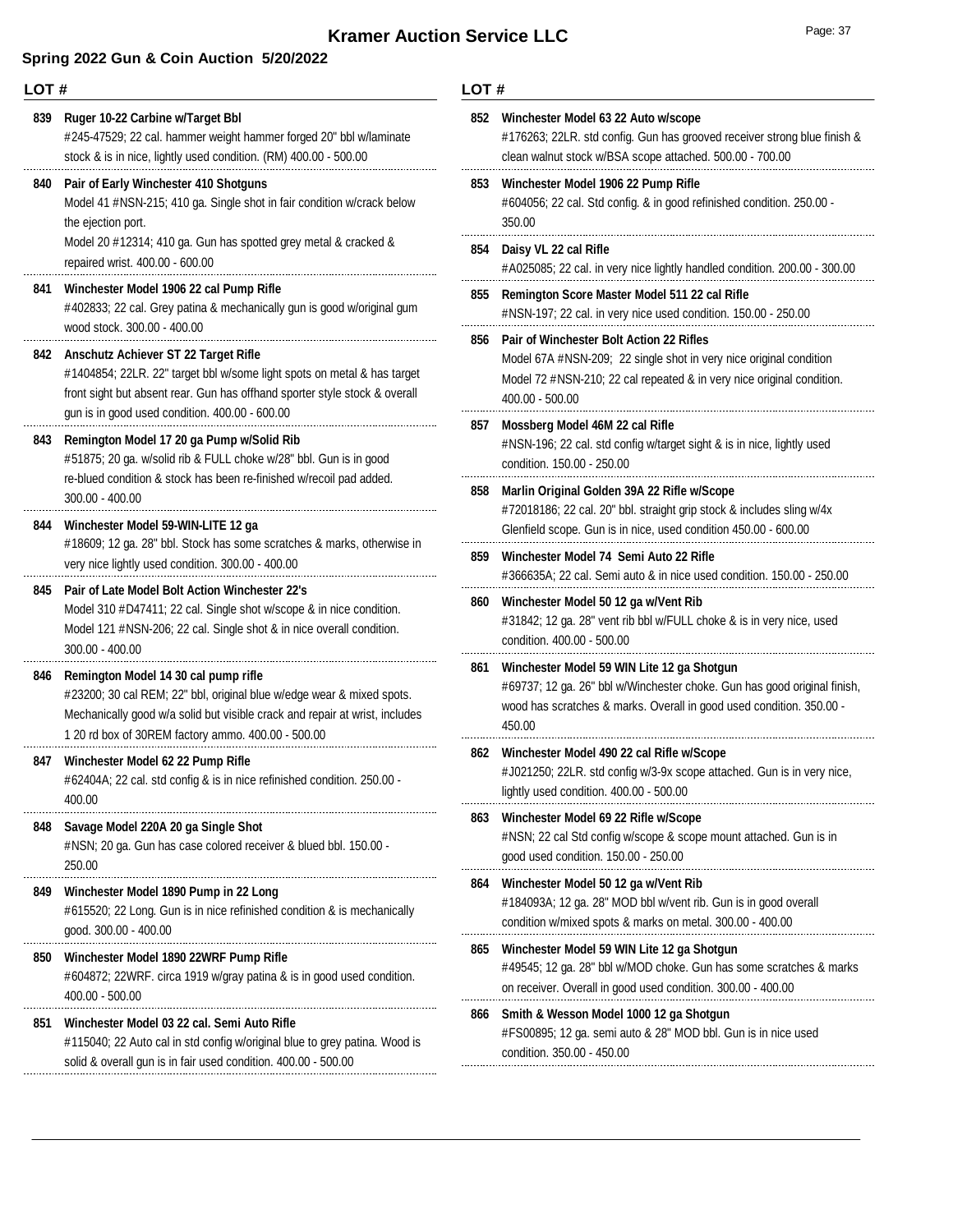# Kramer Auction Service LLC

## Spring 2022 Gun & Coin Auction 5/20/2022

**LOT #**

**839 Ruger 10-22 Carbine w/Target Bbl**
#245-47529; 22 cal. hammer weight hammer forged 20" bbl w/laminate stock & is in nice, lightly used condition. (RM) 400.00 - 500.00

**840 Pair of Early Winchester 410 Shotguns**
Model 41 #NSN-215; 410 ga. Single shot in fair condition w/crack below the ejection port.
Model 20 #12314; 410 ga. Gun has spotted grey metal & cracked & repaired wrist. 400.00 - 600.00

**841 Winchester Model 1906 22 cal Pump Rifle**
#402833; 22 cal. Grey patina & mechanically gun is good w/original gum wood stock. 300.00 - 400.00

**842 Anschutz Achiever ST 22 Target Rifle**
#1404854; 22LR. 22" target bbl w/some light spots on metal & has target front sight but absent rear. Gun has offhand sporter style stock & overall gun is in good used condition. 400.00 - 600.00

**843 Remington Model 17 20 ga Pump w/Solid Rib**
#51875; 20 ga. w/solid rib & FULL choke w/28" bbl. Gun is in good re-blued condition & stock has been re-finished w/recoil pad added. 300.00 - 400.00

**844 Winchester Model 59-WIN-LITE 12 ga**
#18609; 12 ga. 28" bbl. Stock has some scratches & marks, otherwise in very nice lightly used condition. 300.00 - 400.00

**845 Pair of Late Model Bolt Action Winchester 22's**
Model 310 #D47411; 22 cal. Single shot w/scope & in nice condition.
Model 121 #NSN-206; 22 cal. Single shot & in nice overall condition. 300.00 - 400.00

**846 Remington Model 14 30 cal pump rifle**
#23200; 30 cal REM; 22" bbl, original blue w/edge wear & mixed spots. Mechanically good w/a solid but visible crack and repair at wrist, includes 1 20 rd box of 30REM factory ammo. 400.00 - 500.00

**847 Winchester Model 62 22 Pump Rifle**
#62404A; 22 cal. std config & is in nice refinished condition. 250.00 - 400.00

**848 Savage Model 220A 20 ga Single Shot**
#NSN; 20 ga. Gun has case colored receiver & blued bbl. 150.00 - 250.00

**849 Winchester Model 1890 Pump in 22 Long**
#615520; 22 Long. Gun is in nice refinished condition & is mechanically good. 300.00 - 400.00

**850 Winchester Model 1890 22WRF Pump Rifle**
#604872; 22WRF. circa 1919 w/gray patina & is in good used condition. 400.00 - 500.00

**851 Winchester Model 03 22 cal. Semi Auto Rifle**
#115040; 22 Auto cal in std config w/original blue to grey patina. Wood is solid & overall gun is in fair used condition. 400.00 - 500.00

**852 Winchester Model 63 22 Auto w/scope**
#176263; 22LR. std config. Gun has grooved receiver strong blue finish & clean walnut stock w/BSA scope attached. 500.00 - 700.00

**853 Winchester Model 1906 22 Pump Rifle**
#604056; 22 cal. Std config. & in good refinished condition. 250.00 - 350.00

**854 Daisy VL 22 cal Rifle**
#A025085; 22 cal. in very nice lightly handled condition. 200.00 - 300.00

**855 Remington Score Master Model 511 22 cal Rifle**
#NSN-197; 22 cal. in very nice used condition. 150.00 - 250.00

**856 Pair of Winchester Bolt Action 22 Rifles**
Model 67A #NSN-209; 22 single shot in very nice original condition
Model 72 #NSN-210; 22 cal repeated & in very nice original condition. 400.00 - 500.00

**857 Mossberg Model 46M 22 cal Rifle**
#NSN-196; 22 cal. std config w/target sight & is in nice, lightly used condition. 150.00 - 250.00

**858 Marlin Original Golden 39A 22 Rifle w/Scope**
#72018186; 22 cal. 20" bbl. straight grip stock & includes sling w/4x Glenfield scope. Gun is in nice, used condition 450.00 - 600.00

**859 Winchester Model 74 Semi Auto 22 Rifle**
#366635A; 22 cal. Semi auto & in nice used condition. 150.00 - 250.00

**860 Winchester Model 50 12 ga w/Vent Rib**
#31842; 12 ga. 28" vent rib bbl w/FULL choke & is in very nice, used condition. 400.00 - 500.00

**861 Winchester Model 59 WIN Lite 12 ga Shotgun**
#69737; 12 ga. 26" bbl w/Winchester choke. Gun has good original finish, wood has scratches & marks. Overall in good used condition. 350.00 - 450.00

**862 Winchester Model 490 22 cal Rifle w/Scope**
#J021250; 22LR. std config w/3-9x scope attached. Gun is in very nice, lightly used condition. 400.00 - 500.00

**863 Winchester Model 69 22 Rifle w/Scope**
#NSN; 22 cal Std config w/scope & scope mount attached. Gun is in good used condition. 150.00 - 250.00

**864 Winchester Model 50 12 ga w/Vent Rib**
#184093A; 12 ga. 28" MOD bbl w/vent rib. Gun is in good overall condition w/mixed spots & marks on metal. 300.00 - 400.00

**865 Winchester Model 59 WIN Lite 12 ga Shotgun**
#49545; 12 ga. 28" bbl w/MOD choke. Gun has some scratches & marks on receiver. Overall in good used condition. 300.00 - 400.00

**866 Smith & Wesson Model 1000 12 ga Shotgun**
#FS00895; 12 ga. semi auto & 28" MOD bbl. Gun is in nice used condition. 350.00 - 450.00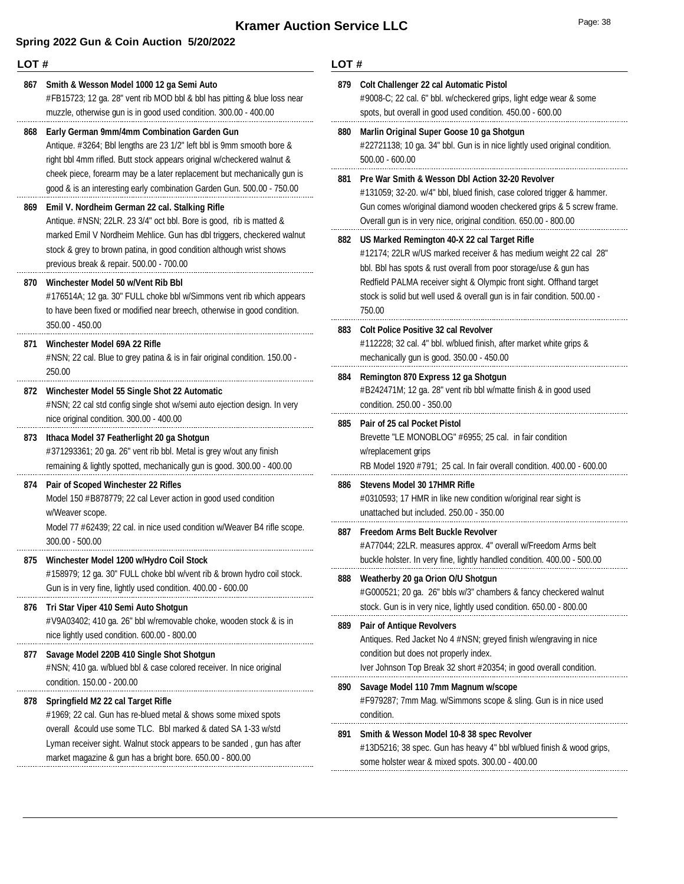# Kramer Auction Service LLC

## Spring 2022 Gun & Coin Auction 5/20/2022

**LOT #**

**867 Smith & Wesson Model 1000 12 ga Semi Auto**
#FB15723; 12 ga. 28" vent rib MOD bbl & bbl has pitting & blue loss near muzzle, otherwise gun is in good used condition. 300.00 - 400.00

**868 Early German 9mm/4mm Combination Garden Gun**
Antique. #3264; Bbl lengths are 23 1/2" left bbl is 9mm smooth bore & right bbl 4mm rifled. Butt stock appears original w/checkered walnut & cheek piece, forearm may be a later replacement but mechanically gun is good & is an interesting early combination Garden Gun. 500.00 - 750.00

**869 Emil V. Nordheim German 22 cal. Stalking Rifle**
Antique. #NSN; 22LR. 23 3/4" oct bbl. Bore is good, rib is matted & marked Emil V Nordheim Mehlice. Gun has dbl triggers, checkered walnut stock & grey to brown patina, in good condition although wrist shows previous break & repair. 500.00 - 700.00

**870 Winchester Model 50 w/Vent Rib Bbl**
#176514A; 12 ga. 30" FULL choke bbl w/Simmons vent rib which appears to have been fixed or modified near breech, otherwise in good condition. 350.00 - 450.00

**871 Winchester Model 69A 22 Rifle**
#NSN; 22 cal. Blue to grey patina & is in fair original condition. 150.00 - 250.00

**872 Winchester Model 55 Single Shot 22 Automatic**
#NSN; 22 cal std config single shot w/semi auto ejection design. In very nice original condition. 300.00 - 400.00

**873 Ithaca Model 37 Featherlight 20 ga Shotgun**
#371293361; 20 ga. 26" vent rib bbl. Metal is grey w/out any finish remaining & lightly spotted, mechanically gun is good. 300.00 - 400.00

**874 Pair of Scoped Winchester 22 Rifles**
Model 150 #B878779; 22 cal Lever action in good used condition w/Weaver scope.
Model 77 #62439; 22 cal. in nice used condition w/Weaver B4 rifle scope. 300.00 - 500.00

**875 Winchester Model 1200 w/Hydro Coil Stock**
#158979; 12 ga. 30" FULL choke bbl w/vent rib & brown hydro coil stock. Gun is in very fine, lightly used condition. 400.00 - 600.00

**876 Tri Star Viper 410 Semi Auto Shotgun**
#V9A03402; 410 ga. 26" bbl w/removable choke, wooden stock & is in nice lightly used condition. 600.00 - 800.00

**877 Savage Model 220B 410 Single Shot Shotgun**
#NSN; 410 ga. w/blued bbl & case colored receiver. In nice original condition. 150.00 - 200.00

**878 Springfield M2 22 cal Target Rifle**
#1969; 22 cal. Gun has re-blued metal & shows some mixed spots overall &could use some TLC. Bbl marked & dated SA 1-33 w/std Lyman receiver sight. Walnut stock appears to be sanded , gun has after market magazine & gun has a bright bore. 650.00 - 800.00

**879 Colt Challenger 22 cal Automatic Pistol**
#9008-C; 22 cal. 6" bbl. w/checkered grips, light edge wear & some spots, but overall in good used condition. 450.00 - 600.00

**880 Marlin Original Super Goose 10 ga Shotgun**
#22721138; 10 ga. 34" bbl. Gun is in nice lightly used original condition. 500.00 - 600.00

**881 Pre War Smith & Wesson Dbl Action 32-20 Revolver**
#131059; 32-20. w/4" bbl, blued finish, case colored trigger & hammer. Gun comes w/original diamond wooden checkered grips & 5 screw frame. Overall gun is in very nice, original condition. 650.00 - 800.00

**882 US Marked Remington 40-X 22 cal Target Rifle**
#12174; 22LR w/US marked receiver & has medium weight 22 cal 28" bbl. Bbl has spots & rust overall from poor storage/use & gun has Redfield PALMA receiver sight & Olympic front sight. Offhand target stock is solid but well used & overall gun is in fair condition. 500.00 - 750.00

**883 Colt Police Positive 32 cal Revolver**
#112228; 32 cal. 4" bbl. w/blued finish, after market white grips & mechanically gun is good. 350.00 - 450.00

**884 Remington 870 Express 12 ga Shotgun**
#B242471M; 12 ga. 28" vent rib bbl w/matte finish & in good used condition. 250.00 - 350.00

**885 Pair of 25 cal Pocket Pistol**
Brevette "LE MONOBLOG" #6955; 25 cal. in fair condition w/replacement grips
RB Model 1920 #791; 25 cal. In fair overall condition. 400.00 - 600.00

**886 Stevens Model 30 17HMR Rifle**
#0310593; 17 HMR in like new condition w/original rear sight is unattached but included. 250.00 - 350.00

**887 Freedom Arms Belt Buckle Revolver**
#A77044; 22LR. measures approx. 4" overall w/Freedom Arms belt buckle holster. In very fine, lightly handled condition. 400.00 - 500.00

**888 Weatherby 20 ga Orion O/U Shotgun**
#G000521; 20 ga. 26" bbls w/3" chambers & fancy checkered walnut stock. Gun is in very nice, lightly used condition. 650.00 - 800.00

**889 Pair of Antique Revolvers**
Antiques. Red Jacket No 4 #NSN; greyed finish w/engraving in nice condition but does not properly index.
Iver Johnson Top Break 32 short #20354; in good overall condition.

**890 Savage Model 110 7mm Magnum w/scope**
#F979287; 7mm Mag. w/Simmons scope & sling. Gun is in nice used condition.

**891 Smith & Wesson Model 10-8 38 spec Revolver**
#13D5216; 38 spec. Gun has heavy 4" bbl w/blued finish & wood grips, some holster wear & mixed spots. 300.00 - 400.00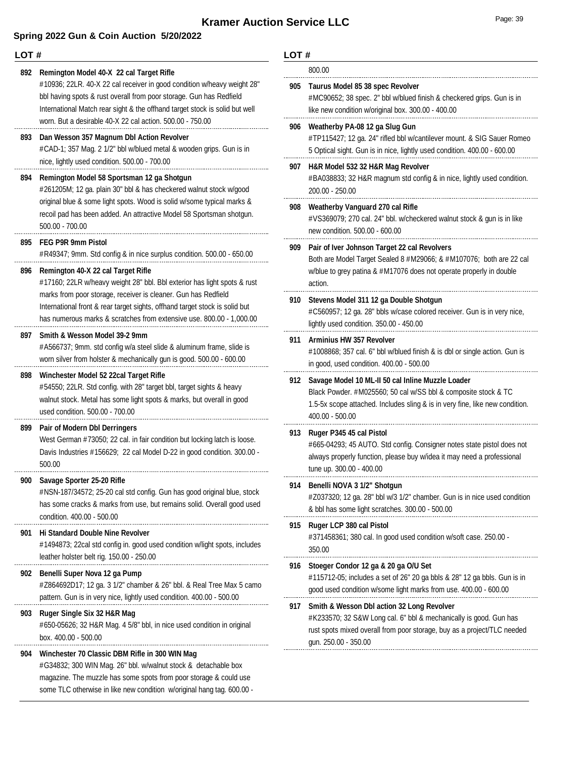# Kramer Auction Service LLC

## Spring 2022 Gun & Coin Auction 5/20/2022

**LOT #**

**892 Remington Model 40-X 22 cal Target Rifle**
#10936; 22LR. 40-X 22 cal receiver in good condition w/heavy weight 28" bbl having spots & rust overall from poor storage. Gun has Redfield International Match rear sight & the offhand target stock is solid but well worn. But a desirable 40-X 22 cal action. 500.00 - 750.00

**893 Dan Wesson 357 Magnum Dbl Action Revolver**
#CAD-1; 357 Mag. 2 1/2" bbl w/blued metal & wooden grips. Gun is in nice, lightly used condition. 500.00 - 700.00

**894 Remington Model 58 Sportsman 12 ga Shotgun**
#261205M; 12 ga. plain 30" bbl & has checkered walnut stock w/good original blue & some light spots. Wood is solid w/some typical marks & recoil pad has been added. An attractive Model 58 Sportsman shotgun. 500.00 - 700.00

**895 FEG P9R 9mm Pistol**
#R49347; 9mm. Std config & in nice surplus condition. 500.00 - 650.00

**896 Remington 40-X 22 cal Target Rifle**
#17160; 22LR w/heavy weight 28" bbl. Bbl exterior has light spots & rust marks from poor storage, receiver is cleaner. Gun has Redfield International front & rear target sights, offhand target stock is solid but has numerous marks & scratches from extensive use. 800.00 - 1,000.00

**897 Smith & Wesson Model 39-2 9mm**
#A566737; 9mm. std config w/a steel slide & aluminum frame, slide is worn silver from holster & mechanically gun is good. 500.00 - 600.00

**898 Winchester Model 52 22cal Target Rifle**
#54550; 22LR. Std config. with 28" target bbl, target sights & heavy walnut stock. Metal has some light spots & marks, but overall in good used condition. 500.00 - 700.00

**899 Pair of Modern Dbl Derringers**
West German #73050; 22 cal. in fair condition but locking latch is loose. Davis Industries #156629; 22 cal Model D-22 in good condition. 300.00 - 500.00

**900 Savage Sporter 25-20 Rifle**
#NSN-187/34572; 25-20 cal std config. Gun has good original blue, stock has some cracks & marks from use, but remains solid. Overall good used condition. 400.00 - 500.00

**901 Hi Standard Double Nine Revolver**
#1494873; 22cal std config in. good used condition w/light spots, includes leather holster belt rig. 150.00 - 250.00

**902 Benelli Super Nova 12 ga Pump**
#Z864692D17; 12 ga. 3 1/2" chamber & 26" bbl. & Real Tree Max 5 camo pattern. Gun is in very nice, lightly used condition. 400.00 - 500.00

**903 Ruger Single Six 32 H&R Mag**
#650-05626; 32 H&R Mag. 4 5/8" bbl, in nice used condition in original box. 400.00 - 500.00

**904 Winchester 70 Classic DBM Rifle in 300 WIN Mag**
#G34832; 300 WIN Mag. 26" bbl. w/walnut stock & detachable box magazine. The muzzle has some spots from poor storage & could use some TLC otherwise in like new condition w/original hang tag. 600.00 - 800.00

**905 Taurus Model 85 38 spec Revolver**
#MC90652; 38 spec. 2" bbl w/blued finish & checkered grips. Gun is in like new condition w/original box. 300.00 - 400.00

**906 Weatherby PA-08 12 ga Slug Gun**
#TP115427; 12 ga. 24" rifled bbl w/cantilever mount. & SIG Sauer Romeo 5 Optical sight. Gun is in nice, lightly used condition. 400.00 - 600.00

**907 H&R Model 532 32 H&R Mag Revolver**
#BA038833; 32 H&R magnum std config & in nice, lightly used condition. 200.00 - 250.00

**908 Weatherby Vanguard 270 cal Rifle**
#VS369079; 270 cal. 24" bbl. w/checkered walnut stock & gun is in like new condition. 500.00 - 600.00

**909 Pair of Iver Johnson Target 22 cal Revolvers**
Both are Model Target Sealed 8 #M29066; & #M107076; both are 22 cal w/blue to grey patina & #M17076 does not operate properly in double action.

**910 Stevens Model 311 12 ga Double Shotgun**
#C560957; 12 ga. 28" bbls w/case colored receiver. Gun is in very nice, lightly used condition. 350.00 - 450.00

**911 Arminius HW 357 Revolver**
#1008868; 357 cal. 6" bbl w/blued finish & is dbl or single action. Gun is in good, used condition. 400.00 - 500.00

**912 Savage Model 10 ML-II 50 cal Inline Muzzle Loader**
Black Powder. #M025560; 50 cal w/SS bbl & composite stock & TC 1.5-5x scope attached. Includes sling & is in very fine, like new condition. 400.00 - 500.00

**913 Ruger P345 45 cal Pistol**
#665-04293; 45 AUTO. Std config. Consigner notes state pistol does not always properly function, please buy w/idea it may need a professional tune up. 300.00 - 400.00

**914 Benelli NOVA 3 1/2" Shotgun**
#Z037320; 12 ga. 28" bbl w/3 1/2" chamber. Gun is in nice used condition & bbl has some light scratches. 300.00 - 500.00

**915 Ruger LCP 380 cal Pistol**
#371458361; 380 cal. In good used condition w/soft case. 250.00 - 350.00

**916 Stoeger Condor 12 ga & 20 ga O/U Set**
#115712-05; includes a set of 26" 20 ga bbls & 28" 12 ga bbls. Gun is in good used condition w/some light marks from use. 400.00 - 600.00

**917 Smith & Wesson Dbl action 32 Long Revolver**
#K233570; 32 S&W Long cal. 6" bbl & mechanically is good. Gun has rust spots mixed overall from poor storage, buy as a project/TLC needed gun. 250.00 - 350.00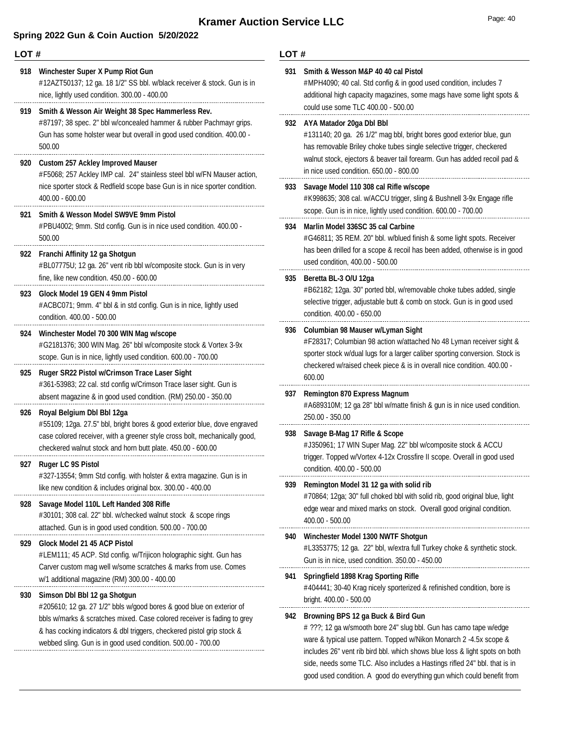## Spring 2022 Gus & Coin Auction 5/20/2022

**LOT #**

**918 Winchester Super X Pump Riot Gun**
#12AZT50137; 12 ga. 18 1/2" SS bbl. w/black receiver & stock. Gun is in nice, lightly used condition. 300.00 - 400.00

**919 Smith & Wesson Air Weight 38 Spec Hammerless Rev.**
#87197; 38 spec. 2" bbl w/concealed hammer & rubber Pachmayr grips. Gun has some holster wear but overall in good used condition. 400.00 - 500.00

**920 Custom 257 Ackley Improved Mauser**
#F5068; 257 Ackley IMP cal. 24" stainless steel bbl w/FN Mauser action, nice sporter stock & Redfield scope base Gun is in nice sporter condition. 400.00 - 600.00

**921 Smith & Wesson Model SW9VE 9mm Pistol**
#PBU4002; 9mm. Std config. Gun is in nice used condition. 400.00 - 500.00

**922 Franchi Affinity 12 ga Shotgun**
#BL07775U; 12 ga. 26" vent rib bbl w/composite stock. Gun is in very fine, like new condition. 450.00 - 600.00

**923 Glock Model 19 GEN 4 9mm Pistol**
#ACBC071; 9mm. 4" bbl & in std config. Gun is in nice, lightly used condition. 400.00 - 500.00

**924 Winchester Model 70 300 WIN Mag w/scope**
#G2181376; 300 WIN Mag. 26" bbl w/composite stock & Vortex 3-9x scope. Gun is in nice, lightly used condition. 600.00 - 700.00

**925 Ruger SR22 Pistol w/Crimson Trace Laser Sight**
#361-53983; 22 cal. std config w/Crimson Trace laser sight. Gun is absent magazine & in good used condition. (RM) 250.00 - 350.00

**926 Royal Belgium Dbl Bbl 12ga**
#55109; 12ga. 27.5" bbl, bright bores & good exterior blue, dove engraved case colored receiver, with a greener style cross bolt, mechanically good, checkered walnut stock and horn butt plate. 450.00 - 600.00

**927 Ruger LC 9S Pistol**
#327-13554; 9mm Std config. with holster & extra magazine. Gun is in like new condition & includes original box. 300.00 - 400.00

**928 Savage Model 110L Left Handed 308 Rifle**
#30101; 308 cal. 22" bbl. w/checked walnut stock & scope rings attached. Gun is in good used condition. 500.00 - 700.00

**929 Glock Model 21 45 ACP Pistol**
#LEM111; 45 ACP. Std config. w/Trijicon holographic sight. Gun has Carver custom mag well w/some scratches & marks from use. Comes w/1 additional magazine (RM) 300.00 - 400.00

**930 Simson Dbl Bbl 12 ga Shotgun**
#205610; 12 ga. 27 1/2" bbls w/good bores & good blue on exterior of bbls w/marks & scratches mixed. Case colored receiver is fading to grey & has cocking indicators & dbl triggers, checkered pistol grip stock & webbed sling. Gun is in good used condition. 500.00 - 700.00

**931 Smith & Wesson M&P 40 40 cal Pistol**
#MPH4090; 40 cal. Std config & in good used condition, includes 7 additional high capacity magazines, some mags have some light spots & could use some TLC 400.00 - 500.00

**932 AYA Matador 20ga Dbl Bbl**
#131140; 20 ga. 26 1/2" mag bbl, bright bores good exterior blue, gun has removable Briley choke tubes single selective trigger, checkered walnut stock, ejectors & beaver tail forearm. Gun has added recoil pad & in nice used condition. 650.00 - 800.00

**933 Savage Model 110 308 cal Rifle w/scope**
#K998635; 308 cal. w/ACCU trigger, sling & Bushnell 3-9x Engage rifle scope. Gun is in nice, lightly used condition. 600.00 - 700.00

**934 Marlin Model 336SC 35 cal Carbine**
#G46811; 35 REM. 20" bbl. w/blued finish & some light spots. Receiver has been drilled for a scope & recoil has been added, otherwise is in good used condition, 400.00 - 500.00

**935 Beretta BL-3 O/U 12ga**
#B62182; 12ga. 30" ported bbl, w/removable choke tubes added, single selective trigger, adjustable butt & comb on stock. Gun is in good used condition. 400.00 - 650.00

**936 Columbian 98 Mauser w/Lyman Sight**
#F28317; Columbian 98 action w/attached No 48 Lyman receiver sight & sporter stock w/dual lugs for a larger caliber sporting conversion. Stock is checkered w/raised cheek piece & is in overall nice condition. 400.00 - 600.00

**937 Remington 870 Express Magnum**
#A689310M; 12 ga 28" bbl w/matte finish & gun is in nice used condition. 250.00 - 350.00

**938 Savage B-Mag 17 Rifle & Scope**
#J350961; 17 WIN Super Mag. 22" bbl w/composite stock & ACCU trigger. Topped w/Vortex 4-12x Crossfire II scope. Overall in good used condition. 400.00 - 500.00

**939 Remington Model 31 12 ga with solid rib**
#70864; 12ga; 30" full choked bbl with solid rib, good original blue, light edge wear and mixed marks on stock. Overall good original condition. 400.00 - 500.00

**940 Winchester Model 1300 NWTF Shotgun**
#L3353775; 12 ga. 22" bbl, w/extra full Turkey choke & synthetic stock. Gun is in nice, used condition. 350.00 - 450.00

**941 Springfield 1898 Krag Sporting Rifle**
#404441; 30-40 Krag nicely sporterized & refinished condition, bore is bright. 400.00 - 500.00

**942 Browning BPS 12 ga Buck & Bird Gun**
# ???; 12 ga w/smooth bore 24" slug bbl. Gun has camo tape w/edge ware & typical use pattern. Topped w/Nikon Monarch 2 -4.5x scope & includes 26" vent rib bird bbl. which shows blue loss & light spots on both side, needs some TLC. Also includes a Hastings rifled 24" bbl. that is in good used condition. A good do everything gun which could benefit from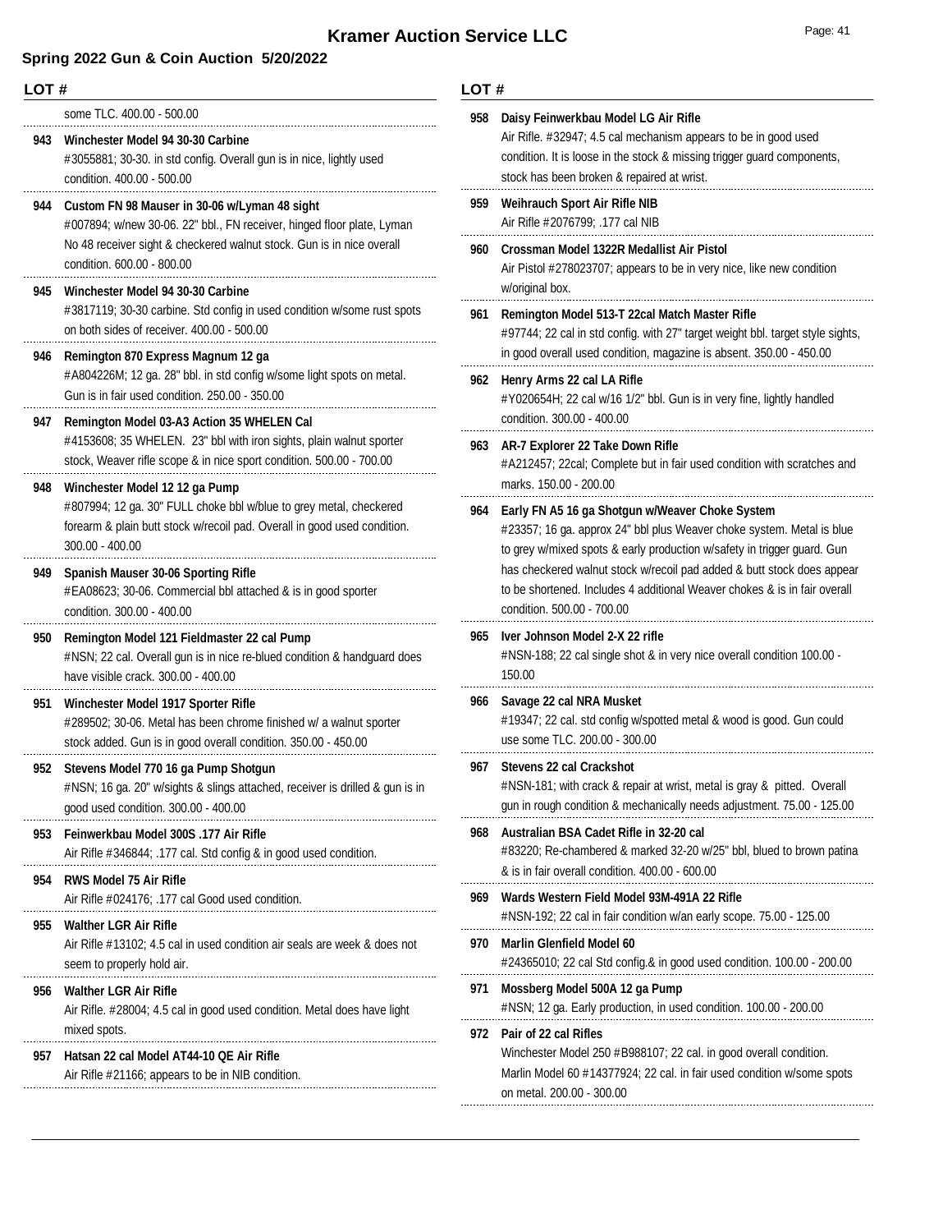# Kramer Auction Service LLC

## Spring 2022 Gun & Coin Auction 5/20/2022

**LOT #**

some TLC. 400.00 - 500.00

**943 Winchester Model 94 30-30 Carbine**
#3055881; 30-30. in std config. Overall gun is in nice, lightly used condition. 400.00 - 500.00

**944 Custom FN 98 Mauser in 30-06 w/Lyman 48 sight**
#007894; w/new 30-06. 22" bbl., FN receiver, hinged floor plate, Lyman No 48 receiver sight & checkered walnut stock. Gun is in nice overall condition. 600.00 - 800.00

**945 Winchester Model 94 30-30 Carbine**
#3817119; 30-30 carbine. Std config in used condition w/some rust spots on both sides of receiver. 400.00 - 500.00

**946 Remington 870 Express Magnum 12 ga**
#A804226M; 12 ga. 28" bbl. in std config w/some light spots on metal. Gun is in fair used condition. 250.00 - 350.00

**947 Remington Model 03-A3 Action 35 WHELEN Cal**
#4153608; 35 WHELEN. 23" bbl with iron sights, plain walnut sporter stock, Weaver rifle scope & in nice sport condition. 500.00 - 700.00

**948 Winchester Model 12 12 ga Pump**
#807994; 12 ga. 30" FULL choke bbl w/blue to grey metal, checkered forearm & plain butt stock w/recoil pad. Overall in good used condition. 300.00 - 400.00

**949 Spanish Mauser 30-06 Sporting Rifle**
#EA08623; 30-06. Commercial bbl attached & is in good sporter condition. 300.00 - 400.00

**950 Remington Model 121 Fieldmaster 22 cal Pump**
#NSN; 22 cal. Overall gun is in nice re-blued condition & handguard does have visible crack. 300.00 - 400.00

**951 Winchester Model 1917 Sporter Rifle**
#289502; 30-06. Metal has been chrome finished w/ a walnut sporter stock added. Gun is in good overall condition. 350.00 - 450.00

**952 Stevens Model 770 16 ga Pump Shotgun**
#NSN; 16 ga. 20" w/sights & slings attached, receiver is drilled & gun is in good used condition. 300.00 - 400.00

**953 Feinwerkbau Model 300S .177 Air Rifle**
Air Rifle #346844; .177 cal. Std config & in good used condition.

**954 RWS Model 75 Air Rifle**
Air Rifle #024176; .177 cal Good used condition.

**955 Walther LGR Air Rifle**
Air Rifle #13102; 4.5 cal in used condition air seals are week & does not seem to properly hold air.

**956 Walther LGR Air Rifle**
Air Rifle. #28004; 4.5 cal in good used condition. Metal does have light mixed spots.

**957 Hatsan 22 cal Model AT44-10 QE Air Rifle**
Air Rifle #21166; appears to be in NIB condition.

**958 Daisy Feinwerkbau Model LG Air Rifle**
Air Rifle. #32947; 4.5 cal mechanism appears to be in good used condition. It is loose in the stock & missing trigger guard components, stock has been broken & repaired at wrist.

**959 Weihrauch Sport Air Rifle NIB**
Air Rifle #2076799; .177 cal NIB

**960 Crossman Model 1322R Medallist Air Pistol**
Air Pistol #278023707; appears to be in very nice, like new condition w/original box.

**961 Remington Model 513-T 22cal Match Master Rifle**
#97744; 22 cal in std config. with 27" target weight bbl. target style sights, in good overall used condition, magazine is absent. 350.00 - 450.00

**962 Henry Arms 22 cal LA Rifle**
#Y020654H; 22 cal w/16 1/2" bbl. Gun is in very fine, lightly handled condition. 300.00 - 400.00

**963 AR-7 Explorer 22 Take Down Rifle**
#A212457; 22cal; Complete but in fair used condition with scratches and marks. 150.00 - 200.00

**964 Early FN A5 16 ga Shotgun w/Weaver Choke System**
#23357; 16 ga. approx 24" bbl plus Weaver choke system. Metal is blue to grey w/mixed spots & early production w/safety in trigger guard. Gun has checkered walnut stock w/recoil pad added & butt stock does appear to be shortened. Includes 4 additional Weaver chokes & is in fair overall condition. 500.00 - 700.00

**965 Iver Johnson Model 2-X 22 rifle**
#NSN-188; 22 cal single shot & in very nice overall condition 100.00 - 150.00

**966 Savage 22 cal NRA Musket**
#19347; 22 cal. std config w/spotted metal & wood is good. Gun could use some TLC. 200.00 - 300.00

**967 Stevens 22 cal Crackshot**
#NSN-181; with crack & repair at wrist, metal is gray & pitted. Overall gun in rough condition & mechanically needs adjustment. 75.00 - 125.00

**968 Australian BSA Cadet Rifle in 32-20 cal**
#83220; Re-chambered & marked 32-20 w/25" bbl, blued to brown patina & is in fair overall condition. 400.00 - 600.00

**969 Wards Western Field Model 93M-491A 22 Rifle**
#NSN-192; 22 cal in fair condition w/an early scope. 75.00 - 125.00

**970 Marlin Glenfield Model 60**
#24365010; 22 cal Std config.& in good used condition. 100.00 - 200.00

**971 Mossberg Model 500A 12 ga Pump**
#NSN; 12 ga. Early production, in used condition. 100.00 - 200.00

**972 Pair of 22 cal Rifles**
Winchester Model 250 #B988107; 22 cal. in good overall condition. Marlin Model 60 #14377924; 22 cal. in fair used condition w/some spots on metal. 200.00 - 300.00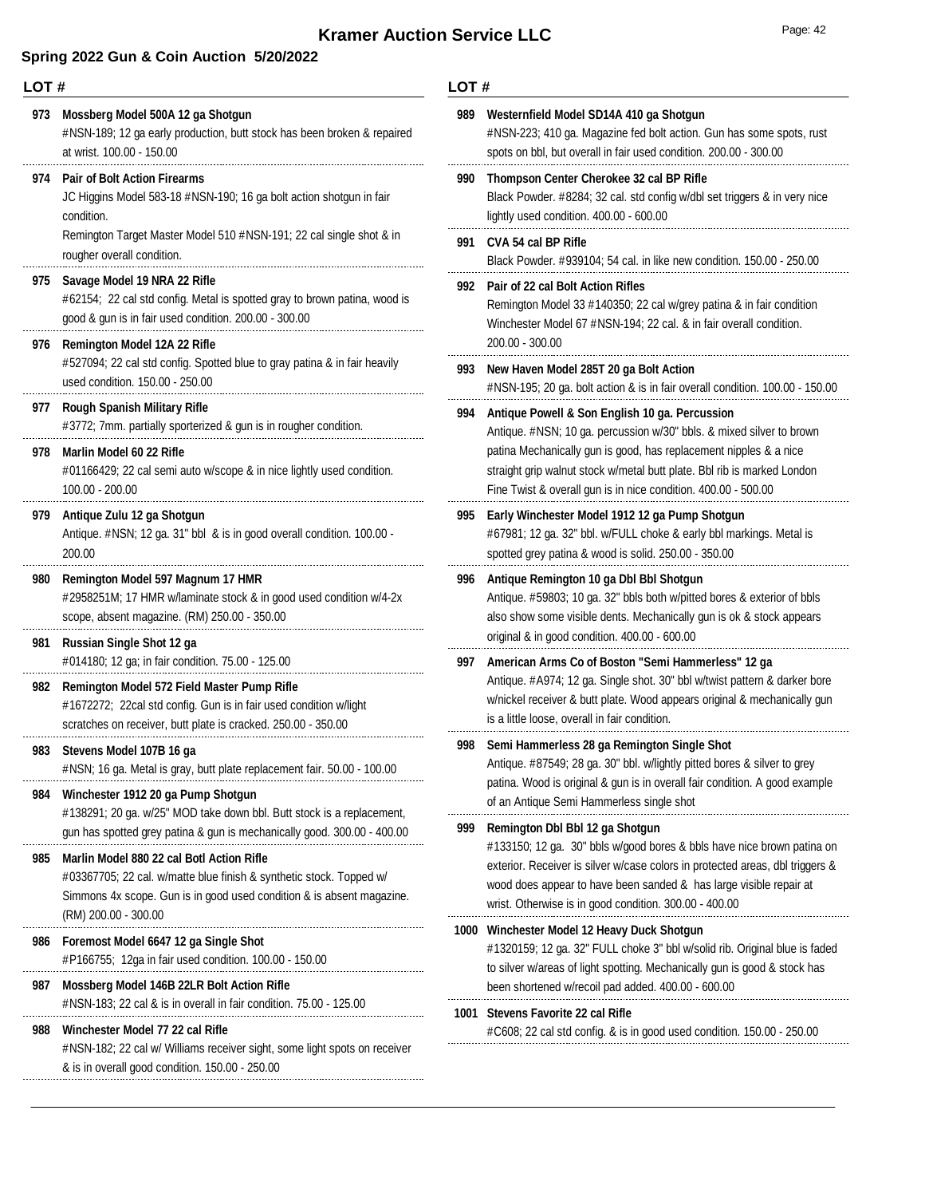# Kramer Auction Service LLC

## Spring 2022 Gun & Coin Auction 5/20/2022

**LOT #**

**973 Mossberg Model 500A 12 ga Shotgun**
#NSN-189; 12 ga early production, butt stock has been broken & repaired at wrist. 100.00 - 150.00

**974 Pair of Bolt Action Firearms**
JC Higgins Model 583-18 #NSN-190; 16 ga bolt action shotgun in fair condition.
Remington Target Master Model 510 #NSN-191; 22 cal single shot & in rougher overall condition.

**975 Savage Model 19 NRA 22 Rifle**
#62154; 22 cal std config. Metal is spotted gray to brown patina, wood is good & gun is in fair used condition. 200.00 - 300.00

**976 Remington Model 12A 22 Rifle**
#527094; 22 cal std config. Spotted blue to gray patina & in fair heavily used condition. 150.00 - 250.00

**977 Rough Spanish Military Rifle**
#3772; 7mm. partially sporterized & gun is in rougher condition.

**978 Marlin Model 60 22 Rifle**
#01166429; 22 cal semi auto w/scope & in nice lightly used condition. 100.00 - 200.00

**979 Antique Zulu 12 ga Shotgun**
Antique. #NSN; 12 ga. 31" bbl & is in good overall condition. 100.00 - 200.00

**980 Remington Model 597 Magnum 17 HMR**
#2958251M; 17 HMR w/laminate stock & in good used condition w/4-2x scope, absent magazine. (RM) 250.00 - 350.00

**981 Russian Single Shot 12 ga**
#014180; 12 ga; in fair condition. 75.00 - 125.00

**982 Remington Model 572 Field Master Pump Rifle**
#1672272; 22cal std config. Gun is in fair used condition w/light scratches on receiver, butt plate is cracked. 250.00 - 350.00

**983 Stevens Model 107B 16 ga**
#NSN; 16 ga. Metal is gray, butt plate replacement fair. 50.00 - 100.00

**984 Winchester 1912 20 ga Pump Shotgun**
#138291; 20 ga. w/25" MOD take down bbl. Butt stock is a replacement, gun has spotted grey patina & gun is mechanically good. 300.00 - 400.00

**985 Marlin Model 880 22 cal Botl Action Rifle**
#03367705; 22 cal. w/matte blue finish & synthetic stock. Topped w/ Simmons 4x scope. Gun is in good used condition & is absent magazine. (RM) 200.00 - 300.00

**986 Foremost Model 6647 12 ga Single Shot**
#P166755; 12ga in fair used condition. 100.00 - 150.00

**987 Mossberg Model 146B 22LR Bolt Action Rifle**
#NSN-183; 22 cal & is in overall in fair condition. 75.00 - 125.00

**988 Winchester Model 77 22 cal Rifle**
#NSN-182; 22 cal w/ Williams receiver sight, some light spots on receiver & is in overall good condition. 150.00 - 250.00

**989 Westernfield Model SD14A 410 ga Shotgun**
#NSN-223; 410 ga. Magazine fed bolt action. Gun has some spots, rust spots on bbl, but overall in fair used condition. 200.00 - 300.00

**990 Thompson Center Cherokee 32 cal BP Rifle**
Black Powder. #8284; 32 cal. std config w/dbl set triggers & in very nice lightly used condition. 400.00 - 600.00

**991 CVA 54 cal BP Rifle**
Black Powder. #939104; 54 cal. in like new condition. 150.00 - 250.00

**992 Pair of 22 cal Bolt Action Rifles**
Remington Model 33 #140350; 22 cal w/grey patina & in fair condition
Winchester Model 67 #NSN-194; 22 cal. & in fair overall condition. 200.00 - 300.00

**993 New Haven Model 285T 20 ga Bolt Action**
#NSN-195; 20 ga. bolt action & is in fair overall condition. 100.00 - 150.00

**994 Antique Powell & Son English 10 ga. Percussion**
Antique. #NSN; 10 ga. percussion w/30" bbls. & mixed silver to brown patina Mechanically gun is good, has replacement nipples & a nice straight grip walnut stock w/metal butt plate. Bbl rib is marked London Fine Twist & overall gun is in nice condition. 400.00 - 500.00

**995 Early Winchester Model 1912 12 ga Pump Shotgun**
#67981; 12 ga. 32" bbl. w/FULL choke & early bbl markings. Metal is spotted grey patina & wood is solid. 250.00 - 350.00

**996 Antique Remington 10 ga Dbl Bbl Shotgun**
Antique. #59803; 10 ga. 32" bbls both w/pitted bores & exterior of bbls also show some visible dents. Mechanically gun is ok & stock appears original & in good condition. 400.00 - 600.00

**997 American Arms Co of Boston "Semi Hammerless" 12 ga**
Antique. #A974; 12 ga. Single shot. 30" bbl w/twist pattern & darker bore w/nickel receiver & butt plate. Wood appears original & mechanically gun is a little loose, overall in fair condition.

**998 Semi Hammerless 28 ga Remington Single Shot**
Antique. #87549; 28 ga. 30" bbl. w/lightly pitted bores & silver to grey patina. Wood is original & gun is in overall fair condition. A good example of an Antique Semi Hammerless single shot

**999 Remington Dbl Bbl 12 ga Shotgun**
#133150; 12 ga. 30" bbls w/good bores & bbls have nice brown patina on exterior. Receiver is silver w/case colors in protected areas, dbl triggers & wood does appear to have been sanded & has large visible repair at wrist. Otherwise is in good condition. 300.00 - 400.00

**1000 Winchester Model 12 Heavy Duck Shotgun**
#1320159; 12 ga. 32" FULL choke 3" bbl w/solid rib. Original blue is faded to silver w/areas of light spotting. Mechanically gun is good & stock has been shortened w/recoil pad added. 400.00 - 600.00

**1001 Stevens Favorite 22 cal Rifle**
#C608; 22 cal std config. & is in good used condition. 150.00 - 250.00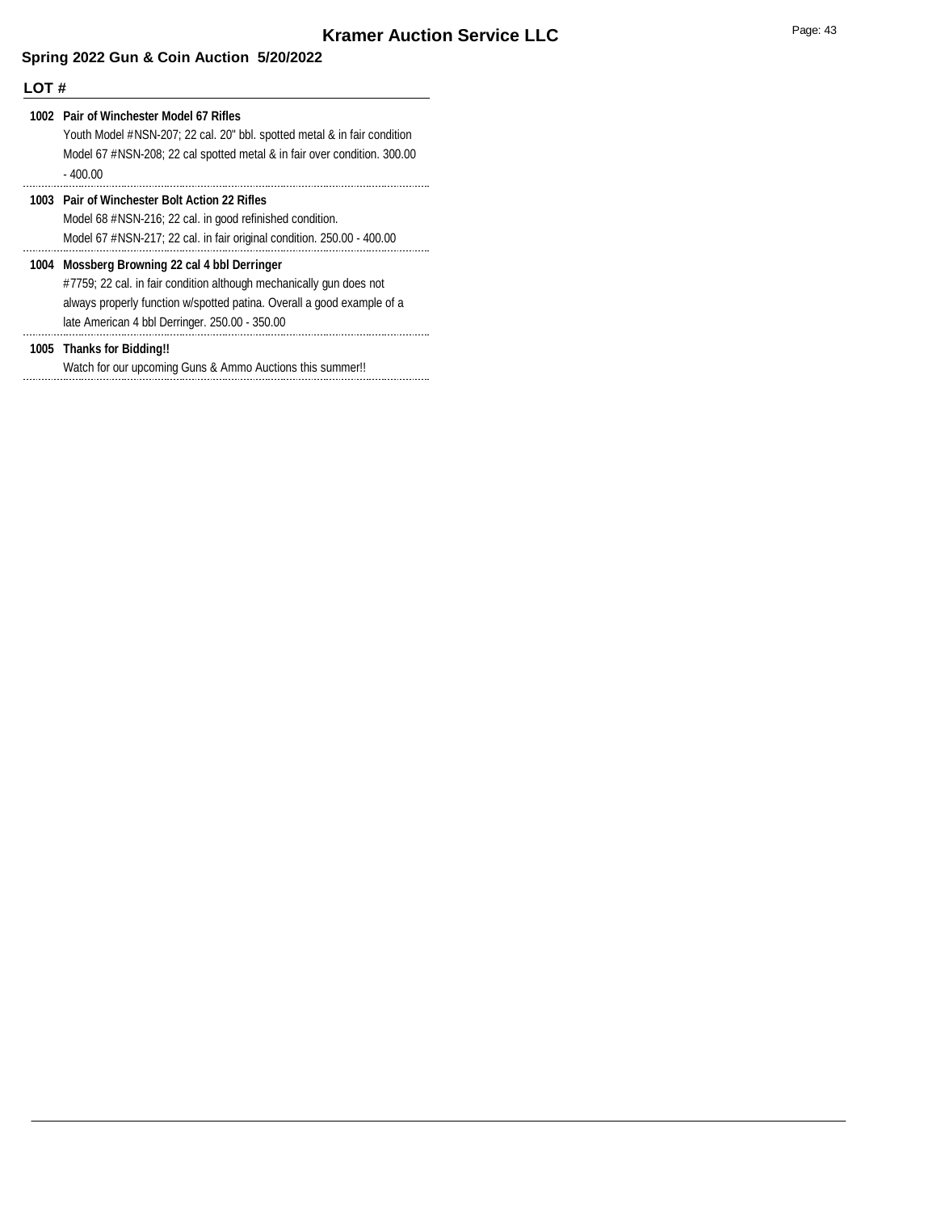# Kramer Auction Service LLC

## Spring 2022 Gun & Coin Auction 5/20/2022

**LOT #**

**1002 Pair of Winchester Model 67 Rifles**
Youth Model #NSN-207; 22 cal. 20" bbl. spotted metal & in fair condition
Model 67 #NSN-208; 22 cal spotted metal & in fair over condition. 300.00 - 400.00

**1003 Pair of Winchester Bolt Action 22 Rifles**
Model 68 #NSN-216; 22 cal. in good refinished condition.
Model 67 #NSN-217; 22 cal. in fair original condition. 250.00 - 400.00

**1004 Mossberg Browning 22 cal 4 bbl Derringer**
#7759; 22 cal. in fair condition although mechanically gun does not always properly function w/spotted patina. Overall a good example of a late American 4 bbl Derringer. 250.00 - 350.00

**1005 Thanks for Bidding!!**
Watch for our upcoming Guns & Ammo Auctions this summer!!